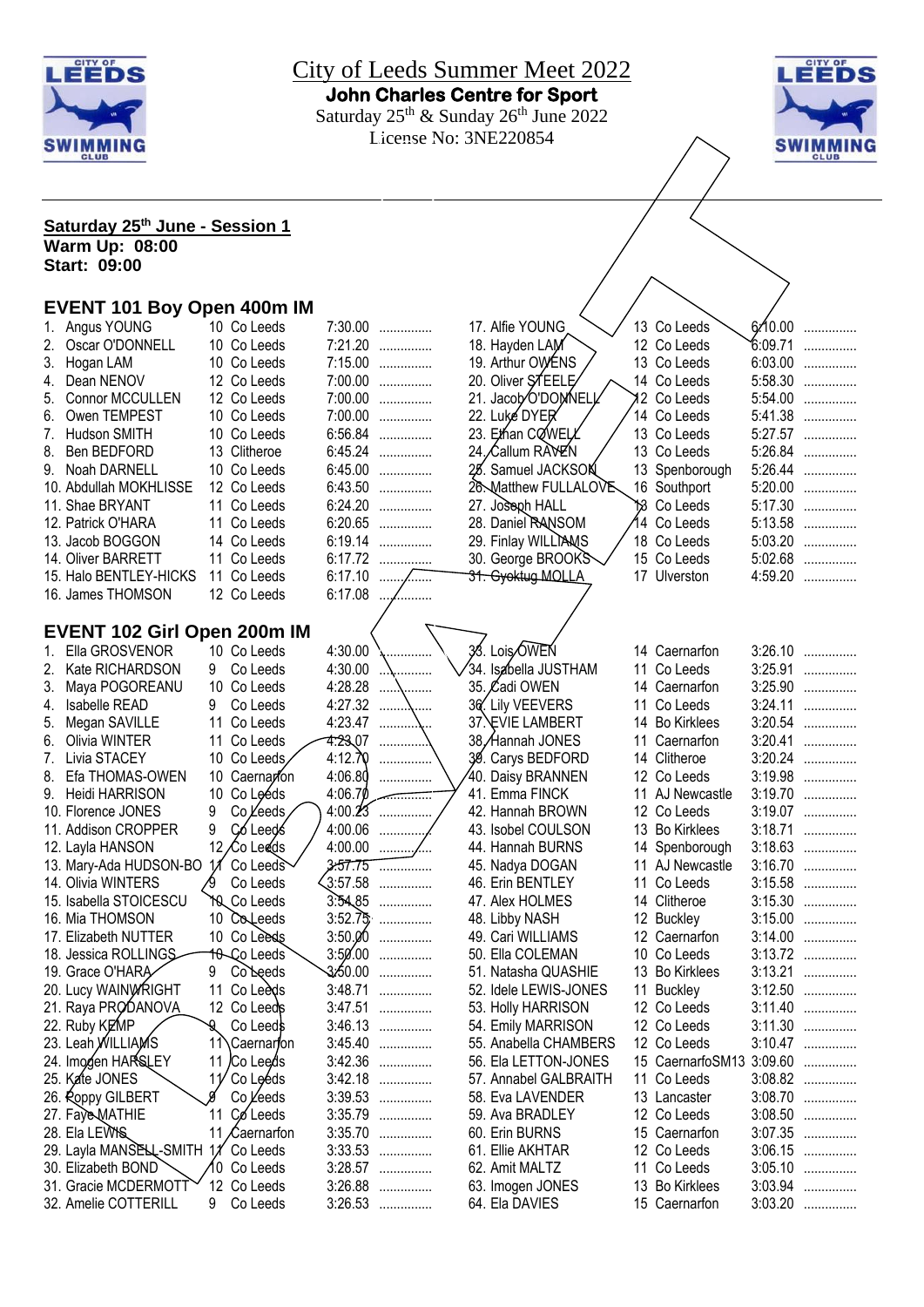# City of Leeds Summer Meet 2022

**John Charles Centre for Sport**

Saturday 25th & Sunday 26th June 2022

License No: 3NE220854

## Saturday 25th June - Session 1

**Warm Up: 08:00**
**Start: 09:00**

### EVENT 101 Boy Open 400m IM

| # | Name | Age | Club | Time | |
|---|---|---|---|---|---|
| 1. | Angus YOUNG | 10 | Co Leeds | 7:30.00 | ............... |
| 2. | Oscar O'DONNELL | 10 | Co Leeds | 7:21.20 | ............... |
| 3. | Hogan LAM | 10 | Co Leeds | 7:15.00 | ............... |
| 4. | Dean NENOV | 12 | Co Leeds | 7:00.00 | ............... |
| 5. | Connor MCCULLEN | 12 | Co Leeds | 7:00.00 | ............... |
| 6. | Owen TEMPEST | 10 | Co Leeds | 7:00.00 | ............... |
| 7. | Hudson SMITH | 10 | Co Leeds | 6:56.84 | ............... |
| 8. | Ben BEDFORD | 13 | Clitheroe | 6:45.24 | ............... |
| 9. | Noah DARNELL | 10 | Co Leeds | 6:45.00 | ............... |
| 10. | Abdullah MOKHLISSE | 12 | Co Leeds | 6:43.50 | ............... |
| 11. | Shae BRYANT | 11 | Co Leeds | 6:24.20 | ............... |
| 12. | Patrick O'HARA | 11 | Co Leeds | 6:20.65 | ............... |
| 13. | Jacob BOGGON | 14 | Co Leeds | 6:19.14 | ............... |
| 14. | Oliver BARRETT | 11 | Co Leeds | 6:17.72 | ............... |
| 15. | Halo BENTLEY-HICKS | 11 | Co Leeds | 6:17.10 | ............... |
| 16. | James THOMSON | 12 | Co Leeds | 6:17.08 | ............... |
| 17. | Alfie YOUNG | 13 | Co Leeds | 6:10.00 | ............... |
| 18. | Hayden LAM | 12 | Co Leeds | 6:09.71 | ............... |
| 19. | Arthur OWENS | 13 | Co Leeds | 6:03.00 | ............... |
| 20. | Oliver STEELE | 14 | Co Leeds | 5:58.30 | ............... |
| 21. | Jacob O'DONNELL | 12 | Co Leeds | 5:54.00 | ............... |
| 22. | Luke DYER | 14 | Co Leeds | 5:41.38 | ............... |
| 23. | Ethan COWELL | 13 | Co Leeds | 5:27.57 | ............... |
| 24. | Callum RAVEN | 13 | Co Leeds | 5:26.84 | ............... |
| 25. | Samuel JACKSON | 13 | Spenborough | 5:26.44 | ............... |
| 26. | Matthew FULLALOVE | 16 | Southport | 5:20.00 | ............... |
| 27. | Joseph HALL | 13 | Co Leeds | 5:17.30 | ............... |
| 28. | Daniel RANSOM | 14 | Co Leeds | 5:13.58 | ............... |
| 29. | Finlay WILLIAMS | 18 | Co Leeds | 5:03.20 | ............... |
| 30. | George BROOKS | 15 | Co Leeds | 5:02.68 | ............... |
| ~~31.~~ | ~~Gyoktug MOLLA~~ | 17 | Ulverston | 4:59.20 | ............... |

### EVENT 102 Girl Open 200m IM

| # | Name | Age | Club | Time | |
|---|---|---|---|---|---|
| 1. | Ella GROSVENOR | 10 | Co Leeds | 4:30.00 | ............... |
| 2. | Kate RICHARDSON | 9 | Co Leeds | 4:30.00 | ............... |
| 3. | Maya POGOREANU | 10 | Co Leeds | 4:28.28 | ............... |
| 4. | Isabelle READ | 9 | Co Leeds | 4:27.32 | ............... |
| 5. | Megan SAVILLE | 11 | Co Leeds | 4:23.47 | ............... |
| 6. | Olivia WINTER | 11 | Co Leeds | 4:23.07 | ............... |
| 7. | Livia STACEY | 10 | Co Leeds | 4:12.70 | ............... |
| 8. | Efa THOMAS-OWEN | 10 | Caernarfon | 4:06.80 | ............... |
| 9. | Heidi HARRISON | 10 | Co Leeds | 4:06.70 | ............... |
| 10. | Florence JONES | 9 | Co Leeds | 4:00.23 | ............... |
| 11. | Addison CROPPER | 9 | Co Leeds | 4:00.06 | ............... |
| 12. | Layla HANSON | 12 | Co Leeds | 4:00.00 | ............... |
| 13. | Mary-Ada HUDSON-BO | 11 | Co Leeds | 3:57.75 | ............... |
| 14. | Olivia WINTERS | 9 | Co Leeds | 3:57.58 | ............... |
| 15. | Isabella STOICESCU | 10 | Co Leeds | 3:54.85 | ............... |
| 16. | Mia THOMSON | 10 | Co Leeds | 3:52.75 | ............... |
| 17. | Elizabeth NUTTER | 10 | Co Leeds | 3:50.00 | ............... |
| 18. | Jessica ROLLINGS | 10 | Co Leeds | 3:50.00 | ............... |
| 19. | Grace O'HARA | 9 | Co Leeds | 3:50.00 | ............... |
| 20. | Lucy WAINWRIGHT | 11 | Co Leeds | 3:48.71 | ............... |
| 21. | Raya PRODANOVA | 12 | Co Leeds | 3:47.51 | ............... |
| 22. | Ruby KEMP | 9 | Co Leeds | 3:46.13 | ............... |
| 23. | Leah WILLIAMS | 11 | Caernarfon | 3:45.40 | ............... |
| 24. | Imogen HARSLEY | 11 | Co Leeds | 3:42.36 | ............... |
| 25. | Kate JONES | 11 | Co Leeds | 3:42.18 | ............... |
| 26. | Poppy GILBERT | 9 | Co Leeds | 3:39.53 | ............... |
| 27. | Faye MATHIE | 11 | Co Leeds | 3:35.79 | ............... |
| 28. | Ela LEWIS | 11 | Caernarfon | 3:35.70 | ............... |
| 29. | Layla MANSELL-SMITH | 11 | Co Leeds | 3:33.53 | ............... |
| 30. | Elizabeth BOND | 10 | Co Leeds | 3:28.57 | ............... |
| 31. | Gracie MCDERMOTT | 12 | Co Leeds | 3:26.88 | ............... |
| 32. | Amelie COTTERILL | 9 | Co Leeds | 3:26.53 | ............... |
| 33. | Lois OWEN | 14 | Caernarfon | 3:26.10 | ............... |
| 34. | Isabella JUSTHAM | 11 | Co Leeds | 3:25.91 | ............... |
| 35. | Cadi OWEN | 14 | Caernarfon | 3:25.90 | ............... |
| 36. | Lily VEEVERS | 11 | Co Leeds | 3:24.11 | ............... |
| 37. | EVIE LAMBERT | 14 | Bo Kirklees | 3:20.54 | ............... |
| 38. | Hannah JONES | 11 | Caernarfon | 3:20.41 | ............... |
| 39. | Carys BEDFORD | 14 | Clitheroe | 3:20.24 | ............... |
| 40. | Daisy BRANNEN | 12 | Co Leeds | 3:19.98 | ............... |
| 41. | Emma FINCK | 11 | AJ Newcastle | 3:19.70 | ............... |
| 42. | Hannah BROWN | 12 | Co Leeds | 3:19.07 | ............... |
| 43. | Isobel COULSON | 13 | Bo Kirklees | 3:18.71 | ............... |
| 44. | Hannah BURNS | 14 | Spenborough | 3:18.63 | ............... |
| 45. | Nadya DOGAN | 11 | AJ Newcastle | 3:16.70 | ............... |
| 46. | Erin BENTLEY | 11 | Co Leeds | 3:15.58 | ............... |
| 47. | Alex HOLMES | 14 | Clitheroe | 3:15.30 | ............... |
| 48. | Libby NASH | 12 | Buckley | 3:15.00 | ............... |
| 49. | Cari WILLIAMS | 12 | Caernarfon | 3:14.00 | ............... |
| 50. | Ella COLEMAN | 10 | Co Leeds | 3:13.72 | ............... |
| 51. | Natasha QUASHIE | 13 | Bo Kirklees | 3:13.21 | ............... |
| 52. | Idele LEWIS-JONES | 11 | Buckley | 3:12.50 | ............... |
| 53. | Holly HARRISON | 12 | Co Leeds | 3:11.40 | ............... |
| 54. | Emily MARRISON | 12 | Co Leeds | 3:11.30 | ............... |
| 55. | Anabella CHAMBERS | 12 | Co Leeds | 3:10.47 | ............... |
| 56. | Ela LETTON-JONES | 15 | CaernarfoSM13 | 3:09.60 | ............... |
| 57. | Annabel GALBRAITH | 11 | Co Leeds | 3:08.82 | ............... |
| 58. | Eva LAVENDER | 13 | Lancaster | 3:08.70 | ............... |
| 59. | Ava BRADLEY | 12 | Co Leeds | 3:08.50 | ............... |
| 60. | Erin BURNS | 15 | Caernarfon | 3:07.35 | ............... |
| 61. | Ela AKHTAR | 12 | Co Leeds | 3:06.15 | ............... |
| 62. | Amit MALTZ | 11 | Co Leeds | 3:05.10 | ............... |
| 63. | Imogen JONES | 13 | Bo Kirklees | 3:03.94 | ............... |
| 64. | Ela DAVIES | 15 | Caernarfon | 3:03.20 | ............... |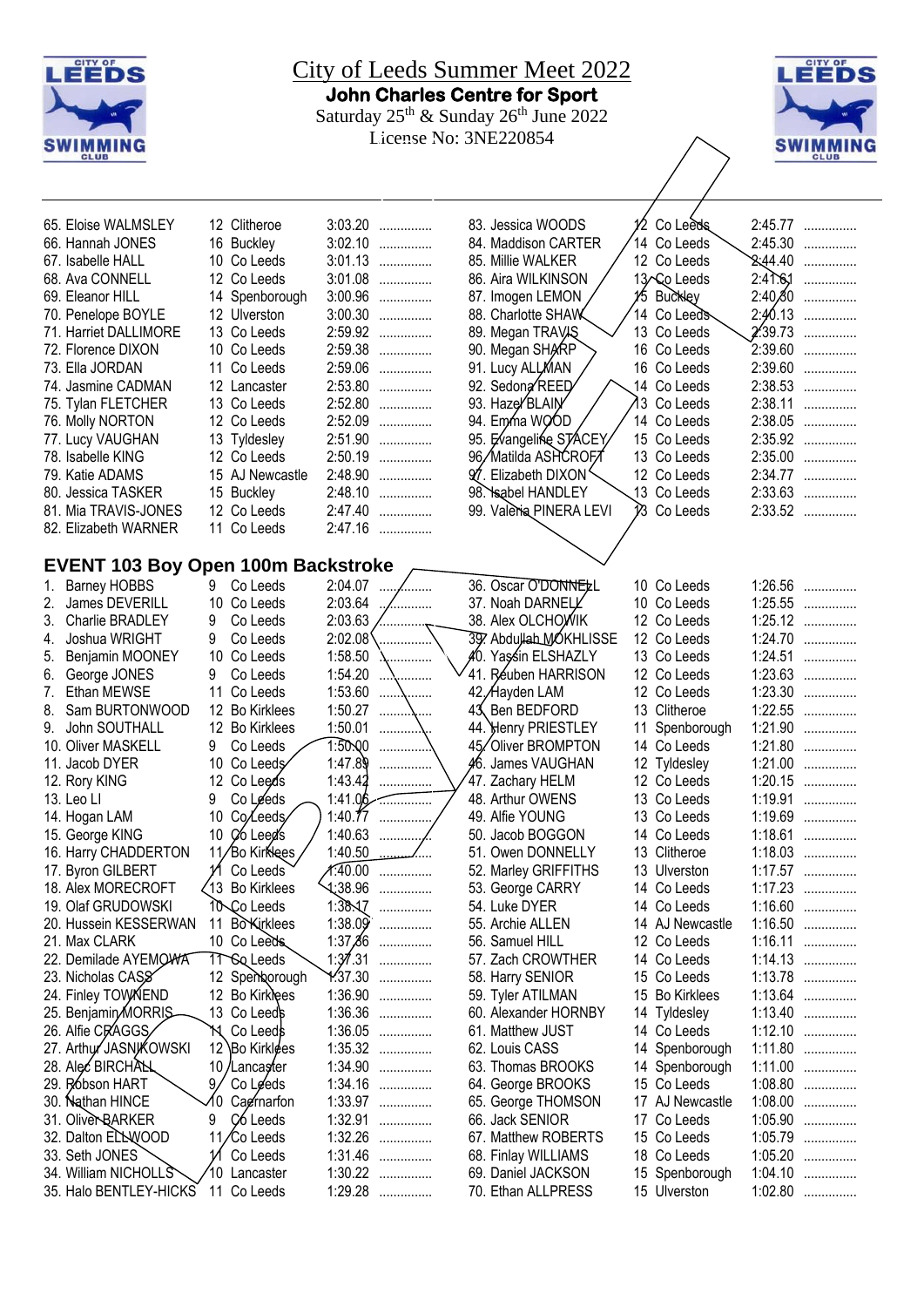# City of Leeds Summer Meet 2022

**John Charles Centre for Sport**

Saturday 25th & Sunday 26th June 2022

License No: 3NE220854

| | Name | Age | Club | Time | |
|---|---|---|---|---|---|
| 65. | Eloise WALMSLEY | 12 | Clitheroe | 3:03.20 | ............... |
| 66. | Hannah JONES | 16 | Buckley | 3:02.10 | ............... |
| 67. | Isabelle HALL | 10 | Co Leeds | 3:01.13 | ............... |
| 68. | Ava CONNELL | 12 | Co Leeds | 3:01.08 | ............... |
| 69. | Eleanor HILL | 14 | Spenborough | 3:00.96 | ............... |
| 70. | Penelope BOYLE | 12 | Ulverston | 3:00.30 | ............... |
| 71. | Harriet DALLIMORE | 13 | Co Leeds | 2:59.92 | ............... |
| 72. | Florence DIXON | 10 | Co Leeds | 2:59.38 | ............... |
| 73. | Ella JORDAN | 11 | Co Leeds | 2:59.06 | ............... |
| 74. | Jasmine CADMAN | 12 | Lancaster | 2:53.80 | ............... |
| 75. | Tylan FLETCHER | 13 | Co Leeds | 2:52.80 | ............... |
| 76. | Molly NORTON | 12 | Co Leeds | 2:52.09 | ............... |
| 77. | Lucy VAUGHAN | 13 | Tyldesley | 2:51.90 | ............... |
| 78. | Isabelle KING | 12 | Co Leeds | 2:50.19 | ............... |
| 79. | Katie ADAMS | 15 | AJ Newcastle | 2:48.90 | ............... |
| 80. | Jessica TASKER | 15 | Buckley | 2:48.10 | ............... |
| 81. | Mia TRAVIS-JONES | 12 | Co Leeds | 2:47.40 | ............... |
| 82. | Elizabeth WARNER | 11 | Co Leeds | 2:47.16 | ............... |
| 83. | Jessica WOODS | 12 | Co Leeds | 2:45.77 | ............... |
| 84. | Maddison CARTER | 14 | Co Leeds | 2:45.30 | ............... |
| 85. | Millie WALKER | 12 | Co Leeds | 2:44.40 | ............... |
| 86. | Aira WILKINSON | 13 | Co Leeds | 2:41.61 | ............... |
| 87. | Imogen LEMON | 15 | Buckley | 2:40.80 | ............... |
| 88. | Charlotte SHAW | 14 | Co Leeds | 2:40.13 | ............... |
| 89. | Megan TRAVIS | 13 | Co Leeds | 2:39.73 | ............... |
| 90. | Megan SHARP | 16 | Co Leeds | 2:39.60 | ............... |
| 91. | Lucy ALLMAN | 16 | Co Leeds | 2:39.60 | ............... |
| 92. | Sedona REED | 14 | Co Leeds | 2:38.53 | ............... |
| 93. | Hazel BLAIN | 13 | Co Leeds | 2:38.11 | ............... |
| 94. | Emma WOOD | 14 | Co Leeds | 2:38.05 | ............... |
| 95. | Evangeline STACEY | 15 | Co Leeds | 2:35.92 | ............... |
| 96. | Matilda ASHCROFT | 13 | Co Leeds | 2:35.00 | ............... |
| 97. | Elizabeth DIXON | 12 | Co Leeds | 2:34.77 | ............... |
| 98. | Isabel HANDLEY | 13 | Co Leeds | 2:33.63 | ............... |
| 99. | Valeria PINERA LEVI | 13 | Co Leeds | 2:33.52 | ............... |

## EVENT 103 Boy Open 100m Backstroke

| | Name | Age | Club | Time | |
|---|---|---|---|---|---|
| 1. | Barney HOBBS | 9 | Co Leeds | 2:04.07 | ............... |
| 2. | James DEVERILL | 10 | Co Leeds | 2:03.64 | ............... |
| 3. | Charlie BRADLEY | 9 | Co Leeds | 2:03.63 | ............... |
| 4. | Joshua WRIGHT | 9 | Co Leeds | 2:02.08 | ............... |
| 5. | Benjamin MOONEY | 10 | Co Leeds | 1:58.50 | ............... |
| 6. | George JONES | 9 | Co Leeds | 1:54.20 | ............... |
| 7. | Ethan MEWSE | 11 | Co Leeds | 1:53.60 | ............... |
| 8. | Sam BURTONWOOD | 12 | Bo Kirklees | 1:50.27 | ............... |
| 9. | John SOUTHALL | 12 | Bo Kirklees | 1:50.01 | ............... |
| 10. | Oliver MASKELL | 9 | Co Leeds | 1:50.00 | ............... |
| 11. | Jacob DYER | 10 | Co Leeds | 1:47.89 | ............... |
| 12. | Rory KING | 12 | Co Leeds | 1:43.42 | ............... |
| 13. | Leo LI | 9 | Co Leeds | 1:41.06 | ............... |
| 14. | Hogan LAM | 10 | Co Leeds | 1:40.77 | ............... |
| 15. | George KING | 10 | Co Leeds | 1:40.63 | ............... |
| 16. | Harry CHADDERTON | 11 | Bo Kirklees | 1:40.50 | ............... |
| 17. | Byron GILBERT | 11 | Co Leeds | 1:40.00 | ............... |
| 18. | Alex MORECROFT | 13 | Bo Kirklees | 1:38.96 | ............... |
| 19. | Olaf GRUDOWSKI | 10 | Co Leeds | 1:38.17 | ............... |
| 20. | Hussein KESSERWAN | 11 | Bo Kirklees | 1:38.09 | ............... |
| 21. | Max CLARK | 10 | Co Leeds | 1:37.86 | ............... |
| 22. | Demilade AYEMOWA | 11 | Co Leeds | 1:37.31 | ............... |
| 23. | Nicholas CASS | 12 | Spenborough | 1:37.30 | ............... |
| 24. | Finley TOWNEND | 12 | Bo Kirklees | 1:36.90 | ............... |
| 25. | Benjamin MORRIS | 13 | Co Leeds | 1:36.36 | ............... |
| 26. | Alfie CRAGGS | 11 | Co Leeds | 1:36.05 | ............... |
| 27. | Arthur JASNIKOWSKI | 12 | Bo Kirklees | 1:35.32 | ............... |
| 28. | Alec BIRCHALL | 10 | Lancaster | 1:34.90 | ............... |
| 29. | Robson HART | 9 | Co Leeds | 1:34.16 | ............... |
| 30. | Nathan HINCE | 10 | Caernarfon | 1:33.97 | ............... |
| 31. | Oliver BARKER | 9 | Co Leeds | 1:32.91 | ............... |
| 32. | Dalton ELLWOOD | 11 | Co Leeds | 1:32.26 | ............... |
| 33. | Seth JONES | 11 | Co Leeds | 1:31.46 | ............... |
| 34. | William NICHOLLS | 10 | Lancaster | 1:30.22 | ............... |
| 35. | Halo BENTLEY-HICKS | 11 | Co Leeds | 1:29.28 | ............... |
| 36. | Oscar O'DONNELL | 10 | Co Leeds | 1:26.56 | ............... |
| 37. | Noah DARNELL | 10 | Co Leeds | 1:25.55 | ............... |
| 38. | Alex OLCHOWIK | 12 | Co Leeds | 1:25.12 | ............... |
| 39. | Abdullah MOKHLISSE | 12 | Co Leeds | 1:24.70 | ............... |
| 40. | Yassin ELSHAZLY | 13 | Co Leeds | 1:24.51 | ............... |
| 41. | Reuben HARRISON | 12 | Co Leeds | 1:23.63 | ............... |
| 42. | Hayden LAM | 12 | Co Leeds | 1:23.30 | ............... |
| 43. | Ben BEDFORD | 13 | Clitheroe | 1:22.55 | ............... |
| 44. | Henry PRIESTLEY | 11 | Spenborough | 1:21.90 | ............... |
| 45. | Oliver BROMPTON | 14 | Co Leeds | 1:21.80 | ............... |
| 46. | James VAUGHAN | 12 | Tyldesley | 1:21.00 | ............... |
| 47. | Zachary HELM | 12 | Co Leeds | 1:20.15 | ............... |
| 48. | Arthur OWENS | 13 | Co Leeds | 1:19.91 | ............... |
| 49. | Alfie YOUNG | 13 | Co Leeds | 1:19.69 | ............... |
| 50. | Jacob BOGGON | 14 | Co Leeds | 1:18.61 | ............... |
| 51. | Owen DONNELLY | 13 | Clitheroe | 1:18.03 | ............... |
| 52. | Marley GRIFFITHS | 13 | Ulverston | 1:17.57 | ............... |
| 53. | George CARRY | 14 | Co Leeds | 1:17.23 | ............... |
| 54. | Luke DYER | 14 | Co Leeds | 1:16.60 | ............... |
| 55. | Archie ALLEN | 14 | AJ Newcastle | 1:16.50 | ............... |
| 56. | Samuel HILL | 12 | Co Leeds | 1:16.11 | ............... |
| 57. | Zach CROWTHER | 14 | Co Leeds | 1:14.13 | ............... |
| 58. | Harry SENIOR | 15 | Co Leeds | 1:13.78 | ............... |
| 59. | Tyler ATILMAN | 15 | Bo Kirklees | 1:13.64 | ............... |
| 60. | Alexander HORNBY | 14 | Tyldesley | 1:13.40 | ............... |
| 61. | Matthew JUST | 14 | Co Leeds | 1:12.10 | ............... |
| 62. | Louis CASS | 14 | Spenborough | 1:11.80 | ............... |
| 63. | Thomas BROOKS | 14 | Spenborough | 1:11.00 | ............... |
| 64. | George BROOKS | 15 | Co Leeds | 1:08.80 | ............... |
| 65. | George THOMSON | 17 | AJ Newcastle | 1:08.00 | ............... |
| 66. | Jack SENIOR | 17 | Co Leeds | 1:05.90 | ............... |
| 67. | Matthew ROBERTS | 15 | Co Leeds | 1:05.79 | ............... |
| 68. | Finlay WILLIAMS | 18 | Co Leeds | 1:05.20 | ............... |
| 69. | Daniel JACKSON | 15 | Spenborough | 1:04.10 | ............... |
| 70. | Ethan ALLPRESS | 15 | Ulverston | 1:02.80 | ............... |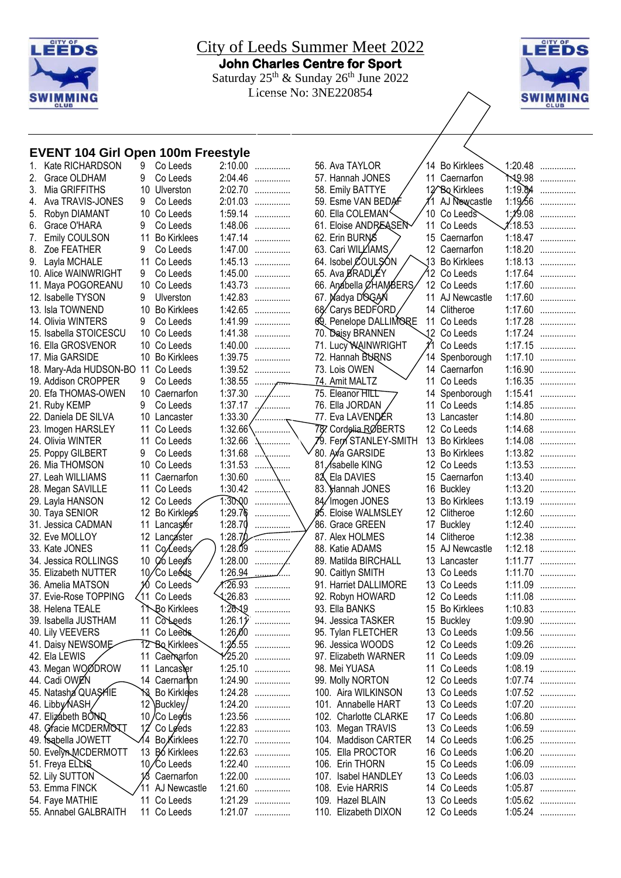# City of Leeds Summer Meet 2022

**John Charles Centre for Sport**

Saturday 25th & Sunday 26th June 2022

License No: 3NE220854

## EVENT 104 Girl Open 100m Freestyle

| # | Name | Age | Club | Time | |
|---|---|---|---|---|---|
| 1. | Kate RICHARDSON | 9 | Co Leeds | 2:10.00 | ............... |
| 2. | Grace OLDHAM | 9 | Co Leeds | 2:04.46 | ............... |
| 3. | Mia GRIFFITHS | 10 | Ulverston | 2:02.70 | ............... |
| 4. | Ava TRAVIS-JONES | 9 | Co Leeds | 2:01.03 | ............... |
| 5. | Robyn DIAMANT | 10 | Co Leeds | 1:59.14 | ............... |
| 6. | Grace O'HARA | 9 | Co Leeds | 1:48.06 | ............... |
| 7. | Emily COULSON | 11 | Bo Kirklees | 1:47.14 | ............... |
| 8. | Zoe FEATHER | 9 | Co Leeds | 1:47.00 | ............... |
| 9. | Layla MCHALE | 11 | Co Leeds | 1:45.13 | ............... |
| 10. | Alice WAINWRIGHT | 9 | Co Leeds | 1:45.00 | ............... |
| 11. | Maya POGOREANU | 10 | Co Leeds | 1:43.73 | ............... |
| 12. | Isabelle TYSON | 9 | Ulverston | 1:42.83 | ............... |
| 13. | Isla TOWNEND | 10 | Bo Kirklees | 1:42.65 | ............... |
| 14. | Olivia WINTERS | 9 | Co Leeds | 1:41.99 | ............... |
| 15. | Isabella STOICESCU | 10 | Co Leeds | 1:41.38 | ............... |
| 16. | Ella GROSVENOR | 10 | Co Leeds | 1:40.00 | ............... |
| 17. | Mia GARSIDE | 10 | Bo Kirklees | 1:39.75 | ............... |
| 18. | Mary-Ada HUDSON-BO | 11 | Co Leeds | 1:39.52 | ............... |
| 19. | Addison CROPPER | 9 | Co Leeds | 1:38.55 | ............... |
| 20. | Efa THOMAS-OWEN | 10 | Caernarfon | 1:37.30 | ............... |
| 21. | Ruby KEMP | 9 | Co Leeds | 1:37.17 | ............... |
| 22. | Daniela DE SILVA | 10 | Lancaster | 1:33.30 | ............... |
| 23. | Imogen HARSLEY | 11 | Co Leeds | 1:32.66 | ............... |
| 24. | Olivia WINTER | 11 | Co Leeds | 1:32.66 | ............... |
| 25. | Poppy GILBERT | 9 | Co Leeds | 1:31.68 | ............... |
| 26. | Mia THOMSON | 10 | Co Leeds | 1:31.53 | ............... |
| 27. | Leah WILLIAMS | 11 | Caernarfon | 1:30.60 | ............... |
| 28. | Megan SAVILLE | 11 | Co Leeds | 1:30.42 | ............... |
| 29. | Layla HANSON | 12 | Co Leeds | 1:30.00 | ............... |
| 30. | Taya SENIOR | 12 | Bo Kirklees | 1:29.76 | ............... |
| 31. | Jessica CADMAN | 11 | Lancaster | 1:28.70 | ............... |
| 32. | Eve MOLLOY | 12 | Lancaster | 1:28.70 | ............... |
| 33. | Kate JONES | 11 | Co Leeds | 1:28.09 | ............... |
| 34. | Jessica ROLLINGS | 10 | Co Leeds | 1:28.00 | ............... |
| 35. | Elizabeth NUTTER | 10 | Co Leeds | 1:26.94 | ............... |
| 36. | Amelia MATSON | 10 | Co Leeds | 1:26.93 | ............... |
| 37. | Evie-Rose TOPPING | 11 | Co Leeds | 1:26.83 | ............... |
| 38. | Helena TEALE | 11 | Bo Kirklees | 1:26.19 | ............... |
| 39. | Isabella JUSTHAM | 11 | Co Leeds | 1:26.17 | ............... |
| 40. | Lily VEEVERS | 11 | Co Leeds | 1:26.00 | ............... |
| 41. | Daisy NEWSOME | 12 | Bo Kirklees | 1:25.55 | ............... |
| 42. | Ela LEWIS | 11 | Caernarfon | 1:25.20 | ............... |
| 43. | Megan WOODROW | 11 | Lancaster | 1:25.10 | ............... |
| 44. | Cadi OWEN | 14 | Caernarfon | 1:24.90 | ............... |
| 45. | Natasha QUASHIE | 13 | Bo Kirklees | 1:24.28 | ............... |
| 46. | Libby NASH | 12 | Buckley | 1:24.20 | ............... |
| 47. | Elizabeth BOND | 10 | Co Leeds | 1:23.56 | ............... |
| 48. | Gracie MCDERMOTT | 12 | Co Leeds | 1:22.83 | ............... |
| 49. | Isabella JOWETT | 14 | Bo Kirklees | 1:22.70 | ............... |
| 50. | Evelyn MCDERMOTT | 13 | Bo Kirklees | 1:22.63 | ............... |
| 51. | Freya ELLIS | 10 | Co Leeds | 1:22.40 | ............... |
| 52. | Lily SUTTON | 13 | Caernarfon | 1:22.00 | ............... |
| 53. | Emma FINCK | 11 | AJ Newcastle | 1:21.60 | ............... |
| 54. | Faye MATHIE | 11 | Co Leeds | 1:21.29 | ............... |
| 55. | Annabel GALBRAITH | 11 | Co Leeds | 1:21.07 | ............... |
| 56. | Ava TAYLOR | 14 | Bo Kirklees | 1:20.48 | ............... |
| 57. | Hannah JONES | 11 | Caernarfon | 1:19.98 | ............... |
| 58. | Emily BATTYE | 12 | Bo Kirklees | 1:19.84 | ............... |
| 59. | Esme VAN BEDAF | 11 | AJ Newcastle | 1:19.56 | ............... |
| 60. | Ella COLEMAN | 10 | Co Leeds | 1:19.08 | ............... |
| 61. | Eloise ANDREASEN | 11 | Co Leeds | 1:18.53 | ............... |
| 62. | Erin BURNS | 15 | Caernarfon | 1:18.47 | ............... |
| 63. | Cari WILLIAMS | 12 | Caernarfon | 1:18.20 | ............... |
| 64. | Isobel COULSON | 13 | Bo Kirklees | 1:18.13 | ............... |
| 65. | Ava BRADLEY | 12 | Co Leeds | 1:17.64 | ............... |
| 66. | Anabella CHAMBERS | 12 | Co Leeds | 1:17.60 | ............... |
| 67. | Nadya DOGAN | 11 | AJ Newcastle | 1:17.60 | ............... |
| 68. | Carys BEDFORD | 14 | Clitheroe | 1:17.60 | ............... |
| 69. | Penelope DALLIMORE | 11 | Co Leeds | 1:17.28 | ............... |
| 70. | Daisy BRANNEN | 12 | Co Leeds | 1:17.24 | ............... |
| 71. | Lucy WAINWRIGHT | 11 | Co Leeds | 1:17.15 | ............... |
| 72. | Hannah BURNS | 14 | Spenborough | 1:17.10 | ............... |
| 73. | Lois OWEN | 14 | Caernarfon | 1:16.90 | ............... |
| 74. | Amit MALTZ | 11 | Co Leeds | 1:16.35 | ............... |
| 75. | Eleanor HILL | 14 | Spenborough | 1:15.41 | ............... |
| 76. | Ella JORDAN | 11 | Co Leeds | 1:14.85 | ............... |
| 77. | Eva LAVENDER | 13 | Lancaster | 1:14.80 | ............... |
| 78. | Cordelia ROBERTS | 12 | Co Leeds | 1:14.68 | ............... |
| 79. | Fern STANLEY-SMITH | 13 | Bo Kirklees | 1:14.08 | ............... |
| 80. | Ava GARSIDE | 13 | Bo Kirklees | 1:13.82 | ............... |
| 81. | Isabelle KING | 12 | Co Leeds | 1:13.53 | ............... |
| 82. | Ela DAVIES | 15 | Caernarfon | 1:13.40 | ............... |
| 83. | Hannah JONES | 16 | Buckley | 1:13.20 | ............... |
| 84. | Imogen JONES | 13 | Bo Kirklees | 1:13.19 | ............... |
| 85. | Eloise WALMSLEY | 12 | Clitheroe | 1:12.60 | ............... |
| 86. | Grace GREEN | 17 | Buckley | 1:12.40 | ............... |
| 87. | Alex HOLMES | 14 | Clitheroe | 1:12.38 | ............... |
| 88. | Katie ADAMS | 15 | AJ Newcastle | 1:12.18 | ............... |
| 89. | Matilda BIRCHALL | 13 | Lancaster | 1:11.77 | ............... |
| 90. | Caitlyn SMITH | 13 | Co Leeds | 1:11.70 | ............... |
| 91. | Harriet DALLIMORE | 13 | Co Leeds | 1:11.09 | ............... |
| 92. | Robyn HOWARD | 12 | Co Leeds | 1:11.08 | ............... |
| 93. | Ella BANKS | 15 | Bo Kirklees | 1:10.83 | ............... |
| 94. | Jessica TASKER | 15 | Buckley | 1:09.90 | ............... |
| 95. | Tylan FLETCHER | 13 | Co Leeds | 1:09.56 | ............... |
| 96. | Jessica WOODS | 12 | Co Leeds | 1:09.26 | ............... |
| 97. | Elizabeth WARNER | 11 | Co Leeds | 1:09.09 | ............... |
| 98. | Mei YUASA | 11 | Co Leeds | 1:08.19 | ............... |
| 99. | Molly NORTON | 12 | Co Leeds | 1:07.74 | ............... |
| 100. | Aira WILKINSON | 13 | Co Leeds | 1:07.52 | ............... |
| 101. | Annabelle HART | 13 | Co Leeds | 1:07.20 | ............... |
| 102. | Charlotte CLARKE | 17 | Co Leeds | 1:06.80 | ............... |
| 103. | Megan TRAVIS | 13 | Co Leeds | 1:06.59 | ............... |
| 104. | Maddison CARTER | 14 | Co Leeds | 1:06.25 | ............... |
| 105. | Ella PROCTOR | 16 | Co Leeds | 1:06.20 | ............... |
| 106. | Erin THORN | 15 | Co Leeds | 1:06.09 | ............... |
| 107. | Isabel HANDLEY | 13 | Co Leeds | 1:06.03 | ............... |
| 108. | Evie HARRIS | 14 | Co Leeds | 1:05.87 | ............... |
| 109. | Hazel BLAIN | 13 | Co Leeds | 1:05.62 | ............... |
| 110. | Elizabeth DIXON | 12 | Co Leeds | 1:05.24 | ............... |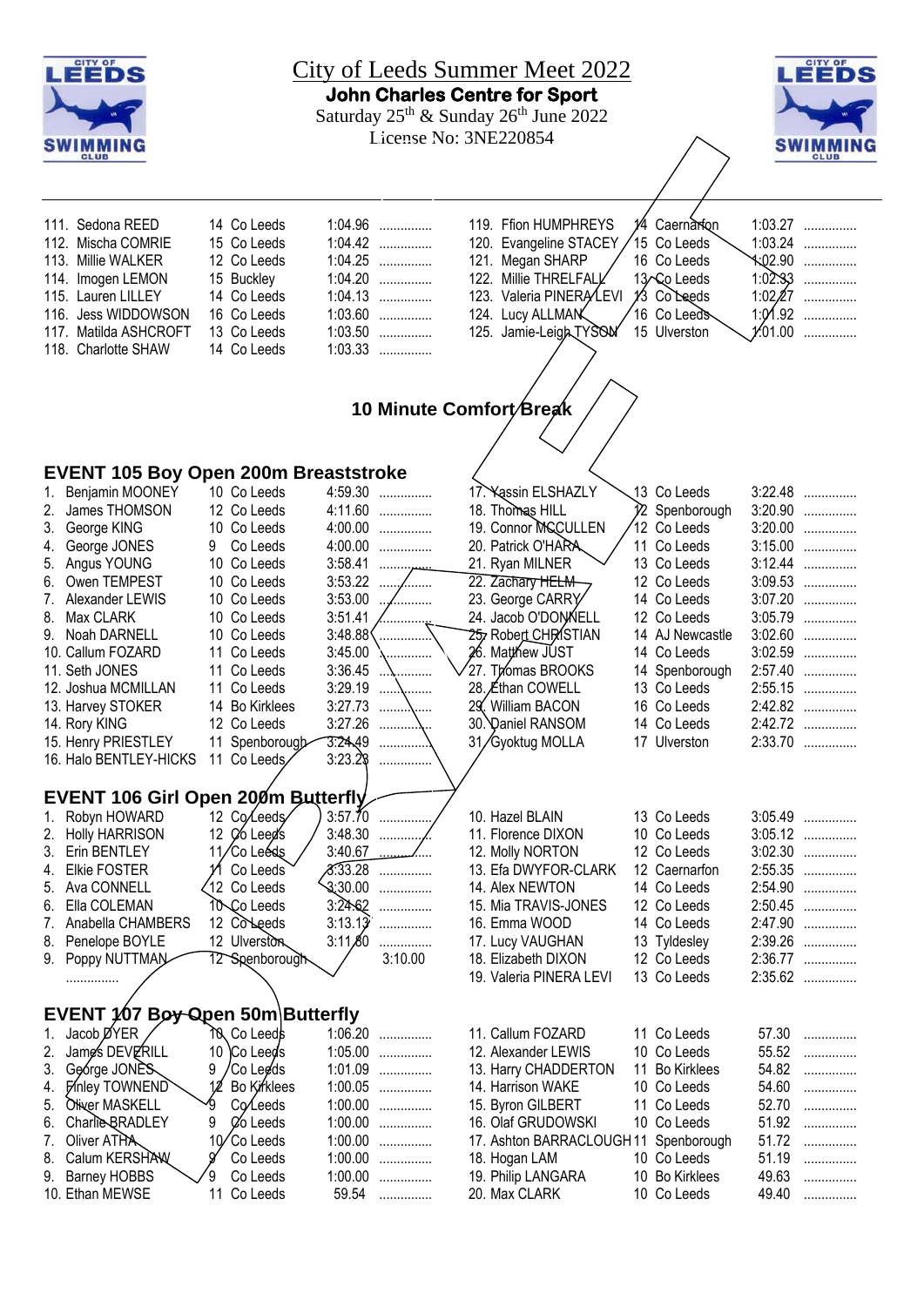# City of Leeds Summer Meet 2022

## John Charles Centre for Sport

Saturday 25th & Sunday 26th June 2022

License No: 3NE220854

| No. | Name | Age | Club | Time | |
|---|---|---|---|---|---|
| 111. | Sedona REED | 14 | Co Leeds | 1:04.96 | ............... |
| 112. | Mischa COMRIE | 15 | Co Leeds | 1:04.42 | ............... |
| 113. | Millie WALKER | 12 | Co Leeds | 1:04.25 | ............... |
| 114. | Imogen LEMON | 15 | Buckley | 1:04.20 | ............... |
| 115. | Lauren LILLEY | 14 | Co Leeds | 1:04.13 | ............... |
| 116. | Jess WIDDOWSON | 16 | Co Leeds | 1:03.60 | ............... |
| 117. | Matilda ASHCROFT | 13 | Co Leeds | 1:03.50 | ............... |
| 118. | Charlotte SHAW | 14 | Co Leeds | 1:03.33 | ............... |
| 119. | Ffion HUMPHREYS | 14 | Caernarfon | 1:03.27 | ............... |
| 120. | Evangeline STACEY | 15 | Co Leeds | 1:03.24 | ............... |
| 121. | Megan SHARP | 16 | Co Leeds | 1:02.90 | ............... |
| 122. | Millie THRELFALL | 13 | Co Leeds | 1:02.33 | ............... |
| 123. | Valeria PINERA LEVI | 13 | Co Leeds | 1:02.27 | ............... |
| 124. | Lucy ALLMAN | 16 | Co Leeds | 1:01.92 | ............... |
| 125. | Jamie-Leigh TYSON | 15 | Ulverston | 1:01.00 | ............... |

**10 Minute Comfort Break**

## EVENT 105 Boy Open 200m Breaststroke

| No. | Name | Age | Club | Time | |
|---|---|---|---|---|---|
| 1. | Benjamin MOONEY | 10 | Co Leeds | 4:59.30 | ............... |
| 2. | James THOMSON | 12 | Co Leeds | 4:11.60 | ............... |
| 3. | George KING | 10 | Co Leeds | 4:00.00 | ............... |
| 4. | George JONES | 9 | Co Leeds | 4:00.00 | ............... |
| 5. | Angus YOUNG | 10 | Co Leeds | 3:58.41 | ............... |
| 6. | Owen TEMPEST | 10 | Co Leeds | 3:53.22 | ............... |
| 7. | Alexander LEWIS | 10 | Co Leeds | 3:53.00 | ............... |
| 8. | Max CLARK | 10 | Co Leeds | 3:51.41 | ............... |
| 9. | Noah DARNELL | 10 | Co Leeds | 3:48.88 | ............... |
| 10. | Callum FOZARD | 11 | Co Leeds | 3:45.00 | ............... |
| 11. | Seth JONES | 11 | Co Leeds | 3:36.45 | ............... |
| 12. | Joshua MCMILLAN | 11 | Co Leeds | 3:29.19 | ............... |
| 13. | Harvey STOKER | 14 | Bo Kirklees | 3:27.73 | ............... |
| 14. | Rory KING | 12 | Co Leeds | 3:27.26 | ............... |
| 15. | Henry PRIESTLEY | 11 | Spenborough | 3:24.49 | ............... |
| 16. | Halo BENTLEY-HICKS | 11 | Co Leeds | 3:23.28 | ............... |
| 17. | Yassin ELSHAZLY | 13 | Co Leeds | 3:22.48 | ............... |
| 18. | Thomas HILL | 12 | Spenborough | 3:20.90 | ............... |
| 19. | Connor MCCULLEN | 12 | Co Leeds | 3:20.00 | ............... |
| 20. | Patrick O'HARA | 11 | Co Leeds | 3:15.00 | ............... |
| 21. | Ryan MILNER | 13 | Co Leeds | 3:12.44 | ............... |
| 22. | Zachary HELM | 12 | Co Leeds | 3:09.53 | ............... |
| 23. | George CARRY | 14 | Co Leeds | 3:07.20 | ............... |
| 24. | Jacob O'DONNELL | 12 | Co Leeds | 3:05.79 | ............... |
| 25. | Robert CHRISTIAN | 14 | AJ Newcastle | 3:02.60 | ............... |
| 26. | Matthew JUST | 14 | Co Leeds | 3:02.59 | ............... |
| 27. | Thomas BROOKS | 14 | Spenborough | 2:57.40 | ............... |
| 28. | Ethan COWELL | 13 | Co Leeds | 2:55.15 | ............... |
| 29. | William BACON | 16 | Co Leeds | 2:42.82 | ............... |
| 30. | Daniel RANSOM | 14 | Co Leeds | 2:42.72 | ............... |
| 31. | Gyoktug MOLLA | 17 | Ulverston | 2:33.70 | ............... |

## EVENT 106 Girl Open 200m Butterfly

| No. | Name | Age | Club | Time | |
|---|---|---|---|---|---|
| 1. | Robyn HOWARD | 12 | Co Leeds | 3:57.70 | ............... |
| 2. | Holly HARRISON | 12 | Co Leeds | 3:48.30 | ............... |
| 3. | Erin BENTLEY | 11 | Co Leeds | 3:40.67 | ............... |
| 4. | Elkie FOSTER | 11 | Co Leeds | 3:33.28 | ............... |
| 5. | Ava CONNELL | 12 | Co Leeds | 3:30.00 | ............... |
| 6. | Ella COLEMAN | 10 | Co Leeds | 3:24.62 | ............... |
| 7. | Anabella CHAMBERS | 12 | Co Leeds | 3:13.13 | ............... |
| 8. | Penelope BOYLE | 12 | Ulverston | 3:11.80 | ............... |
| 9. | Poppy NUTTMAN | 12 | Spenborough | 3:10.00 | ............... |
| 10. | Hazel BLAIN | 13 | Co Leeds | 3:05.49 | ............... |
| 11. | Florence DIXON | 10 | Co Leeds | 3:05.12 | ............... |
| 12. | Molly NORTON | 12 | Co Leeds | 3:02.30 | ............... |
| 13. | Efa DWYFOR-CLARK | 12 | Caernarfon | 2:55.35 | ............... |
| 14. | Alex NEWTON | 14 | Co Leeds | 2:54.90 | ............... |
| 15. | Mia TRAVIS-JONES | 12 | Co Leeds | 2:50.45 | ............... |
| 16. | Emma WOOD | 14 | Co Leeds | 2:47.90 | ............... |
| 17. | Lucy VAUGHAN | 13 | Tyldesley | 2:39.26 | ............... |
| 18. | Elizabeth DIXON | 12 | Co Leeds | 2:36.77 | ............... |
| 19. | Valeria PINERA LEVI | 13 | Co Leeds | 2:35.62 | ............... |

## EVENT 107 Boy Open 50m Butterfly

| No. | Name | Age | Club | Time | |
|---|---|---|---|---|---|
| 1. | Jacob DYER | 10 | Co Leeds | 1:06.20 | ............... |
| 2. | James DEVERILL | 10 | Co Leeds | 1:05.00 | ............... |
| 3. | George JONES | 9 | Co Leeds | 1:01.09 | ............... |
| 4. | Finley TOWNEND | 12 | Bo Kirklees | 1:00.05 | ............... |
| 5. | Oliver MASKELL | 9 | Co Leeds | 1:00.00 | ............... |
| 6. | Charlie BRADLEY | 9 | Co Leeds | 1:00.00 | ............... |
| 7. | Oliver ATHA | 10 | Co Leeds | 1:00.00 | ............... |
| 8. | Calum KERSHAW | 9 | Co Leeds | 1:00.00 | ............... |
| 9. | Barney HOBBS | 9 | Co Leeds | 1:00.00 | ............... |
| 10. | Ethan MEWSE | 11 | Co Leeds | 59.54 | ............... |
| 11. | Callum FOZARD | 11 | Co Leeds | 57.30 | ............... |
| 12. | Alexander LEWIS | 10 | Co Leeds | 55.52 | ............... |
| 13. | Harry CHADDERTON | 11 | Bo Kirklees | 54.82 | ............... |
| 14. | Harrison WAKE | 10 | Co Leeds | 54.60 | ............... |
| 15. | Byron GILBERT | 11 | Co Leeds | 52.70 | ............... |
| 16. | Olaf GRUDOWSKI | 10 | Co Leeds | 51.92 | ............... |
| 17. | Ashton BARRACLOUGH | 11 | Spenborough | 51.72 | ............... |
| 18. | Hogan LAM | 10 | Co Leeds | 51.19 | ............... |
| 19. | Philip LANGARA | 10 | Bo Kirklees | 49.63 | ............... |
| 20. | Max CLARK | 10 | Co Leeds | 49.40 | ............... |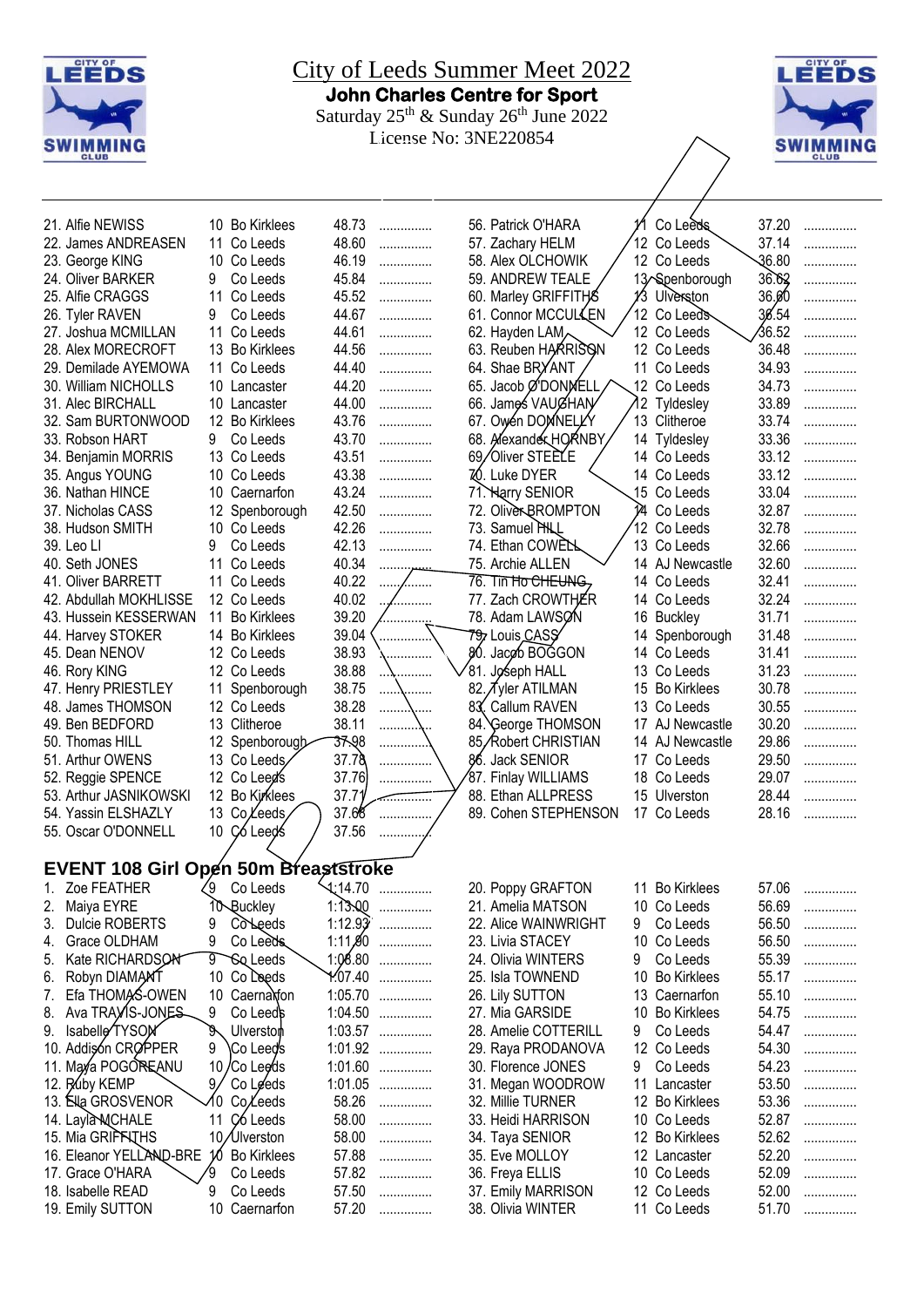# City of Leeds Summer Meet 2022

## John Charles Centre for Sport

Saturday 25th & Sunday 26th June 2022

License No: 3NE220854

| Name | Age | Club | Time | |
|---|---|---|---|---|
| 21. Alfie NEWISS | 10 | Bo Kirklees | 48.73 | ............... |
| 22. James ANDREASEN | 11 | Co Leeds | 48.60 | ............... |
| 23. George KING | 10 | Co Leeds | 46.19 | ............... |
| 24. Oliver BARKER | 9 | Co Leeds | 45.84 | ............... |
| 25. Alfie CRAGGS | 11 | Co Leeds | 45.52 | ............... |
| 26. Tyler RAVEN | 9 | Co Leeds | 44.67 | ............... |
| 27. Joshua MCMILLAN | 11 | Co Leeds | 44.61 | ............... |
| 28. Alex MORECROFT | 13 | Bo Kirklees | 44.56 | ............... |
| 29. Demilade AYEMOWA | 11 | Co Leeds | 44.40 | ............... |
| 30. William NICHOLLS | 10 | Lancaster | 44.20 | ............... |
| 31. Alec BIRCHALL | 10 | Lancaster | 44.00 | ............... |
| 32. Sam BURTONWOOD | 12 | Bo Kirklees | 43.76 | ............... |
| 33. Robson HART | 9 | Co Leeds | 43.70 | ............... |
| 34. Benjamin MORRIS | 13 | Co Leeds | 43.51 | ............... |
| 35. Angus YOUNG | 10 | Co Leeds | 43.38 | ............... |
| 36. Nathan HINCE | 10 | Caernarfon | 43.24 | ............... |
| 37. Nicholas CASS | 12 | Spenborough | 42.50 | ............... |
| 38. Hudson SMITH | 10 | Co Leeds | 42.26 | ............... |
| 39. Leo LI | 9 | Co Leeds | 42.13 | ............... |
| 40. Seth JONES | 11 | Co Leeds | 40.34 | ............... |
| 41. Oliver BARRETT | 11 | Co Leeds | 40.22 | ............... |
| 42. Abdullah MOKHLISSE | 12 | Co Leeds | 40.02 | ............... |
| 43. Hussein KESSERWAN | 11 | Bo Kirklees | 39.20 | ............... |
| 44. Harvey STOKER | 14 | Bo Kirklees | 39.04 | ............... |
| 45. Dean NENOV | 12 | Co Leeds | 38.93 | ............... |
| 46. Rory KING | 12 | Co Leeds | 38.88 | ............... |
| 47. Henry PRIESTLEY | 11 | Spenborough | 38.75 | ............... |
| 48. James THOMSON | 12 | Co Leeds | 38.28 | ............... |
| 49. Ben BEDFORD | 13 | Clitheroe | 38.11 | ............... |
| 50. Thomas HILL | 12 | Spenborough | 37.98 | ............... |
| 51. Arthur OWENS | 13 | Co Leeds | 37.78 | ............... |
| 52. Reggie SPENCE | 12 | Co Leeds | 37.76 | ............... |
| 53. Arthur JASNIKOWSKI | 12 | Bo Kirklees | 37.71 | ............... |
| 54. Yassin ELSHAZLY | 13 | Co Leeds | 37.68 | ............... |
| 55. Oscar O'DONNELL | 10 | Co Leeds | 37.56 | ............... |
| 56. Patrick O'HARA | 11 | Co Leeds | 37.20 | ............... |
| 57. Zachary HELM | 12 | Co Leeds | 37.14 | ............... |
| 58. Alex OLCHOWIK | 12 | Co Leeds | 36.80 | ............... |
| 59. ANDREW TEALE | 13 | Spenborough | 36.62 | ............... |
| 60. Marley GRIFFITHS | 13 | Ulverston | 36.60 | ............... |
| 61. Connor MCCULLEN | 12 | Co Leeds | 36.54 | ............... |
| 62. Hayden LAM | 12 | Co Leeds | 36.52 | ............... |
| 63. Reuben HARRISON | 12 | Co Leeds | 36.48 | ............... |
| 64. Shae BRYANT | 11 | Co Leeds | 34.93 | ............... |
| 65. Jacob O'DONNELL | 12 | Co Leeds | 34.73 | ............... |
| 66. James VAUGHAN | 12 | Tyldesley | 33.89 | ............... |
| 67. Owen DONNELLY | 13 | Clitheroe | 33.74 | ............... |
| 68. Alexander HORNBY | 14 | Tyldesley | 33.36 | ............... |
| 69. Oliver STEELE | 14 | Co Leeds | 33.12 | ............... |
| 70. Luke DYER | 14 | Co Leeds | 33.12 | ............... |
| 71. Harry SENIOR | 15 | Co Leeds | 33.04 | ............... |
| 72. Oliver BROMPTON | 14 | Co Leeds | 32.87 | ............... |
| 73. Samuel HILL | 12 | Co Leeds | 32.78 | ............... |
| 74. Ethan COWELL | 13 | Co Leeds | 32.66 | ............... |
| 75. Archie ALLEN | 14 | AJ Newcastle | 32.60 | ............... |
| 76. Tin Ho CHEUNG | 14 | Co Leeds | 32.41 | ............... |
| 77. Zach CROWTHER | 14 | Co Leeds | 32.24 | ............... |
| 78. Adam LAWSON | 16 | Buckley | 31.71 | ............... |
| 79. Louis CASS | 14 | Spenborough | 31.48 | ............... |
| 80. Jacob BOGGON | 14 | Co Leeds | 31.41 | ............... |
| 81. Joseph HALL | 13 | Co Leeds | 31.23 | ............... |
| 82. Tyler ATILMAN | 15 | Bo Kirklees | 30.78 | ............... |
| 83. Callum RAVEN | 13 | Co Leeds | 30.55 | ............... |
| 84. George THOMSON | 17 | AJ Newcastle | 30.20 | ............... |
| 85. Robert CHRISTIAN | 14 | AJ Newcastle | 29.86 | ............... |
| 86. Jack SENIOR | 17 | Co Leeds | 29.50 | ............... |
| 87. Finlay WILLIAMS | 18 | Co Leeds | 29.07 | ............... |
| 88. Ethan ALLPRESS | 15 | Ulverston | 28.44 | ............... |
| 89. Cohen STEPHENSON | 17 | Co Leeds | 28.16 | ............... |

## EVENT 108 Girl Open 50m Breaststroke

| Name | Age | Club | Time | |
|---|---|---|---|---|
| 1. Zoe FEATHER | 9 | Co Leeds | 1:14.70 | ............... |
| 2. Maiya EYRE | 10 | Buckley | 1:13.00 | ............... |
| 3. Dulcie ROBERTS | 9 | Co Leeds | 1:12.93 | ............... |
| 4. Grace OLDHAM | 9 | Co Leeds | 1:11.90 | ............... |
| 5. Kate RICHARDSON | 9 | Co Leeds | 1:08.80 | ............... |
| 6. Robyn DIAMANT | 10 | Co Leeds | 1:07.40 | ............... |
| 7. Efa THOMAS-OWEN | 10 | Caernarfon | 1:05.70 | ............... |
| 8. Ava TRAVIS-JONES | 9 | Co Leeds | 1:04.50 | ............... |
| 9. Isabelle TYSON | 9 | Ulverston | 1:03.57 | ............... |
| 10. Addison CROPPER | 9 | Co Leeds | 1:01.92 | ............... |
| 11. Maya POGOREANU | 10 | Co Leeds | 1:01.60 | ............... |
| 12. Ruby KEMP | 9 | Co Leeds | 1:01.05 | ............... |
| 13. Ella GROSVENOR | 10 | Co Leeds | 58.26 | ............... |
| 14. Layla MCHALE | 11 | Co Leeds | 58.00 | ............... |
| 15. Mia GRIFFITHS | 10 | Ulverston | 58.00 | ............... |
| 16. Eleanor YELLAND-BRE | 10 | Bo Kirklees | 57.88 | ............... |
| 17. Grace O'HARA | 9 | Co Leeds | 57.82 | ............... |
| 18. Isabelle READ | 9 | Co Leeds | 57.50 | ............... |
| 19. Emily SUTTON | 10 | Caernarfon | 57.20 | ............... |
| 20. Poppy GRAFTON | 11 | Bo Kirklees | 57.06 | ............... |
| 21. Amelia MATSON | 10 | Co Leeds | 56.69 | ............... |
| 22. Alice WAINWRIGHT | 9 | Co Leeds | 56.50 | ............... |
| 23. Livia STACEY | 10 | Co Leeds | 56.50 | ............... |
| 24. Olivia WINTERS | 9 | Co Leeds | 55.39 | ............... |
| 25. Isla TOWNEND | 10 | Bo Kirklees | 55.17 | ............... |
| 26. Lily SUTTON | 13 | Caernarfon | 55.10 | ............... |
| 27. Mia GARSIDE | 10 | Bo Kirklees | 54.75 | ............... |
| 28. Amelie COTTERILL | 9 | Co Leeds | 54.47 | ............... |
| 29. Raya PRODANOVA | 12 | Co Leeds | 54.30 | ............... |
| 30. Florence JONES | 9 | Co Leeds | 54.23 | ............... |
| 31. Megan WOODROW | 11 | Lancaster | 53.50 | ............... |
| 32. Millie TURNER | 12 | Bo Kirklees | 53.36 | ............... |
| 33. Heidi HARRISON | 10 | Co Leeds | 52.87 | ............... |
| 34. Taya SENIOR | 12 | Bo Kirklees | 52.62 | ............... |
| 35. Eve MOLLOY | 12 | Lancaster | 52.20 | ............... |
| 36. Freya ELLIS | 10 | Co Leeds | 52.09 | ............... |
| 37. Emily MARRISON | 12 | Co Leeds | 52.00 | ............... |
| 38. Olivia WINTER | 11 | Co Leeds | 51.70 | ............... |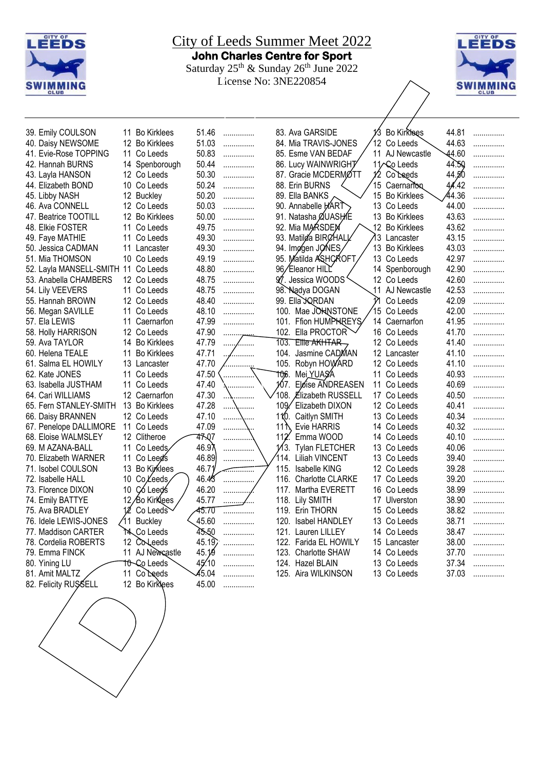# City of Leeds Summer Meet 2022

## John Charles Centre for Sport

Saturday 25th & Sunday 26th June 2022

License No: 3NE220854

| Place | Name | Age | Club | Time | |
|---|---|---|---|---|---|
| 39. | Emily COULSON | 11 | Bo Kirklees | 51.46 | ............... |
| 40. | Daisy NEWSOME | 12 | Bo Kirklees | 51.03 | ............... |
| 41. | Evie-Rose TOPPING | 11 | Co Leeds | 50.83 | ............... |
| 42. | Hannah BURNS | 14 | Spenborough | 50.44 | ............... |
| 43. | Layla HANSON | 12 | Co Leeds | 50.30 | ............... |
| 44. | Elizabeth BOND | 10 | Co Leeds | 50.24 | ............... |
| 45. | Libby NASH | 12 | Buckley | 50.20 | ............... |
| 46. | Ava CONNELL | 12 | Co Leeds | 50.03 | ............... |
| 47. | Beatrice TOOTILL | 12 | Bo Kirklees | 50.00 | ............... |
| 48. | Elkie FOSTER | 11 | Co Leeds | 49.75 | ............... |
| 49. | Faye MATHIE | 11 | Co Leeds | 49.30 | ............... |
| 50. | Jessica CADMAN | 11 | Lancaster | 49.30 | ............... |
| 51. | Mia THOMSON | 10 | Co Leeds | 49.19 | ............... |
| 52. | Layla MANSELL-SMITH | 11 | Co Leeds | 48.80 | ............... |
| 53. | Anabella CHAMBERS | 12 | Co Leeds | 48.75 | ............... |
| 54. | Lily VEEVERS | 11 | Co Leeds | 48.75 | ............... |
| 55. | Hannah BROWN | 12 | Co Leeds | 48.40 | ............... |
| 56. | Megan SAVILLE | 11 | Co Leeds | 48.10 | ............... |
| 57. | Ela LEWIS | 11 | Caernarfon | 47.99 | ............... |
| 58. | Holly HARRISON | 12 | Co Leeds | 47.90 | ............... |
| 59. | Ava TAYLOR | 14 | Bo Kirklees | 47.79 | ............... |
| 60. | Helena TEALE | 11 | Bo Kirklees | 47.71 | ............... |
| 61. | Salma EL HOWILY | 13 | Lancaster | 47.70 | ............... |
| 62. | Kate JONES | 11 | Co Leeds | 47.50 | ............... |
| 63. | Isabella JUSTHAM | 11 | Co Leeds | 47.40 | ............... |
| 64. | Cari WILLIAMS | 12 | Caernarfon | 47.30 | ............... |
| 65. | Fern STANLEY-SMITH | 13 | Bo Kirklees | 47.28 | ............... |
| 66. | Daisy BRANNEN | 12 | Co Leeds | 47.10 | ............... |
| 67. | Penelope DALLIMORE | 11 | Co Leeds | 47.09 | ............... |
| 68. | Eloise WALMSLEY | 12 | Clitheroe | 47.07 | ............... |
| 69. | M AZANA-BALL | 11 | Co Leeds | 46.97 | ............... |
| 70. | Elizabeth WARNER | 11 | Co Leeds | 46.89 | ............... |
| 71. | Isobel COULSON | 13 | Bo Kirklees | 46.71 | ............... |
| 72. | Isabelle HALL | 10 | Co Leeds | 46.43 | ............... |
| 73. | Florence DIXON | 10 | Co Leeds | 46.20 | ............... |
| 74. | Emily BATTYE | 12 | Bo Kirklees | 45.77 | ............... |
| 75. | Ava BRADLEY | 12 | Co Leeds | 45.70 | ............... |
| 76. | Idele LEWIS-JONES | 11 | Buckley | 45.60 | ............... |
| 77. | Maddison CARTER | 14 | Co Leeds | 45.50 | ............... |
| 78. | Cordelia ROBERTS | 12 | Co Leeds | 45.19 | ............... |
| 79. | Emma FINCK | 11 | AJ Newcastle | 45.19 | ............... |
| 80. | Yining LU | 10 | Co Leeds | 45.10 | ............... |
| 81. | Amit MALTZ | 11 | Co Leeds | 45.04 | ............... |
| 82. | Felicity RUSSELL | 12 | Bo Kirklees | 45.00 | ............... |
| 83. | Ava GARSIDE | 13 | Bo Kirklees | 44.81 | ............... |
| 84. | Mia TRAVIS-JONES | 12 | Co Leeds | 44.63 | ............... |
| 85. | Esme VAN BEDAF | 11 | AJ Newcastle | 44.60 | ............... |
| 86. | Lucy WAINWRIGHT | 11 | Co Leeds | 44.59 | ............... |
| 87. | Gracie MCDERMOTT | 12 | Co Leeds | 44.50 | ............... |
| 88. | Erin BURNS | 15 | Caernarfon | 44.42 | ............... |
| 89. | Ella BANKS | 15 | Bo Kirklees | 44.36 | ............... |
| 90. | Annabelle HART | 13 | Co Leeds | 44.00 | ............... |
| 91. | Natasha QUASHIE | 13 | Bo Kirklees | 43.63 | ............... |
| 92. | Mia MARSDEN | 12 | Bo Kirklees | 43.62 | ............... |
| 93. | Matilda BIRCHALL | 13 | Lancaster | 43.15 | ............... |
| 94. | Imogen JONES | 13 | Bo Kirklees | 43.03 | ............... |
| 95. | Matilda ASHCROFT | 13 | Co Leeds | 42.97 | ............... |
| 96. | Eleanor HILL | 14 | Spenborough | 42.90 | ............... |
| 97. | Jessica WOODS | 12 | Co Leeds | 42.60 | ............... |
| 98. | Nadya DOGAN | 11 | AJ Newcastle | 42.53 | ............... |
| 99. | Ella JORDAN | 11 | Co Leeds | 42.09 | ............... |
| 100. | Mae JOHNSTONE | 15 | Co Leeds | 42.00 | ............... |
| 101. | Ffion HUMPHREYS | 14 | Caernarfon | 41.95 | ............... |
| 102. | Ella PROCTOR | 16 | Co Leeds | 41.70 | ............... |
| 103. | Ellie AKHTAR | 12 | Co Leeds | 41.40 | ............... |
| 104. | Jasmine CADMAN | 12 | Lancaster | 41.10 | ............... |
| 105. | Robyn HOWARD | 12 | Co Leeds | 41.10 | ............... |
| 106. | Mei YUASA | 11 | Co Leeds | 40.93 | ............... |
| 107. | Eloise ANDREASEN | 11 | Co Leeds | 40.69 | ............... |
| 108. | Elizabeth RUSSELL | 17 | Co Leeds | 40.50 | ............... |
| 109. | Elizabeth DIXON | 12 | Co Leeds | 40.41 | ............... |
| 110. | Caitlyn SMITH | 13 | Co Leeds | 40.34 | ............... |
| 111. | Evie HARRIS | 14 | Co Leeds | 40.32 | ............... |
| 112. | Emma WOOD | 14 | Co Leeds | 40.10 | ............... |
| 113. | Tylan FLETCHER | 13 | Co Leeds | 40.06 | ............... |
| 114. | Liliah VINCENT | 13 | Co Leeds | 39.40 | ............... |
| 115. | Isabelle KING | 12 | Co Leeds | 39.28 | ............... |
| 116. | Charlotte CLARKE | 17 | Co Leeds | 39.20 | ............... |
| 117. | Martha EVERETT | 16 | Co Leeds | 38.99 | ............... |
| 118. | Lily SMITH | 17 | Ulverston | 38.90 | ............... |
| 119. | Erin THORN | 15 | Co Leeds | 38.82 | ............... |
| 120. | Isabel HANDLEY | 13 | Co Leeds | 38.71 | ............... |
| 121. | Lauren LILLEY | 14 | Co Leeds | 38.47 | ............... |
| 122. | Farida EL HOWILY | 15 | Lancaster | 38.00 | ............... |
| 123. | Charlotte SHAW | 14 | Co Leeds | 37.70 | ............... |
| 124. | Hazel BLAIN | 13 | Co Leeds | 37.34 | ............... |
| 125. | Aira WILKINSON | 13 | Co Leeds | 37.03 | ............... |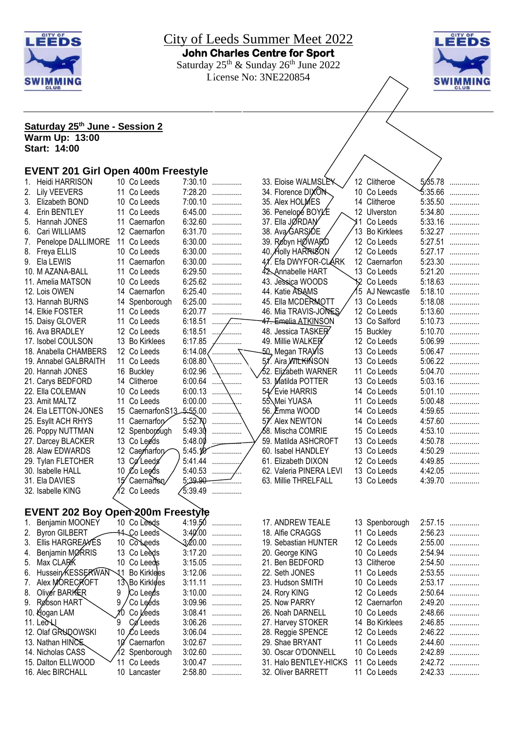# City of Leeds Summer Meet 2022

**John Charles Centre for Sport**

Saturday 25th & Sunday 26th June 2022

License No: 3NE220854

## Saturday 25th June - Session 2

**Warm Up: 13:00**

**Start: 14:00**

### EVENT 201 Girl Open 400m Freestyle

| # | Name | Age | Club | Time |
|---|---|---|---|---|
| 1. | Heidi HARRISON | 10 | Co Leeds | 7:30.10 |
| 2. | Lily VEEVERS | 11 | Co Leeds | 7:28.20 |
| 3. | Elizabeth BOND | 10 | Co Leeds | 7:00.10 |
| 4. | Erin BENTLEY | 11 | Co Leeds | 6:45.00 |
| 5. | Hannah JONES | 11 | Caernarfon | 6:32.60 |
| 6. | Cari WILLIAMS | 12 | Caernarfon | 6:31.70 |
| 7. | Penelope DALLIMORE | 11 | Co Leeds | 6:30.00 |
| 8. | Freya ELLIS | 10 | Co Leeds | 6:30.00 |
| 9. | Ela LEWIS | 11 | Caernarfon | 6:30.00 |
| 10. | M AZANA-BALL | 11 | Co Leeds | 6:29.50 |
| 11. | Amelia MATSON | 10 | Co Leeds | 6:25.62 |
| 12. | Lois OWEN | 14 | Caernarfon | 6:25.40 |
| 13. | Hannah BURNS | 14 | Spenborough | 6:25.00 |
| 14. | Elkie FOSTER | 11 | Co Leeds | 6:20.77 |
| 15. | Daisy GLOVER | 11 | Co Leeds | 6:18.51 |
| 16. | Ava BRADLEY | 12 | Co Leeds | 6:18.51 |
| 17. | Isobel COULSON | 13 | Bo Kirklees | 6:17.85 |
| 18. | Anabella CHAMBERS | 12 | Co Leeds | 6:14.08 |
| 19. | Annabel GALBRAITH | 11 | Co Leeds | 6:08.80 |
| 20. | Hannah JONES | 16 | Buckley | 6:02.96 |
| 21. | Carys BEDFORD | 14 | Clitheroe | 6:00.64 |
| 22. | Ella COLEMAN | 10 | Co Leeds | 6:00.13 |
| 23. | Amit MALTZ | 11 | Co Leeds | 6:00.00 |
| 24. | Ela LETTON-JONES | 15 | CaernarfonS13 | 5:55.00 |
| 25. | Esyllt ACH RHYS | 11 | Caernarfon | 5:52.70 |
| 26. | Poppy NUTTMAN | 12 | Spenborough | 5:49.30 |
| 27. | Darcey BLACKER | 13 | Co Leeds | 5:48.00 |
| 28. | Alaw EDWARDS | 12 | Caernarfon | 5:45.10 |
| 29. | Tylan FLETCHER | 13 | Co Leeds | 5:41.44 |
| 30. | Isabelle HALL | 10 | Co Leeds | 5:40.53 |
| 31. | Ela DAVIES | 15 | Caernarfon | 5:39.90 |
| 32. | Isabelle KING | 12 | Co Leeds | 5:39.49 |
| 33. | Eloise WALMSLEY | 12 | Clitheroe | 5:35.78 |
| 34. | Florence DIXON | 10 | Co Leeds | 5:35.66 |
| 35. | Alex HOLMES | 14 | Clitheroe | 5:35.50 |
| 36. | Penelope BOYLE | 12 | Ulverston | 5:34.80 |
| 37. | Ella JORDAN | 11 | Co Leeds | 5:33.16 |
| 38. | Ava GARSIDE | 13 | Bo Kirklees | 5:32.27 |
| 39. | Robyn HOWARD | 12 | Co Leeds | 5:27.51 |
| 40. | Holly HARRISON | 12 | Co Leeds | 5:27.17 |
| 41. | Efa DWYFOR-CLARK | 12 | Caernarfon | 5:23.30 |
| 42. | Annabelle HART | 13 | Co Leeds | 5:21.20 |
| 43. | Jessica WOODS | 12 | Co Leeds | 5:18.63 |
| 44. | Katie ADAMS | 15 | AJ Newcastle | 5:18.10 |
| 45. | Ella MCDERMOTT | 13 | Co Leeds | 5:18.08 |
| 46. | Mia TRAVIS-JONES | 12 | Co Leeds | 5:13.60 |
| 47. | Emelia ATKINSON | 13 | Co Salford | 5:10.73 |
| 48. | Jessica TASKER | 15 | Buckley | 5:10.70 |
| 49. | Millie WALKER | 12 | Co Leeds | 5:06.99 |
| 50. | Megan TRAVIS | 13 | Co Leeds | 5:06.47 |
| 51. | Aira WILKINSON | 13 | Co Leeds | 5:06.22 |
| 52. | Elizabeth WARNER | 11 | Co Leeds | 5:04.70 |
| 53. | Matilda POTTER | 13 | Co Leeds | 5:03.16 |
| 54. | Evie HARRIS | 14 | Co Leeds | 5:01.10 |
| 55. | Mei YUASA | 11 | Co Leeds | 5:00.48 |
| 56. | Emma WOOD | 14 | Co Leeds | 4:59.65 |
| 57. | Alex NEWTON | 14 | Co Leeds | 4:57.60 |
| 58. | Mischa COMRIE | 15 | Co Leeds | 4:53.10 |
| 59. | Matilda ASHCROFT | 13 | Co Leeds | 4:50.78 |
| 60. | Isabel HANDLEY | 13 | Co Leeds | 4:50.29 |
| 61. | Elizabeth DIXON | 12 | Co Leeds | 4:49.85 |
| 62. | Valeria PINERA LEVI | 13 | Co Leeds | 4:42.05 |
| 63. | Millie THRELFALL | 13 | Co Leeds | 4:39.70 |

### EVENT 202 Boy Open 200m Freestyle

| # | Name | Age | Club | Time |
|---|---|---|---|---|
| 1. | Benjamin MOONEY | 10 | Co Leeds | 4:19.50 |
| 2. | Byron GILBERT | 11 | Co Leeds | 3:40.00 |
| 3. | Ellis HARGREAVES | 10 | Co Leeds | 3:20.00 |
| 4. | Benjamin MORRIS | 13 | Co Leeds | 3:17.20 |
| 5. | Max CLARK | 10 | Co Leeds | 3:15.05 |
| 6. | Hussein KESSERWAN | 11 | Bo Kirklees | 3:12.06 |
| 7. | Alex MORECROFT | 13 | Bo Kirklees | 3:11.11 |
| 8. | Oliver BARKER | 9 | Co Leeds | 3:10.00 |
| 9. | Robson HART | 9 | Co Leeds | 3:09.96 |
| 10. | Hogan LAM | 10 | Co Leeds | 3:08.41 |
| 11. | Leo LI | 9 | Co Leeds | 3:06.26 |
| 12. | Olaf GRUDOWSKI | 10 | Co Leeds | 3:06.04 |
| 13. | Nathan HINCE | 10 | Caernarfon | 3:02.67 |
| 14. | Nicholas CASS | 12 | Spenborough | 3:02.60 |
| 15. | Dalton ELLWOOD | 11 | Co Leeds | 3:00.47 |
| 16. | Alec BIRCHALL | 10 | Lancaster | 2:58.80 |
| 17. | ANDREW TEALE | 13 | Spenborough | 2:57.15 |
| 18. | Alfie CRAGGS | 11 | Co Leeds | 2:56.23 |
| 19. | Sebastian HUNTER | 12 | Co Leeds | 2:55.00 |
| 20. | George KING | 10 | Co Leeds | 2:54.94 |
| 21. | Ben BEDFORD | 13 | Clitheroe | 2:54.50 |
| 22. | Seth JONES | 11 | Co Leeds | 2:53.55 |
| 23. | Hudson SMITH | 10 | Co Leeds | 2:53.17 |
| 24. | Rory KING | 12 | Co Leeds | 2:50.64 |
| 25. | Now PARRY | 12 | Caernarfon | 2:49.20 |
| 26. | Noah DARNELL | 10 | Co Leeds | 2:48.66 |
| 27. | Harvey STOKER | 14 | Bo Kirklees | 2:46.85 |
| 28. | Reggie SPENCE | 12 | Co Leeds | 2:46.22 |
| 29. | Shae BRYANT | 11 | Co Leeds | 2:44.60 |
| 30. | Oscar O'DONNELL | 10 | Co Leeds | 2:42.89 |
| 31. | Halo BENTLEY-HICKS | 11 | Co Leeds | 2:42.72 |
| 32. | Oliver BARRETT | 11 | Co Leeds | 2:42.33 |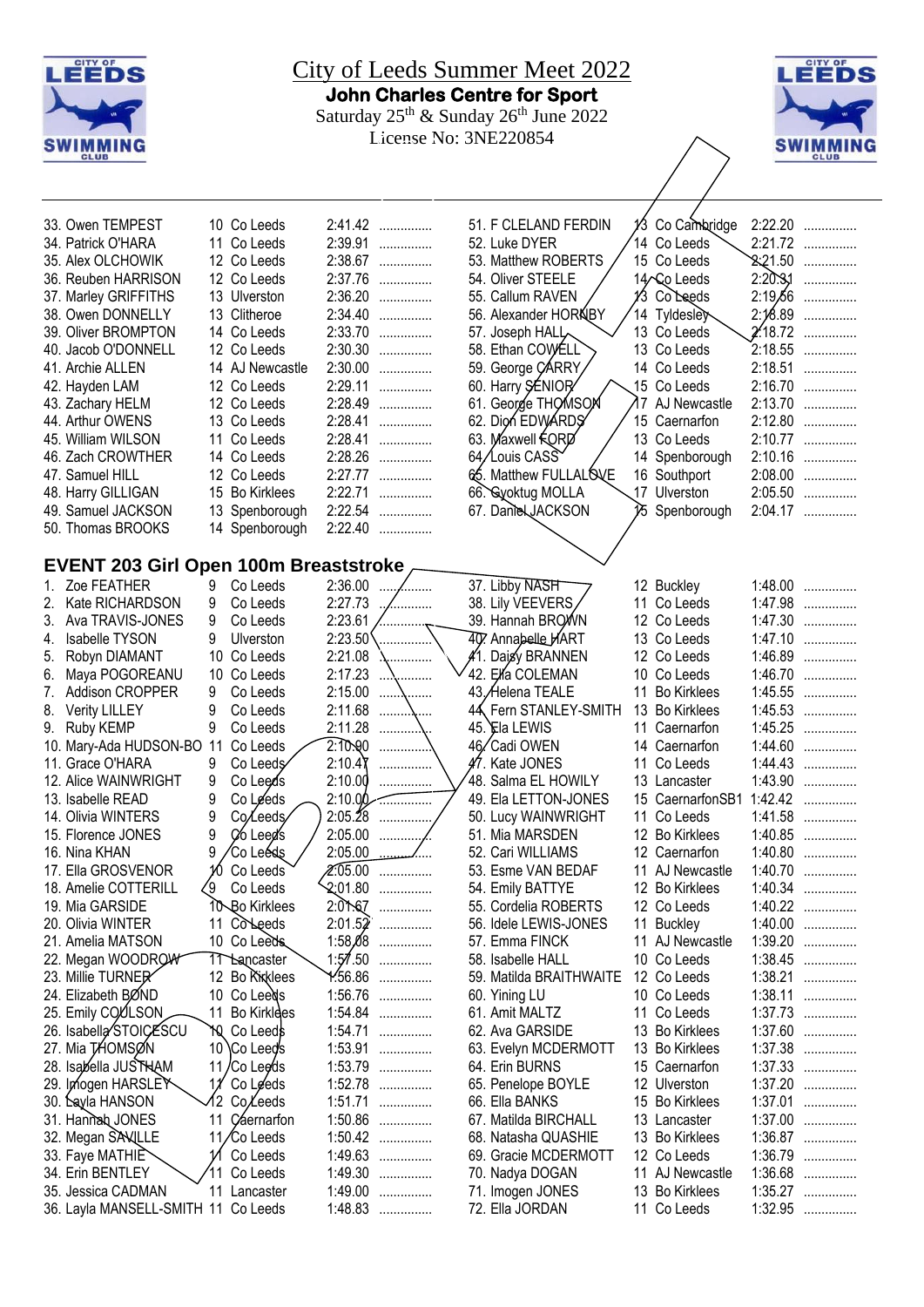# City of Leeds Summer Meet 2022

**John Charles Centre for Sport**

Saturday 25th & Sunday 26th June 2022

License No: 3NE220854

| # | Name | Age | Club | Time | |
|---|---|---|---|---|---|
| 33. | Owen TEMPEST | 10 | Co Leeds | 2:41.42 | ............... |
| 34. | Patrick O'HARA | 11 | Co Leeds | 2:39.91 | ............... |
| 35. | Alex OLCHOWIK | 12 | Co Leeds | 2:38.67 | ............... |
| 36. | Reuben HARRISON | 12 | Co Leeds | 2:37.76 | ............... |
| 37. | Marley GRIFFITHS | 13 | Ulverston | 2:36.20 | ............... |
| 38. | Owen DONNELLY | 13 | Clitheroe | 2:34.40 | ............... |
| 39. | Oliver BROMPTON | 14 | Co Leeds | 2:33.70 | ............... |
| 40. | Jacob O'DONNELL | 12 | Co Leeds | 2:30.30 | ............... |
| 41. | Archie ALLEN | 14 | AJ Newcastle | 2:30.00 | ............... |
| 42. | Hayden LAM | 12 | Co Leeds | 2:29.11 | ............... |
| 43. | Zachary HELM | 12 | Co Leeds | 2:28.49 | ............... |
| 44. | Arthur OWENS | 13 | Co Leeds | 2:28.41 | ............... |
| 45. | William WILSON | 11 | Co Leeds | 2:28.41 | ............... |
| 46. | Zach CROWTHER | 14 | Co Leeds | 2:28.26 | ............... |
| 47. | Samuel HILL | 12 | Co Leeds | 2:27.77 | ............... |
| 48. | Harry GILLIGAN | 15 | Bo Kirklees | 2:22.71 | ............... |
| 49. | Samuel JACKSON | 13 | Spenborough | 2:22.54 | ............... |
| 50. | Thomas BROOKS | 14 | Spenborough | 2:22.40 | ............... |
| 51. | F CLELAND FERDIN | 13 | Co Cambridge | 2:22.20 | ............... |
| 52. | Luke DYER | 14 | Co Leeds | 2:21.72 | ............... |
| 53. | Matthew ROBERTS | 15 | Co Leeds | 2:21.50 | ............... |
| 54. | Oliver STEELE | 14 | Co Leeds | 2:20.31 | ............... |
| 55. | Callum RAVEN | 13 | Co Leeds | 2:19.56 | ............... |
| 56. | Alexander HORNBY | 14 | Tyldesley | 2:18.89 | ............... |
| 57. | Joseph HALL | 13 | Co Leeds | 2:18.72 | ............... |
| 58. | Ethan COWELL | 13 | Co Leeds | 2:18.55 | ............... |
| 59. | George CARRY | 14 | Co Leeds | 2:18.51 | ............... |
| 60. | Harry SENIOR | 15 | Co Leeds | 2:16.70 | ............... |
| 61. | George THOMSON | 17 | AJ Newcastle | 2:13.70 | ............... |
| 62. | Dion EDWARDS | 15 | Caernarfon | 2:12.80 | ............... |
| 63. | Maxwell FORD | 13 | Co Leeds | 2:10.77 | ............... |
| 64. | Louis CASS | 14 | Spenborough | 2:10.16 | ............... |
| 65. | Matthew FULLALOVE | 16 | Southport | 2:08.00 | ............... |
| 66. | Gyoktug MOLLA | 17 | Ulverston | 2:05.50 | ............... |
| 67. | Daniel JACKSON | 15 | Spenborough | 2:04.17 | ............... |

## EVENT 203 Girl Open 100m Breaststroke

| # | Name | Age | Club | Time | |
|---|---|---|---|---|---|
| 1. | Zoe FEATHER | 9 | Co Leeds | 2:36.00 | ............... |
| 2. | Kate RICHARDSON | 9 | Co Leeds | 2:27.73 | ............... |
| 3. | Ava TRAVIS-JONES | 9 | Co Leeds | 2:23.61 | ............... |
| 4. | Isabelle TYSON | 9 | Ulverston | 2:23.50 | ............... |
| 5. | Robyn DIAMANT | 10 | Co Leeds | 2:21.08 | ............... |
| 6. | Maya POGOREANU | 10 | Co Leeds | 2:17.23 | ............... |
| 7. | Addison CROPPER | 9 | Co Leeds | 2:15.00 | ............... |
| 8. | Verity LILLEY | 9 | Co Leeds | 2:11.68 | ............... |
| 9. | Ruby KEMP | 9 | Co Leeds | 2:11.28 | ............... |
| 10. | Mary-Ada HUDSON-BO | 11 | Co Leeds | 2:10.90 | ............... |
| 11. | Grace O'HARA | 9 | Co Leeds | 2:10.47 | ............... |
| 12. | Alice WAINWRIGHT | 9 | Co Leeds | 2:10.00 | ............... |
| 13. | Isabelle READ | 9 | Co Leeds | 2:10.00 | ............... |
| 14. | Olivia WINTERS | 9 | Co Leeds | 2:05.28 | ............... |
| 15. | Florence JONES | 9 | Co Leeds | 2:05.00 | ............... |
| 16. | Nina KHAN | 9 | Co Leeds | 2:05.00 | ............... |
| 17. | Ella GROSVENOR | 10 | Co Leeds | 2:05.00 | ............... |
| 18. | Amelie COTTERILL | 9 | Co Leeds | 2:01.80 | ............... |
| 19. | Mia GARSIDE | 10 | Bo Kirklees | 2:01.67 | ............... |
| 20. | Olivia WINTER | 11 | Co Leeds | 2:01.52 | ............... |
| 21. | Amelia MATSON | 10 | Co Leeds | 1:58.08 | ............... |
| 22. | Megan WOODROW | 11 | Lancaster | 1:57.50 | ............... |
| 23. | Millie TURNER | 12 | Bo Kirklees | 1:56.86 | ............... |
| 24. | Elizabeth BOND | 10 | Co Leeds | 1:56.76 | ............... |
| 25. | Emily COULSON | 11 | Bo Kirklees | 1:54.84 | ............... |
| 26. | Isabella STOICESCU | 10 | Co Leeds | 1:54.71 | ............... |
| 27. | Mia THOMSON | 10 | Co Leeds | 1:53.91 | ............... |
| 28. | Isabella JUSTHAM | 11 | Co Leeds | 1:53.79 | ............... |
| 29. | Imogen HARSLEY | 11 | Co Leeds | 1:52.78 | ............... |
| 30. | Layla HANSON | 12 | Co Leeds | 1:51.71 | ............... |
| 31. | Hannah JONES | 11 | Caernarfon | 1:50.86 | ............... |
| 32. | Megan SAVILLE | 11 | Co Leeds | 1:50.42 | ............... |
| 33. | Faye MATHIE | 11 | Co Leeds | 1:49.63 | ............... |
| 34. | Erin BENTLEY | 11 | Co Leeds | 1:49.30 | ............... |
| 35. | Jessica CADMAN | 11 | Lancaster | 1:49.00 | ............... |
| 36. | Layla MANSELL-SMITH | 11 | Co Leeds | 1:48.83 | ............... |
| 37. | Libby NASH | 12 | Buckley | 1:48.00 | ............... |
| 38. | Lily VEEVERS | 11 | Co Leeds | 1:47.98 | ............... |
| 39. | Hannah BROWN | 12 | Co Leeds | 1:47.30 | ............... |
| 40. | Annabelle HART | 13 | Co Leeds | 1:47.10 | ............... |
| 41. | Daisy BRANNEN | 12 | Co Leeds | 1:46.89 | ............... |
| 42. | Ella COLEMAN | 10 | Co Leeds | 1:46.70 | ............... |
| 43. | Helena TEALE | 11 | Bo Kirklees | 1:45.55 | ............... |
| 44. | Fern STANLEY-SMITH | 13 | Bo Kirklees | 1:45.53 | ............... |
| 45. | Ela LEWIS | 11 | Caernarfon | 1:45.25 | ............... |
| 46. | Cadi OWEN | 14 | Caernarfon | 1:44.60 | ............... |
| 47. | Kate JONES | 11 | Co Leeds | 1:44.43 | ............... |
| 48. | Salma EL HOWILY | 13 | Lancaster | 1:43.90 | ............... |
| 49. | Ela LETTON-JONES | 15 | CaernarfonSB1 | 1:42.42 | ............... |
| 50. | Lucy WAINWRIGHT | 11 | Co Leeds | 1:41.58 | ............... |
| 51. | Mia MARSDEN | 12 | Bo Kirklees | 1:40.85 | ............... |
| 52. | Cari WILLIAMS | 12 | Caernarfon | 1:40.80 | ............... |
| 53. | Esme VAN BEDAF | 11 | AJ Newcastle | 1:40.70 | ............... |
| 54. | Emily BATTYE | 12 | Bo Kirklees | 1:40.34 | ............... |
| 55. | Cordelia ROBERTS | 12 | Co Leeds | 1:40.22 | ............... |
| 56. | Idele LEWIS-JONES | 11 | Buckley | 1:40.00 | ............... |
| 57. | Emma FINCK | 11 | AJ Newcastle | 1:39.20 | ............... |
| 58. | Isabelle HALL | 10 | Co Leeds | 1:38.45 | ............... |
| 59. | Matilda BRAITHWAITE | 12 | Co Leeds | 1:38.21 | ............... |
| 60. | Yining LU | 10 | Co Leeds | 1:38.11 | ............... |
| 61. | Amit MALTZ | 11 | Co Leeds | 1:37.73 | ............... |
| 62. | Ava GARSIDE | 13 | Bo Kirklees | 1:37.60 | ............... |
| 63. | Evelyn MCDERMOTT | 13 | Bo Kirklees | 1:37.38 | ............... |
| 64. | Erin BURNS | 15 | Caernarfon | 1:37.33 | ............... |
| 65. | Penelope BOYLE | 12 | Ulverston | 1:37.20 | ............... |
| 66. | Ella BANKS | 15 | Bo Kirklees | 1:37.01 | ............... |
| 67. | Matilda BIRCHALL | 13 | Lancaster | 1:37.00 | ............... |
| 68. | Natasha QUASHIE | 13 | Bo Kirklees | 1:36.87 | ............... |
| 69. | Gracie MCDERMOTT | 12 | Co Leeds | 1:36.79 | ............... |
| 70. | Nadya DOGAN | 11 | AJ Newcastle | 1:36.68 | ............... |
| 71. | Imogen JONES | 13 | Bo Kirklees | 1:35.27 | ............... |
| 72. | Ella JORDAN | 11 | Co Leeds | 1:32.95 | ............... |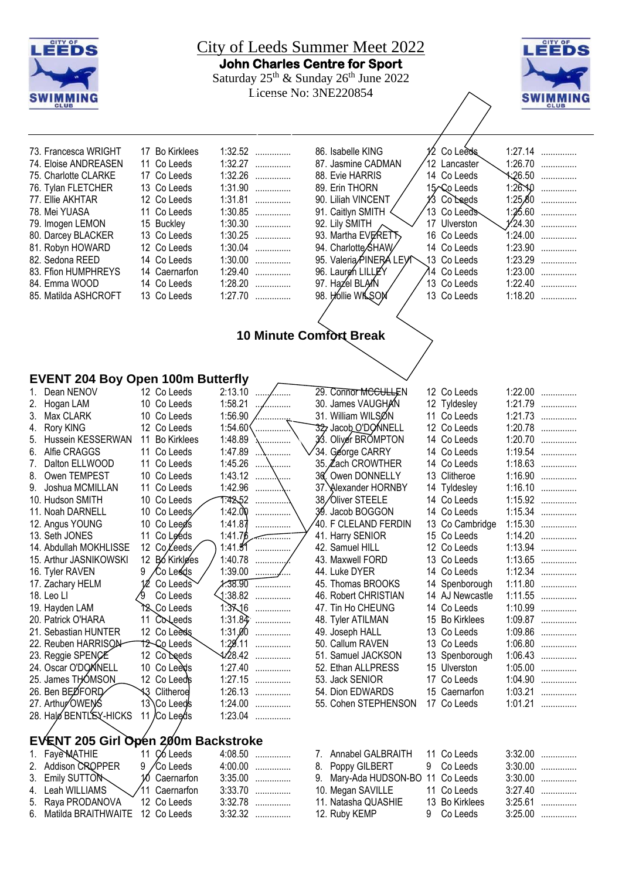# City of Leeds Summer Meet 2022

**John Charles Centre for Sport**

Saturday 25th & Sunday 26th June 2022

License No: 3NE220854

| # | Name | Age | Club | Time | |
|---|---|---|---|---|---|
| 73. | Francesca WRIGHT | 17 | Bo Kirklees | 1:32.52 | ............... |
| 74. | Eloise ANDREASEN | 11 | Co Leeds | 1:32.27 | ............... |
| 75. | Charlotte CLARKE | 17 | Co Leeds | 1:32.26 | ............... |
| 76. | Tylan FLETCHER | 13 | Co Leeds | 1:31.90 | ............... |
| 77. | Ellie AKHTAR | 12 | Co Leeds | 1:31.81 | ............... |
| 78. | Mei YUASA | 11 | Co Leeds | 1:30.85 | ............... |
| 79. | Imogen LEMON | 15 | Buckley | 1:30.30 | ............... |
| 80. | Darcey BLACKER | 13 | Co Leeds | 1:30.25 | ............... |
| 81. | Robyn HOWARD | 12 | Co Leeds | 1:30.04 | ............... |
| 82. | Sedona REED | 14 | Co Leeds | 1:30.00 | ............... |
| 83. | Ffion HUMPHREYS | 14 | Caernarfon | 1:29.40 | ............... |
| 84. | Emma WOOD | 14 | Co Leeds | 1:28.20 | ............... |
| 85. | Matilda ASHCROFT | 13 | Co Leeds | 1:27.70 | ............... |
| 86. | Isabelle KING | 12 | Co Leeds | 1:27.14 | ............... |
| 87. | Jasmine CADMAN | 12 | Lancaster | 1:26.70 | ............... |
| 88. | Evie HARRIS | 14 | Co Leeds | 1:26.50 | ............... |
| 89. | Erin THORN | 15 | Co Leeds | 1:26.10 | ............... |
| 90. | Liliah VINCENT | 13 | Co Leeds | 1:25.80 | ............... |
| 91. | Caitlyn SMITH | 13 | Co Leeds | 1:25.60 | ............... |
| 92. | Lily SMITH | 17 | Ulverston | 1:24.30 | ............... |
| 93. | Martha EVERETT | 16 | Co Leeds | 1:24.00 | ............... |
| 94. | Charlotte SHAW | 14 | Co Leeds | 1:23.90 | ............... |
| 95. | Valeria PINERA LEVY | 13 | Co Leeds | 1:23.29 | ............... |
| 96. | Lauren LILLEY | 14 | Co Leeds | 1:23.00 | ............... |
| 97. | Hazel BLAIN | 13 | Co Leeds | 1:22.40 | ............... |
| 98. | Hollie WILSON | 13 | Co Leeds | 1:18.20 | ............... |

**10 Minute Comfort Break**

## EVENT 204 Boy Open 100m Butterfly

| # | Name | Age | Club | Time | |
|---|---|---|---|---|---|
| 1. | Dean NENOV | 12 | Co Leeds | 2:13.10 | ............... |
| 2. | Hogan LAM | 10 | Co Leeds | 1:58.21 | ............... |
| 3. | Max CLARK | 10 | Co Leeds | 1:56.90 | ............... |
| 4. | Rory KING | 12 | Co Leeds | 1:54.60 | ............... |
| 5. | Hussein KESSERWAN | 11 | Bo Kirklees | 1:48.89 | ............... |
| 6. | Alfie CRAGGS | 11 | Co Leeds | 1:47.89 | ............... |
| 7. | Dalton ELLWOOD | 11 | Co Leeds | 1:45.26 | ............... |
| 8. | Owen TEMPEST | 10 | Co Leeds | 1:43.12 | ............... |
| 9. | Joshua MCMILLAN | 11 | Co Leeds | 1:42.96 | ............... |
| 10. | Hudson SMITH | 10 | Co Leeds | 1:42.52 | ............... |
| 11. | Noah DARNELL | 10 | Co Leeds | 1:42.00 | ............... |
| 12. | Angus YOUNG | 10 | Co Leeds | 1:41.87 | ............... |
| 13. | Seth JONES | 11 | Co Leeds | 1:41.76 | ............... |
| 14. | Abdullah MOKHLISSE | 12 | Co Leeds | 1:41.51 | ............... |
| 15. | Arthur JASNIKOWSKI | 12 | Bo Kirklees | 1:40.78 | ............... |
| 16. | Tyler RAVEN | 9 | Co Leeds | 1:39.00 | ............... |
| 17. | Zachary HELM | 12 | Co Leeds | 1:38.90 | ............... |
| 18. | Leo LI | 9 | Co Leeds | 1:38.82 | ............... |
| 19. | Hayden LAM | 12 | Co Leeds | 1:37.16 | ............... |
| 20. | Patrick O'HARA | 11 | Co Leeds | 1:31.84 | ............... |
| 21. | Sebastian HUNTER | 12 | Co Leeds | 1:31.00 | ............... |
| 22. | Reuben HARRISON | 12 | Co Leeds | 1:29.11 | ............... |
| 23. | Reggie SPENCE | 12 | Co Leeds | 1:28.42 | ............... |
| 24. | Oscar O'DONNELL | 10 | Co Leeds | 1:27.40 | ............... |
| 25. | James THOMSON | 12 | Co Leeds | 1:27.15 | ............... |
| 26. | Ben BEDFORD | 13 | Clitheroe | 1:26.13 | ............... |
| 27. | Arthur OWENS | 13 | Co Leeds | 1:24.00 | ............... |
| 28. | Halo BENTLEY-HICKS | 11 | Co Leeds | 1:23.04 | ............... |
| 29. | Connor MCCULLEN | 12 | Co Leeds | 1:22.00 | ............... |
| 30. | James VAUGHAN | 12 | Tyldesley | 1:21.79 | ............... |
| 31. | William WILSON | 11 | Co Leeds | 1:21.73 | ............... |
| 32. | Jacob O'DONNELL | 12 | Co Leeds | 1:20.78 | ............... |
| 33. | Oliver BROMPTON | 14 | Co Leeds | 1:20.70 | ............... |
| 34. | George CARRY | 14 | Co Leeds | 1:19.54 | ............... |
| 35. | Zach CROWTHER | 14 | Co Leeds | 1:18.63 | ............... |
| 36. | Owen DONNELLY | 13 | Clitheroe | 1:16.90 | ............... |
| 37. | Alexander HORNBY | 14 | Tyldesley | 1:16.10 | ............... |
| 38. | Oliver STEELE | 14 | Co Leeds | 1:15.92 | ............... |
| 39. | Jacob BOGGON | 14 | Co Leeds | 1:15.34 | ............... |
| 40. | F CLELAND FERDIN | 13 | Co Cambridge | 1:15.30 | ............... |
| 41. | Harry SENIOR | 15 | Co Leeds | 1:14.20 | ............... |
| 42. | Samuel HILL | 12 | Co Leeds | 1:13.94 | ............... |
| 43. | Maxwell FORD | 13 | Co Leeds | 1:13.65 | ............... |
| 44. | Luke DYER | 14 | Co Leeds | 1:12.34 | ............... |
| 45. | Thomas BROOKS | 14 | Spenborough | 1:11.80 | ............... |
| 46. | Robert CHRISTIAN | 14 | AJ Newcastle | 1:11.55 | ............... |
| 47. | Tin Ho CHEUNG | 14 | Co Leeds | 1:10.99 | ............... |
| 48. | Tyler ATILMAN | 15 | Bo Kirklees | 1:09.87 | ............... |
| 49. | Joseph HALL | 13 | Co Leeds | 1:09.86 | ............... |
| 50. | Callum RAVEN | 13 | Co Leeds | 1:06.80 | ............... |
| 51. | Samuel JACKSON | 13 | Spenborough | 1:06.43 | ............... |
| 52. | Ethan ALLPRESS | 15 | Ulverston | 1:05.00 | ............... |
| 53. | Jack SENIOR | 17 | Co Leeds | 1:04.90 | ............... |
| 54. | Dion EDWARDS | 15 | Caernarfon | 1:03.21 | ............... |
| 55. | Cohen STEPHENSON | 17 | Co Leeds | 1:01.21 | ............... |

## EVENT 205 Girl Open 200m Backstroke

| # | Name | Age | Club | Time | |
|---|---|---|---|---|---|
| 1. | Faye MATHIE | 11 | Co Leeds | 4:08.50 | ............... |
| 2. | Addison CROPPER | 9 | Co Leeds | 4:00.00 | ............... |
| 3. | Emily SUTTON | 10 | Caernarfon | 3:35.00 | ............... |
| 4. | Leah WILLIAMS | 11 | Caernarfon | 3:33.70 | ............... |
| 5. | Raya PRODANOVA | 12 | Co Leeds | 3:32.78 | ............... |
| 6. | Matilda BRAITHWAITE | 12 | Co Leeds | 3:32.32 | ............... |
| 7. | Annabel GALBRAITH | 11 | Co Leeds | 3:32.00 | ............... |
| 8. | Poppy GILBERT | 9 | Co Leeds | 3:30.00 | ............... |
| 9. | Mary-Ada HUDSON-BO | 11 | Co Leeds | 3:30.00 | ............... |
| 10. | Megan SAVILLE | 11 | Co Leeds | 3:27.40 | ............... |
| 11. | Natasha QUASHIE | 13 | Bo Kirklees | 3:25.61 | ............... |
| 12. | Ruby KEMP | 9 | Co Leeds | 3:25.00 | ............... |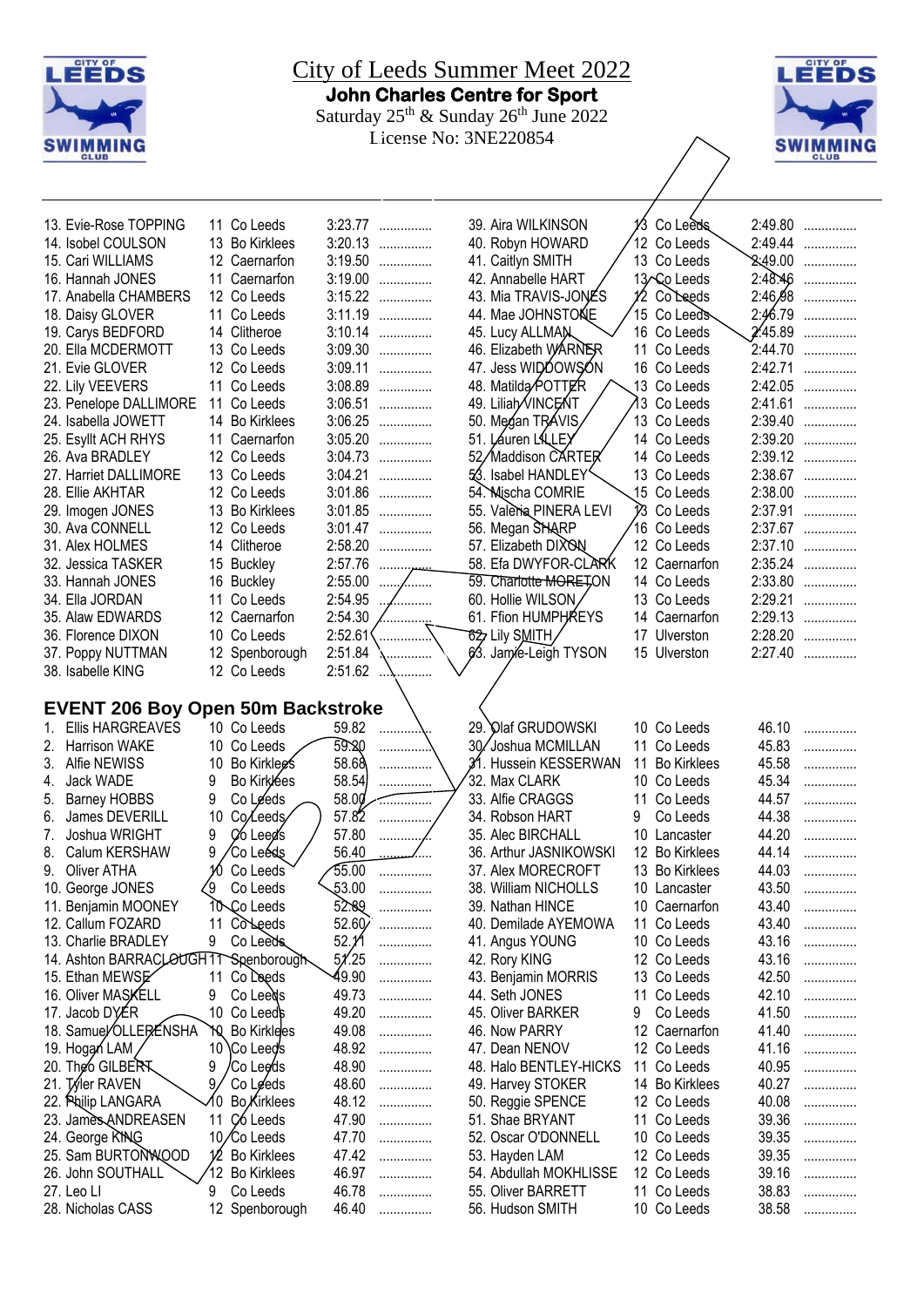# City of Leeds Summer Meet 2022

**John Charles Centre for Sport**

Saturday 25th & Sunday 26th June 2022

License No: 3NE220854

| | | | | |
|---|---|---|---|---|
| 13. Evie-Rose TOPPING | 11 | Co Leeds | 3:23.77 | ............... |
| 14. Isobel COULSON | 13 | Bo Kirklees | 3:20.13 | ............... |
| 15. Cari WILLIAMS | 12 | Caernarfon | 3:19.50 | ............... |
| 16. Hannah JONES | 11 | Caernarfon | 3:19.00 | ............... |
| 17. Anabella CHAMBERS | 12 | Co Leeds | 3:15.22 | ............... |
| 18. Daisy GLOVER | 11 | Co Leeds | 3:11.19 | ............... |
| 19. Carys BEDFORD | 14 | Clitheroe | 3:10.14 | ............... |
| 20. Ella MCDERMOTT | 13 | Co Leeds | 3:09.30 | ............... |
| 21. Evie GLOVER | 12 | Co Leeds | 3:09.11 | ............... |
| 22. Lily VEEVERS | 11 | Co Leeds | 3:08.89 | ............... |
| 23. Penelope DALLIMORE | 11 | Co Leeds | 3:06.51 | ............... |
| 24. Isabella JOWETT | 14 | Bo Kirklees | 3:06.25 | ............... |
| 25. Esyllt ACH RHYS | 11 | Caernarfon | 3:05.20 | ............... |
| 26. Ava BRADLEY | 12 | Co Leeds | 3:04.73 | ............... |
| 27. Harriet DALLIMORE | 13 | Co Leeds | 3:04.21 | ............... |
| 28. Ellie AKHTAR | 12 | Co Leeds | 3:01.86 | ............... |
| 29. Imogen JONES | 13 | Bo Kirklees | 3:01.85 | ............... |
| 30. Ava CONNELL | 12 | Co Leeds | 3:01.47 | ............... |
| 31. Alex HOLMES | 14 | Clitheroe | 2:58.20 | ............... |
| 32. Jessica TASKER | 15 | Buckley | 2:57.76 | ............... |
| 33. Hannah JONES | 16 | Buckley | 2:55.00 | ............... |
| 34. Ella JORDAN | 11 | Co Leeds | 2:54.95 | ............... |
| 35. Alaw EDWARDS | 12 | Caernarfon | 2:54.30 | ............... |
| 36. Florence DIXON | 10 | Co Leeds | 2:52.61 | ............... |
| 37. Poppy NUTTMAN | 12 | Spenborough | 2:51.84 | ............... |
| 38. Isabelle KING | 12 | Co Leeds | 2:51.62 | ............... |
| 39. Aira WILKINSON | 13 | Co Leeds | 2:49.80 | ............... |
| 40. Robyn HOWARD | 12 | Co Leeds | 2:49.44 | ............... |
| 41. Caitlyn SMITH | 13 | Co Leeds | 2:49.00 | ............... |
| 42. Annabelle HART | 13 | Co Leeds | 2:48.46 | ............... |
| 43. Mia TRAVIS-JONES | 12 | Co Leeds | 2:46.98 | ............... |
| 44. Mae JOHNSTONE | 15 | Co Leeds | 2:46.79 | ............... |
| 45. Lucy ALLMAN | 16 | Co Leeds | 2:45.89 | ............... |
| 46. Elizabeth WARNER | 11 | Co Leeds | 2:44.70 | ............... |
| 47. Jess WIDDOWSON | 16 | Co Leeds | 2:42.71 | ............... |
| 48. Matilda POTTER | 13 | Co Leeds | 2:42.05 | ............... |
| 49. Liliah VINCENT | 13 | Co Leeds | 2:41.61 | ............... |
| 50. Megan TRAVIS | 13 | Co Leeds | 2:39.40 | ............... |
| 51. Lauren LILLEY | 14 | Co Leeds | 2:39.20 | ............... |
| 52. Maddison CARTER | 14 | Co Leeds | 2:39.12 | ............... |
| 53. Isabel HANDLEY | 13 | Co Leeds | 2:38.67 | ............... |
| 54. Mischa COMRIE | 15 | Co Leeds | 2:38.00 | ............... |
| 55. Valeria PINERA LEVI | 13 | Co Leeds | 2:37.91 | ............... |
| 56. Megan SHARP | 16 | Co Leeds | 2:37.67 | ............... |
| 57. Elizabeth DIXON | 12 | Co Leeds | 2:37.10 | ............... |
| 58. Efa DWYFOR-CLARK | 12 | Caernarfon | 2:35.24 | ............... |
| 59. Charlotte MORETON | 14 | Co Leeds | 2:33.80 | ............... |
| 60. Hollie WILSON | 13 | Co Leeds | 2:29.21 | ............... |
| 61. Ffion HUMPHREYS | 14 | Caernarfon | 2:29.13 | ............... |
| 62. Lily SMITH | 17 | Ulverston | 2:28.20 | ............... |
| 63. Jamie-Leigh TYSON | 15 | Ulverston | 2:27.40 | ............... |

## EVENT 206 Boy Open 50m Backstroke

| | | | | |
|---|---|---|---|---|
| 1. Ellis HARGREAVES | 10 | Co Leeds | 59.82 | ............... |
| 2. Harrison WAKE | 10 | Co Leeds | 59.20 | ............... |
| 3. Alfie NEWISS | 10 | Bo Kirklees | 58.68 | ............... |
| 4. Jack WADE | 9 | Bo Kirklees | 58.54 | ............... |
| 5. Barney HOBBS | 9 | Co Leeds | 58.00 | ............... |
| 6. James DEVERILL | 10 | Co Leeds | 57.82 | ............... |
| 7. Joshua WRIGHT | 9 | Co Leeds | 57.80 | ............... |
| 8. Calum KERSHAW | 9 | Co Leeds | 56.40 | ............... |
| 9. Oliver ATHA | 10 | Co Leeds | 55.00 | ............... |
| 10. George JONES | 9 | Co Leeds | 53.00 | ............... |
| 11. Benjamin MOONEY | 10 | Co Leeds | 52.89 | ............... |
| 12. Callum FOZARD | 11 | Co Leeds | 52.60 | ............... |
| 13. Charlie BRADLEY | 9 | Co Leeds | 52.41 | ............... |
| 14. Ashton BARRACLOUGH | 11 | Spenborough | 51.25 | ............... |
| 15. Ethan MEWSE | 11 | Co Leeds | 49.90 | ............... |
| 16. Oliver MASKELL | 9 | Co Leeds | 49.73 | ............... |
| 17. Jacob DYER | 10 | Co Leeds | 49.20 | ............... |
| 18. Samuel OLLERENSHA | 10 | Bo Kirklees | 49.08 | ............... |
| 19. Hogan LAM | 10 | Co Leeds | 48.92 | ............... |
| 20. Theo GILBERT | 9 | Co Leeds | 48.90 | ............... |
| 21. Tyler RAVEN | 9 | Co Leeds | 48.60 | ............... |
| 22. Philip LANGARA | 10 | Bo Kirklees | 48.12 | ............... |
| 23. James ANDREASEN | 11 | Co Leeds | 47.90 | ............... |
| 24. George KING | 10 | Co Leeds | 47.70 | ............... |
| 25. Sam BURTONWOOD | 12 | Bo Kirklees | 47.42 | ............... |
| 26. John SOUTHALL | 12 | Bo Kirklees | 46.97 | ............... |
| 27. Leo LI | 9 | Co Leeds | 46.78 | ............... |
| 28. Nicholas CASS | 12 | Spenborough | 46.40 | ............... |
| 29. Olaf GRUDOWSKI | 10 | Co Leeds | 46.10 | ............... |
| 30. Joshua MCMILLAN | 11 | Co Leeds | 45.83 | ............... |
| 31. Hussein KESSERWAN | 11 | Bo Kirklees | 45.58 | ............... |
| 32. Max CLARK | 10 | Co Leeds | 45.34 | ............... |
| 33. Alfie CRAGGS | 11 | Co Leeds | 44.57 | ............... |
| 34. Robson HART | 9 | Co Leeds | 44.38 | ............... |
| 35. Alec BIRCHALL | 10 | Lancaster | 44.20 | ............... |
| 36. Arthur JASNIKOWSKI | 12 | Bo Kirklees | 44.14 | ............... |
| 37. Alex MORECROFT | 13 | Bo Kirklees | 44.03 | ............... |
| 38. William NICHOLLS | 10 | Lancaster | 43.50 | ............... |
| 39. Nathan HINCE | 10 | Caernarfon | 43.40 | ............... |
| 40. Demilade AYEMOWA | 11 | Co Leeds | 43.40 | ............... |
| 41. Angus YOUNG | 10 | Co Leeds | 43.16 | ............... |
| 42. Rory KING | 12 | Co Leeds | 43.16 | ............... |
| 43. Benjamin MORRIS | 13 | Co Leeds | 42.50 | ............... |
| 44. Seth JONES | 11 | Co Leeds | 42.10 | ............... |
| 45. Oliver BARKER | 9 | Co Leeds | 41.50 | ............... |
| 46. Now PARRY | 12 | Caernarfon | 41.40 | ............... |
| 47. Dean NENOV | 12 | Co Leeds | 41.16 | ............... |
| 48. Halo BENTLEY-HICKS | 11 | Co Leeds | 40.95 | ............... |
| 49. Harvey STOKER | 14 | Bo Kirklees | 40.27 | ............... |
| 50. Reggie SPENCE | 12 | Co Leeds | 40.08 | ............... |
| 51. Shae BRYANT | 11 | Co Leeds | 39.36 | ............... |
| 52. Oscar O'DONNELL | 10 | Co Leeds | 39.35 | ............... |
| 53. Hayden LAM | 12 | Co Leeds | 39.35 | ............... |
| 54. Abdullah MOKHLISSE | 12 | Co Leeds | 39.16 | ............... |
| 55. Oliver BARRETT | 11 | Co Leeds | 38.83 | ............... |
| 56. Hudson SMITH | 10 | Co Leeds | 38.58 | ............... |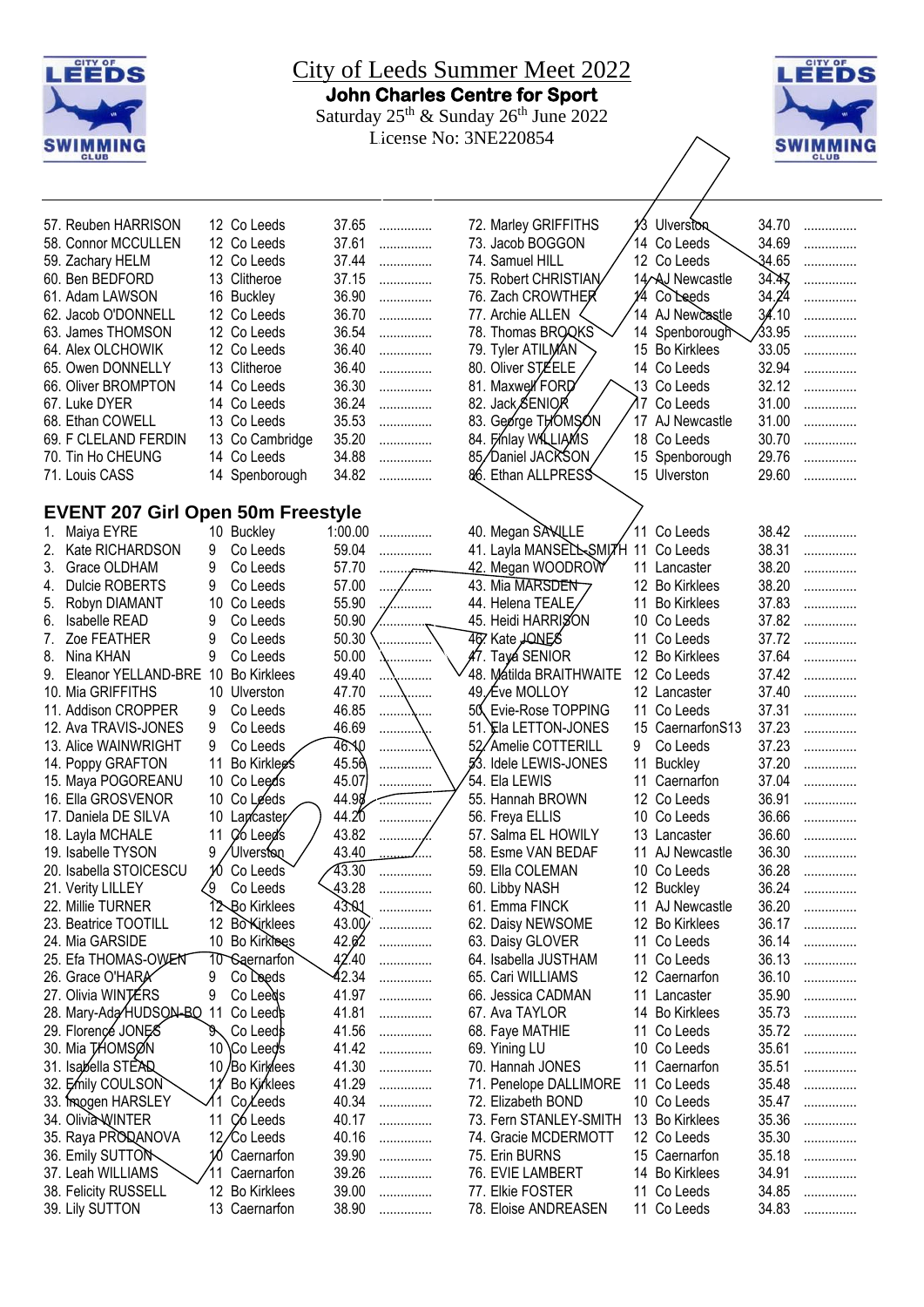# City of Leeds Summer Meet 2022

**John Charles Centre for Sport**

Saturday 25th & Sunday 26th June 2022

License No: 3NE220854

| # | Name | Age | Club | Time | |
|---|---|---|---|---|---|
| 57. | Reuben HARRISON | 12 | Co Leeds | 37.65 | ............... |
| 58. | Connor MCCULLEN | 12 | Co Leeds | 37.61 | ............... |
| 59. | Zachary HELM | 12 | Co Leeds | 37.44 | ............... |
| 60. | Ben BEDFORD | 13 | Clitheroe | 37.15 | ............... |
| 61. | Adam LAWSON | 16 | Buckley | 36.90 | ............... |
| 62. | Jacob O'DONNELL | 12 | Co Leeds | 36.70 | ............... |
| 63. | James THOMSON | 12 | Co Leeds | 36.54 | ............... |
| 64. | Alex OLCHOWIK | 12 | Co Leeds | 36.40 | ............... |
| 65. | Owen DONNELLY | 13 | Clitheroe | 36.40 | ............... |
| 66. | Oliver BROMPTON | 14 | Co Leeds | 36.30 | ............... |
| 67. | Luke DYER | 14 | Co Leeds | 36.24 | ............... |
| 68. | Ethan COWELL | 13 | Co Leeds | 35.53 | ............... |
| 69. | F CLELAND FERDIN | 13 | Co Cambridge | 35.20 | ............... |
| 70. | Tin Ho CHEUNG | 14 | Co Leeds | 34.88 | ............... |
| 71. | Louis CASS | 14 | Spenborough | 34.82 | ............... |
| 72. | Marley GRIFFITHS | 13 | Ulverston | 34.70 | ............... |
| 73. | Jacob BOGGON | 14 | Co Leeds | 34.69 | ............... |
| 74. | Samuel HILL | 12 | Co Leeds | 34.65 | ............... |
| 75. | Robert CHRISTIAN | 14 | AJ Newcastle | 34.47 | ............... |
| 76. | Zach CROWTHER | 14 | Co Leeds | 34.24 | ............... |
| 77. | Archie ALLEN | 14 | AJ Newcastle | 34.10 | ............... |
| 78. | Thomas BROOKS | 14 | Spenborough | 33.95 | ............... |
| 79. | Tyler ATILMAN | 15 | Bo Kirklees | 33.05 | ............... |
| 80. | Oliver STEELE | 14 | Co Leeds | 32.94 | ............... |
| 81. | Maxwell FORD | 13 | Co Leeds | 32.12 | ............... |
| 82. | Jack SENIOR | 17 | Co Leeds | 31.00 | ............... |
| 83. | George THOMSON | 17 | AJ Newcastle | 31.00 | ............... |
| 84. | Finlay WILLIAMS | 18 | Co Leeds | 30.70 | ............... |
| 85. | Daniel JACKSON | 15 | Spenborough | 29.76 | ............... |
| 86. | Ethan ALLPRESS | 15 | Ulverston | 29.60 | ............... |

## EVENT 207 Girl Open 50m Freestyle

| # | Name | Age | Club | Time | |
|---|---|---|---|---|---|
| 1. | Maiya EYRE | 10 | Buckley | 1:00.00 | ............... |
| 2. | Kate RICHARDSON | 9 | Co Leeds | 59.04 | ............... |
| 3. | Grace OLDHAM | 9 | Co Leeds | 57.70 | ............... |
| 4. | Dulcie ROBERTS | 9 | Co Leeds | 57.00 | ............... |
| 5. | Robyn DIAMANT | 10 | Co Leeds | 55.90 | ............... |
| 6. | Isabelle READ | 9 | Co Leeds | 50.90 | ............... |
| 7. | Zoe FEATHER | 9 | Co Leeds | 50.30 | ............... |
| 8. | Nina KHAN | 9 | Co Leeds | 50.00 | ............... |
| 9. | Eleanor YELLAND-BRE | 10 | Bo Kirklees | 49.40 | ............... |
| 10. | Mia GRIFFITHS | 10 | Ulverston | 47.70 | ............... |
| 11. | Addison CROPPER | 9 | Co Leeds | 46.85 | ............... |
| 12. | Ava TRAVIS-JONES | 9 | Co Leeds | 46.69 | ............... |
| 13. | Alice WAINWRIGHT | 9 | Co Leeds | 46.10 | ............... |
| 14. | Poppy GRAFTON | 11 | Bo Kirklees | 45.56 | ............... |
| 15. | Maya POGOREANU | 10 | Co Leeds | 45.07 | ............... |
| 16. | Ella GROSVENOR | 10 | Co Leeds | 44.98 | ............... |
| 17. | Daniela DE SILVA | 10 | Lancaster | 44.20 | ............... |
| 18. | Layla MCHALE | 11 | Co Leeds | 43.82 | ............... |
| 19. | Isabelle TYSON | 9 | Ulverston | 43.40 | ............... |
| 20. | Isabella STOICESCU | 10 | Co Leeds | 43.30 | ............... |
| 21. | Verity LILLEY | 9 | Co Leeds | 43.28 | ............... |
| 22. | Millie TURNER | 12 | Bo Kirklees | 43.01 | ............... |
| 23. | Beatrice TOOTILL | 12 | Bo Kirklees | 43.00 | ............... |
| 24. | Mia GARSIDE | 10 | Bo Kirklees | 42.62 | ............... |
| 25. | Efa THOMAS-OWEN | 10 | Caernarfon | 42.40 | ............... |
| 26. | Grace O'HARA | 9 | Co Leeds | 42.34 | ............... |
| 27. | Olivia WINTERS | 9 | Co Leeds | 41.97 | ............... |
| 28. | Mary-Ada HUDSON-BO | 11 | Co Leeds | 41.81 | ............... |
| 29. | Florence JONES | 9 | Co Leeds | 41.56 | ............... |
| 30. | Mia THOMSON | 10 | Co Leeds | 41.42 | ............... |
| 31. | Isabella STEAD | 10 | Bo Kirklees | 41.30 | ............... |
| 32. | Emily COULSON | 11 | Bo Kirklees | 41.29 | ............... |
| 33. | Imogen HARSLEY | 11 | Co Leeds | 40.34 | ............... |
| 34. | Olivia WINTER | 11 | Co Leeds | 40.17 | ............... |
| 35. | Raya PRODANOVA | 12 | Co Leeds | 40.16 | ............... |
| 36. | Emily SUTTON | 10 | Caernarfon | 39.90 | ............... |
| 37. | Leah WILLIAMS | 11 | Caernarfon | 39.26 | ............... |
| 38. | Felicity RUSSELL | 12 | Bo Kirklees | 39.00 | ............... |
| 39. | Lily SUTTON | 13 | Caernarfon | 38.90 | ............... |
| 40. | Megan SAVILLE | 11 | Co Leeds | 38.42 | ............... |
| 41. | Layla MANSELL-SMITH | 11 | Co Leeds | 38.31 | ............... |
| 42. | Megan WOODROW | 11 | Lancaster | 38.21 | ............... |
| 43. | Mia MARSDEN | 12 | Bo Kirklees | 38.20 | ............... |
| 44. | Helena TEALE | 11 | Bo Kirklees | 37.83 | ............... |
| 45. | Heidi HARRISON | 10 | Co Leeds | 37.82 | ............... |
| 46. | Kate JONES | 11 | Co Leeds | 37.72 | ............... |
| 47. | Taya SENIOR | 12 | Bo Kirklees | 37.64 | ............... |
| 48. | Matilda BRAITHWAITE | 12 | Co Leeds | 37.42 | ............... |
| 49. | Eve MOLLOY | 12 | Lancaster | 37.40 | ............... |
| 50. | Evie-Rose TOPPING | 11 | Co Leeds | 37.31 | ............... |
| 51. | Ela LETTON-JONES | 15 | CaernarfonS13 | 37.23 | ............... |
| 52. | Amelie COTTERILL | 9 | Co Leeds | 37.23 | ............... |
| 53. | Idele LEWIS-JONES | 11 | Buckley | 37.20 | ............... |
| 54. | Ela LEWIS | 11 | Caernarfon | 37.04 | ............... |
| 55. | Hannah BROWN | 12 | Co Leeds | 36.91 | ............... |
| 56. | Freya ELLIS | 10 | Co Leeds | 36.66 | ............... |
| 57. | Salma EL HOWILY | 13 | Lancaster | 36.60 | ............... |
| 58. | Esme VAN BEDAF | 11 | AJ Newcastle | 36.30 | ............... |
| 59. | Ella COLEMAN | 10 | Co Leeds | 36.28 | ............... |
| 60. | Libby NASH | 12 | Buckley | 36.24 | ............... |
| 61. | Emma FINCK | 11 | AJ Newcastle | 36.20 | ............... |
| 62. | Daisy NEWSOME | 12 | Bo Kirklees | 36.17 | ............... |
| 63. | Daisy GLOVER | 11 | Co Leeds | 36.14 | ............... |
| 64. | Isabella JUSTHAM | 11 | Co Leeds | 36.13 | ............... |
| 65. | Cari WILLIAMS | 12 | Caernarfon | 36.10 | ............... |
| 66. | Jessica CADMAN | 11 | Lancaster | 35.90 | ............... |
| 67. | Ava TAYLOR | 14 | Bo Kirklees | 35.73 | ............... |
| 68. | Faye MATHIE | 11 | Co Leeds | 35.72 | ............... |
| 69. | Yining LU | 10 | Co Leeds | 35.61 | ............... |
| 70. | Hannah JONES | 11 | Caernarfon | 35.51 | ............... |
| 71. | Penelope DALLIMORE | 11 | Co Leeds | 35.48 | ............... |
| 72. | Elizabeth BOND | 10 | Co Leeds | 35.47 | ............... |
| 73. | Fern STANLEY-SMITH | 13 | Bo Kirklees | 35.36 | ............... |
| 74. | Gracie MCDERMOTT | 12 | Co Leeds | 35.30 | ............... |
| 75. | Erin BURNS | 15 | Caernarfon | 35.18 | ............... |
| 76. | EVIE LAMBERT | 14 | Bo Kirklees | 34.91 | ............... |
| 77. | Elkie FOSTER | 11 | Co Leeds | 34.85 | ............... |
| 78. | Eloise ANDREASEN | 11 | Co Leeds | 34.83 | ............... |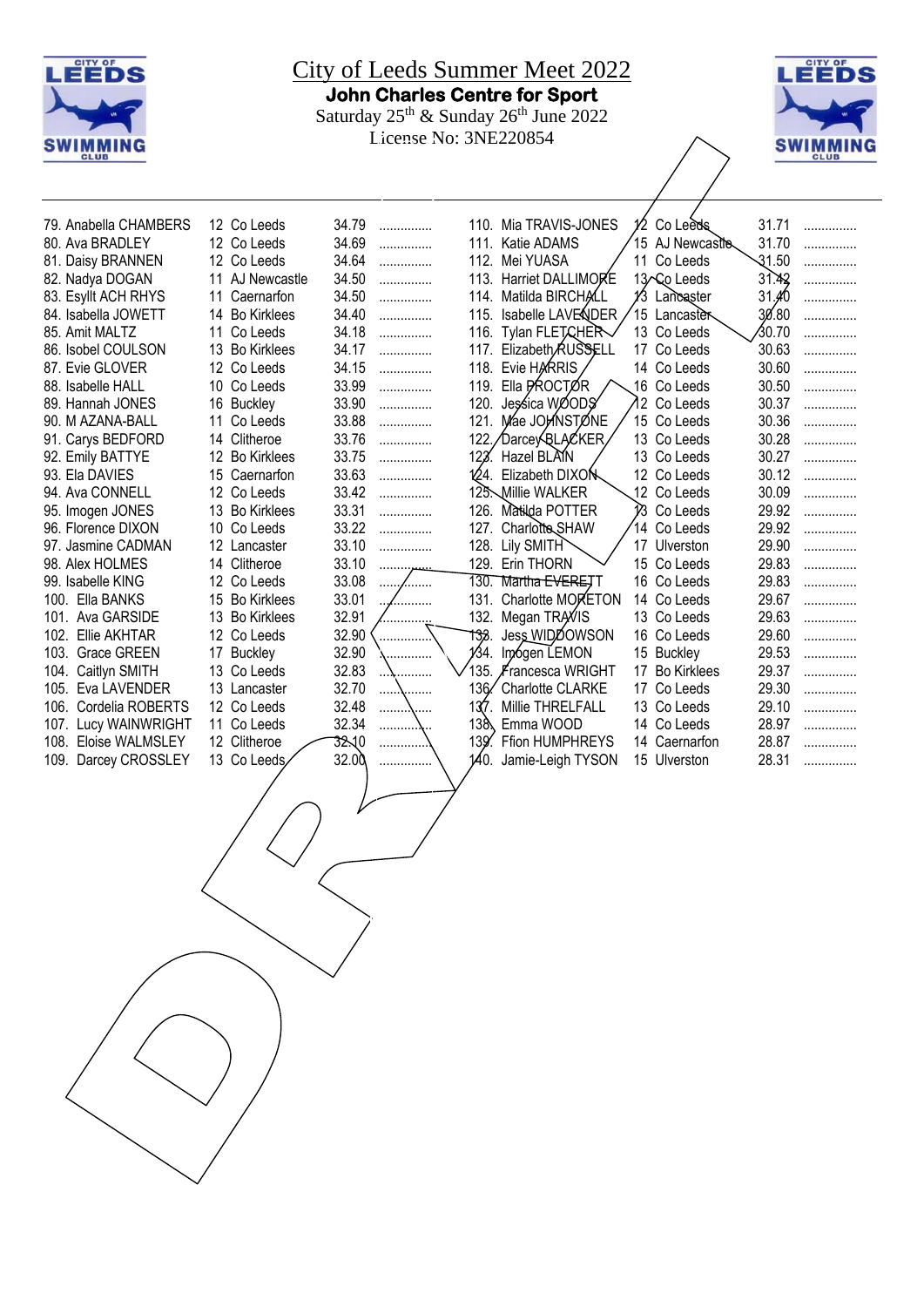# City of Leeds Summer Meet 2022

**John Charles Centre for Sport**

Saturday 25th & Sunday 26th June 2022

License No: 3NE220854

| Place | Name | Age | Club | Time | |
|---|---|---|---|---|---|
| 79. | Anabella CHAMBERS | 12 | Co Leeds | 34.79 | ............... |
| 80. | Ava BRADLEY | 12 | Co Leeds | 34.69 | ............... |
| 81. | Daisy BRANNEN | 12 | Co Leeds | 34.64 | ............... |
| 82. | Nadya DOGAN | 11 | AJ Newcastle | 34.50 | ............... |
| 83. | Esyllt ACH RHYS | 11 | Caernarfon | 34.50 | ............... |
| 84. | Isabella JOWETT | 14 | Bo Kirklees | 34.40 | ............... |
| 85. | Amit MALTZ | 11 | Co Leeds | 34.18 | ............... |
| 86. | Isobel COULSON | 13 | Bo Kirklees | 34.17 | ............... |
| 87. | Evie GLOVER | 12 | Co Leeds | 34.15 | ............... |
| 88. | Isabelle HALL | 10 | Co Leeds | 33.99 | ............... |
| 89. | Hannah JONES | 16 | Buckley | 33.90 | ............... |
| 90. | M AZANA-BALL | 11 | Co Leeds | 33.88 | ............... |
| 91. | Carys BEDFORD | 14 | Clitheroe | 33.76 | ............... |
| 92. | Emily BATTYE | 12 | Bo Kirklees | 33.75 | ............... |
| 93. | Ela DAVIES | 15 | Caernarfon | 33.63 | ............... |
| 94. | Ava CONNELL | 12 | Co Leeds | 33.42 | ............... |
| 95. | Imogen JONES | 13 | Bo Kirklees | 33.31 | ............... |
| 96. | Florence DIXON | 10 | Co Leeds | 33.22 | ............... |
| 97. | Jasmine CADMAN | 12 | Lancaster | 33.10 | ............... |
| 98. | Alex HOLMES | 14 | Clitheroe | 33.10 | ............... |
| 99. | Isabelle KING | 12 | Co Leeds | 33.08 | ............... |
| 100. | Ella BANKS | 15 | Bo Kirklees | 33.01 | ............... |
| 101. | Ava GARSIDE | 13 | Bo Kirklees | 32.91 | ............... |
| 102. | Ellie AKHTAR | 12 | Co Leeds | 32.90 | ............... |
| 103. | Grace GREEN | 17 | Buckley | 32.90 | ............... |
| 104. | Caitlyn SMITH | 13 | Co Leeds | 32.83 | ............... |
| 105. | Eva LAVENDER | 13 | Lancaster | 32.70 | ............... |
| 106. | Cordelia ROBERTS | 12 | Co Leeds | 32.48 | ............... |
| 107. | Lucy WAINWRIGHT | 11 | Co Leeds | 32.34 | ............... |
| 108. | Eloise WALMSLEY | 12 | Clitheroe | 32.10 | ............... |
| 109. | Darcey CROSSLEY | 13 | Co Leeds | 32.00 | ............... |
| 110. | Mia TRAVIS-JONES | 12 | Co Leeds | 31.71 | ............... |
| 111. | Katie ADAMS | 15 | AJ Newcastle | 31.70 | ............... |
| 112. | Mei YUASA | 11 | Co Leeds | 31.50 | ............... |
| 113. | Harriet DALLIMORE | 13 | Co Leeds | 31.42 | ............... |
| 114. | Matilda BIRCHALL | 13 | Lancaster | 31.40 | ............... |
| 115. | Isabelle LAVENDER | 15 | Lancaster | 30.80 | ............... |
| 116. | Tylan FLETCHER | 13 | Co Leeds | 30.70 | ............... |
| 117. | Elizabeth RUSSELL | 17 | Co Leeds | 30.63 | ............... |
| 118. | Evie HARRIS | 14 | Co Leeds | 30.60 | ............... |
| 119. | Ella PROCTOR | 16 | Co Leeds | 30.50 | ............... |
| 120. | Jessica WOODS | 12 | Co Leeds | 30.37 | ............... |
| 121. | Mae JOHNSTONE | 15 | Co Leeds | 30.36 | ............... |
| 122. | Darcey BLACKER | 13 | Co Leeds | 30.28 | ............... |
| 123. | Hazel BLAIN | 13 | Co Leeds | 30.27 | ............... |
| 124. | Elizabeth DIXON | 12 | Co Leeds | 30.12 | ............... |
| 125. | Millie WALKER | 12 | Co Leeds | 30.09 | ............... |
| 126. | Matilda POTTER | 13 | Co Leeds | 29.92 | ............... |
| 127. | Charlotte SHAW | 14 | Co Leeds | 29.92 | ............... |
| 128. | Lily SMITH | 17 | Ulverston | 29.90 | ............... |
| 129. | Erin THORN | 15 | Co Leeds | 29.83 | ............... |
| 130. | Martha EVERETT | 16 | Co Leeds | 29.83 | ............... |
| 131. | Charlotte MORETON | 14 | Co Leeds | 29.67 | ............... |
| 132. | Megan TRAVIS | 13 | Co Leeds | 29.63 | ............... |
| 133. | Jess WIDDOWSON | 16 | Co Leeds | 29.60 | ............... |
| 134. | Imogen LEMON | 15 | Buckley | 29.53 | ............... |
| 135. | Francesca WRIGHT | 17 | Bo Kirklees | 29.37 | ............... |
| 136. | Charlotte CLARKE | 17 | Co Leeds | 29.30 | ............... |
| 137. | Millie THRELFALL | 13 | Co Leeds | 29.10 | ............... |
| 138. | Emma WOOD | 14 | Co Leeds | 28.97 | ............... |
| 139. | Ffion HUMPHREYS | 14 | Caernarfon | 28.87 | ............... |
| 140. | Jamie-Leigh TYSON | 15 | Ulverston | 28.31 | ............... |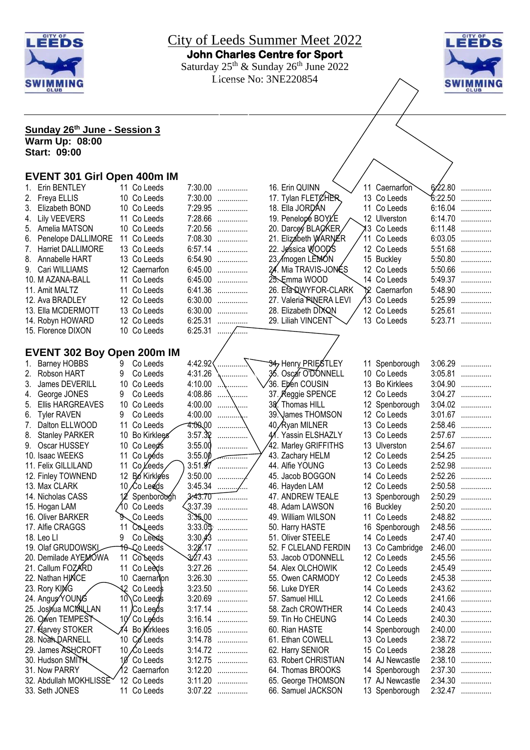# City of Leeds Summer Meet 2022

**John Charles Centre for Sport**

Saturday 25th & Sunday 26th June 2022

License No: 3NE220854

**Sunday 26th June - Session 3**

**Warm Up: 08:00**

**Start: 09:00**

## EVENT 301 Girl Open 400m IM

| # | Name | Age | Club | Time | |
|---|---|---|---|---|---|
| 1. | Erin BENTLEY | 11 | Co Leeds | 7:30.00 | ............... |
| 2. | Freya ELLIS | 10 | Co Leeds | 7:30.00 | ............... |
| 3. | Elizabeth BOND | 10 | Co Leeds | 7:29.95 | ............... |
| 4. | Lily VEEVERS | 11 | Co Leeds | 7:28.66 | ............... |
| 5. | Amelia MATSON | 10 | Co Leeds | 7:20.56 | ............... |
| 6. | Penelope DALLIMORE | 11 | Co Leeds | 7:08.30 | ............... |
| 7. | Harriet DALLIMORE | 13 | Co Leeds | 6:57.14 | ............... |
| 8. | Annabelle HART | 13 | Co Leeds | 6:54.90 | ............... |
| 9. | Cari WILLIAMS | 12 | Caernarfon | 6:45.00 | ............... |
| 10. | M AZANA-BALL | 11 | Co Leeds | 6:45.00 | ............... |
| 11. | Amit MALTZ | 11 | Co Leeds | 6:41.36 | ............... |
| 12. | Ava BRADLEY | 12 | Co Leeds | 6:30.00 | ............... |
| 13. | Ella MCDERMOTT | 13 | Co Leeds | 6:30.00 | ............... |
| 14. | Robyn HOWARD | 12 | Co Leeds | 6:25.31 | ............... |
| 15. | Florence DIXON | 10 | Co Leeds | 6:25.31 | ............... |
| 16. | Erin QUINN | 11 | Caernarfon | 6:22.80 | ............... |
| 17. | Tylan FLETCHER | 13 | Co Leeds | 6:22.50 | ............... |
| 18. | Ella JORDAN | 11 | Co Leeds | 6:16.04 | ............... |
| 19. | Penelope BOYLE | 12 | Ulverston | 6:14.70 | ............... |
| 20. | Darcey BLACKER | 13 | Co Leeds | 6:11.48 | ............... |
| 21. | Elizabeth WARNER | 11 | Co Leeds | 6:03.05 | ............... |
| 22. | Jessica WOODS | 12 | Co Leeds | 5:51.68 | ............... |
| 23. | Imogen LEMON | 15 | Buckley | 5:50.80 | ............... |
| 24. | Mia TRAVIS-JONES | 12 | Co Leeds | 5:50.66 | ............... |
| 25. | Emma WOOD | 14 | Co Leeds | 5:49.37 | ............... |
| 26. | Efa DWYFOR-CLARK | 12 | Caernarfon | 5:48.90 | ............... |
| 27. | Valeria PINERA LEVI | 13 | Co Leeds | 5:25.99 | ............... |
| 28. | Elizabeth DIXON | 12 | Co Leeds | 5:25.61 | ............... |
| 29. | Liliah VINCENT | 13 | Co Leeds | 5:23.71 | ............... |

## EVENT 302 Boy Open 200m IM

| # | Name | Age | Club | Time | |
|---|---|---|---|---|---|
| 1. | Barney HOBBS | 9 | Co Leeds | 4:42.92 | ............... |
| 2. | Robson HART | 9 | Co Leeds | 4:31.26 | ............... |
| 3. | James DEVERILL | 10 | Co Leeds | 4:10.00 | ............... |
| 4. | George JONES | 9 | Co Leeds | 4:08.86 | ............... |
| 5. | Ellis HARGREAVES | 10 | Co Leeds | 4:00.00 | ............... |
| 6. | Tyler RAVEN | 9 | Co Leeds | 4:00.00 | ............... |
| 7. | Dalton ELLWOOD | 11 | Co Leeds | 4:00.00 | ............... |
| 8. | Stanley PARKER | 10 | Bo Kirklees | 3:57.32 | ............... |
| 9. | Oscar HUSSEY | 10 | Co Leeds | 3:55.00 | ............... |
| 10. | Isaac WEEKS | 11 | Co Leeds | 3:55.00 | ............... |
| 11. | Felix GILLILAND | 11 | Co Leeds | 3:51.97 | ............... |
| 12. | Finley TOWNEND | 12 | Bo Kirklees | 3:50.00 | ............... |
| 13. | Max CLARK | 10 | Co Leeds | 3:45.34 | ............... |
| 14. | Nicholas CASS | 12 | Spenborough | 3:43.70 | ............... |
| 15. | Hogan LAM | 10 | Co Leeds | 3:37.39 | ............... |
| 16. | Oliver BARKER | 9 | Co Leeds | 3:35.00 | ............... |
| 17. | Alfie CRAGGS | 11 | Co Leeds | 3:33.05 | ............... |
| 18. | Leo LI | 9 | Co Leeds | 3:30.43 | ............... |
| 19. | Olaf GRUDOWSKI | 10 | Co Leeds | 3:28.17 | ............... |
| 20. | Demilade AYEMOWA | 11 | Co Leeds | 3:27.43 | ............... |
| 21. | Callum FOZARD | 11 | Co Leeds | 3:27.26 | ............... |
| 22. | Nathan HINCE | 10 | Caernarfon | 3:26.30 | ............... |
| 23. | Rory KING | 12 | Co Leeds | 3:23.50 | ............... |
| 24. | Angus YOUNG | 10 | Co Leeds | 3:20.69 | ............... |
| 25. | Joshua MCMILLAN | 11 | Co Leeds | 3:17.14 | ............... |
| 26. | Owen TEMPEST | 10 | Co Leeds | 3:16.14 | ............... |
| 27. | Harvey STOKER | 14 | Bo Kirklees | 3:16.05 | ............... |
| 28. | Noah DARNELL | 10 | Co Leeds | 3:14.78 | ............... |
| 29. | James ASHCROFT | 10 | Co Leeds | 3:14.72 | ............... |
| 30. | Hudson SMITH | 10 | Co Leeds | 3:12.75 | ............... |
| 31. | Now PARRY | 12 | Caernarfon | 3:12.20 | ............... |
| 32. | Abdullah MOKHLISSE | 12 | Co Leeds | 3:11.20 | ............... |
| 33. | Seth JONES | 11 | Co Leeds | 3:07.22 | ............... |
| 34. | Henry PRIESTLEY | 11 | Spenborough | 3:06.29 | ............... |
| 35. | Oscar O'DONNELL | 10 | Co Leeds | 3:05.81 | ............... |
| 36. | Eben COUSIN | 13 | Bo Kirklees | 3:04.90 | ............... |
| 37. | Reggie SPENCE | 12 | Co Leeds | 3:04.27 | ............... |
| 38. | Thomas HILL | 12 | Spenborough | 3:04.02 | ............... |
| 39. | James THOMSON | 12 | Co Leeds | 3:01.67 | ............... |
| 40. | Ryan MILNER | 13 | Co Leeds | 2:58.46 | ............... |
| 41. | Yassin ELSHAZLY | 13 | Co Leeds | 2:57.67 | ............... |
| 42. | Marley GRIFFITHS | 13 | Ulverston | 2:54.67 | ............... |
| 43. | Zachary HELM | 12 | Co Leeds | 2:54.25 | ............... |
| 44. | Alfie YOUNG | 13 | Co Leeds | 2:52.98 | ............... |
| 45. | Jacob BOGGON | 14 | Co Leeds | 2:52.26 | ............... |
| 46. | Hayden LAM | 12 | Co Leeds | 2:50.58 | ............... |
| 47. | ANDREW TEALE | 13 | Spenborough | 2:50.29 | ............... |
| 48. | Adam LAWSON | 16 | Buckley | 2:50.20 | ............... |
| 49. | William WILSON | 11 | Co Leeds | 2:48.82 | ............... |
| 50. | Harry HASTE | 16 | Spenborough | 2:48.56 | ............... |
| 51. | Oliver STEELE | 14 | Co Leeds | 2:47.40 | ............... |
| 52. | F CLELAND FERDIN | 13 | Co Cambridge | 2:46.00 | ............... |
| 53. | Jacob O'DONNELL | 12 | Co Leeds | 2:45.56 | ............... |
| 54. | Alex OLCHOWIK | 12 | Co Leeds | 2:45.49 | ............... |
| 55. | Owen CARMODY | 12 | Co Leeds | 2:45.38 | ............... |
| 56. | Luke DYER | 14 | Co Leeds | 2:43.62 | ............... |
| 57. | Samuel HILL | 12 | Co Leeds | 2:41.66 | ............... |
| 58. | Zach CROWTHER | 14 | Co Leeds | 2:40.43 | ............... |
| 59. | Tin Ho CHEUNG | 14 | Co Leeds | 2:40.30 | ............... |
| 60. | Rian HASTE | 14 | Spenborough | 2:40.00 | ............... |
| 61. | Ethan COWELL | 13 | Co Leeds | 2:38.72 | ............... |
| 62. | Harry SENIOR | 15 | Co Leeds | 2:38.28 | ............... |
| 63. | Robert CHRISTIAN | 14 | AJ Newcastle | 2:38.10 | ............... |
| 64. | Thomas BROOKS | 14 | Spenborough | 2:37.30 | ............... |
| 65. | George THOMSON | 17 | AJ Newcastle | 2:34.30 | ............... |
| 66. | Samuel JACKSON | 13 | Spenborough | 2:32.47 | ............... |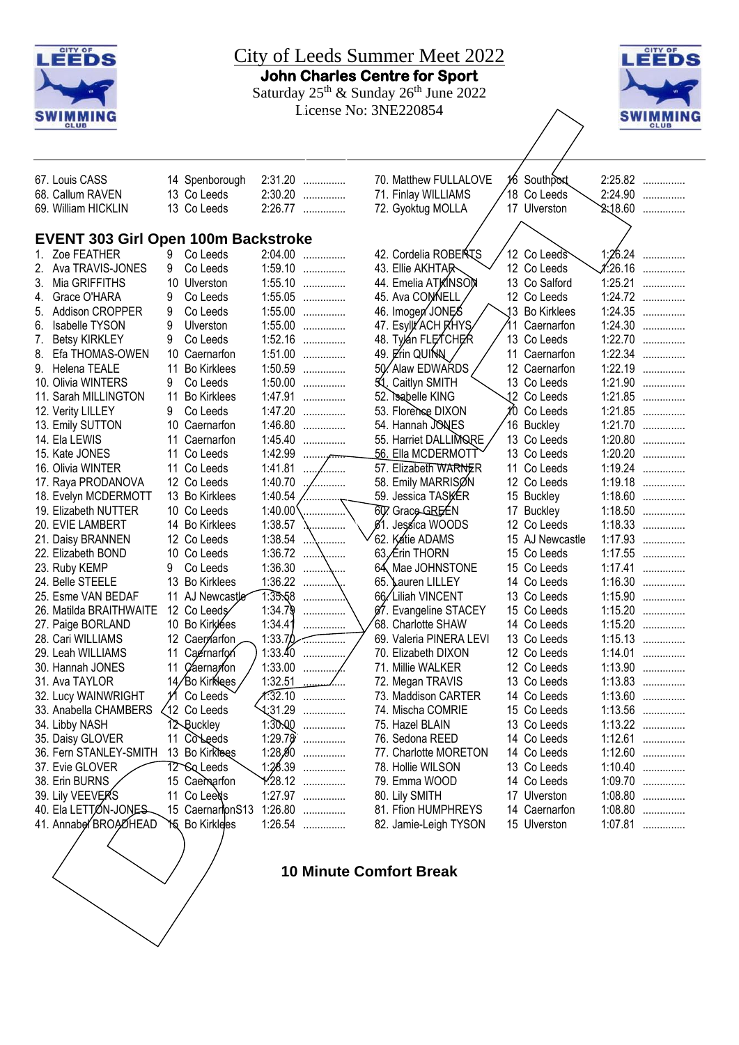# City of Leeds Summer Meet 2022

**John Charles Centre for Sport**

Saturday 25th & Sunday 26th June 2022

License No: 3NE220854

| | | | | |
|---|---|---|---|---|
| 67. Louis CASS | 14 | Spenborough | 2:31.20 | ............... |
| 68. Callum RAVEN | 13 | Co Leeds | 2:30.20 | ............... |
| 69. William HICKLIN | 13 | Co Leeds | 2:26.77 | ............... |
| 70. Matthew FULLALOVE | 16 | Southport | 2:25.82 | ............... |
| 71. Finlay WILLIAMS | 18 | Co Leeds | 2:24.90 | ............... |
| 72. Gyoktug MOLLA | 17 | Ulverston | 2:18.60 | ............... |

## EVENT 303 Girl Open 100m Backstroke

| | | | | |
|---|---|---|---|---|
| 1. Zoe FEATHER | 9 | Co Leeds | 2:04.00 | ............... |
| 2. Ava TRAVIS-JONES | 9 | Co Leeds | 1:59.10 | ............... |
| 3. Mia GRIFFITHS | 10 | Ulverston | 1:55.10 | ............... |
| 4. Grace O'HARA | 9 | Co Leeds | 1:55.05 | ............... |
| 5. Addison CROPPER | 9 | Co Leeds | 1:55.00 | ............... |
| 6. Isabelle TYSON | 9 | Ulverston | 1:55.00 | ............... |
| 7. Betsy KIRKLEY | 9 | Co Leeds | 1:52.16 | ............... |
| 8. Efa THOMAS-OWEN | 10 | Caernarfon | 1:51.00 | ............... |
| 9. Helena TEALE | 11 | Bo Kirklees | 1:50.59 | ............... |
| 10. Olivia WINTERS | 9 | Co Leeds | 1:50.00 | ............... |
| 11. Sarah MILLINGTON | 11 | Bo Kirklees | 1:47.91 | ............... |
| 12. Verity LILLEY | 9 | Co Leeds | 1:47.20 | ............... |
| 13. Emily SUTTON | 10 | Caernarfon | 1:46.80 | ............... |
| 14. Ela LEWIS | 11 | Caernarfon | 1:45.40 | ............... |
| 15. Kate JONES | 11 | Co Leeds | 1:42.99 | ............... |
| 16. Olivia WINTER | 11 | Co Leeds | 1:41.81 | ............... |
| 17. Raya PRODANOVA | 12 | Co Leeds | 1:40.70 | ............... |
| 18. Evelyn MCDERMOTT | 13 | Bo Kirklees | 1:40.54 | ............... |
| 19. Elizabeth NUTTER | 10 | Co Leeds | 1:40.00 | ............... |
| 20. EVIE LAMBERT | 14 | Bo Kirklees | 1:38.57 | ............... |
| 21. Daisy BRANNEN | 12 | Co Leeds | 1:38.54 | ............... |
| 22. Elizabeth BOND | 10 | Co Leeds | 1:36.72 | ............... |
| 23. Ruby KEMP | 9 | Co Leeds | 1:36.30 | ............... |
| 24. Belle STEELE | 13 | Bo Kirklees | 1:36.22 | ............... |
| 25. Esme VAN BEDAF | 11 | AJ Newcastle | 1:35.58 | ............... |
| 26. Matilda BRAITHWAITE | 12 | Co Leeds | 1:34.79 | ............... |
| 27. Paige BORLAND | 10 | Bo Kirklees | 1:34.41 | ............... |
| 28. Cari WILLIAMS | 12 | Caernarfon | 1:33.70 | ............... |
| 29. Leah WILLIAMS | 11 | Caernarfon | 1:33.40 | ............... |
| 30. Hannah JONES | 11 | Caernarfon | 1:33.00 | ............... |
| 31. Ava TAYLOR | 14 | Bo Kirklees | 1:32.51 | ............... |
| 32. Lucy WAINWRIGHT | 11 | Co Leeds | 1:32.10 | ............... |
| 33. Anabella CHAMBERS | 12 | Co Leeds | 1:31.29 | ............... |
| 34. Libby NASH | 12 | Buckley | 1:30.00 | ............... |
| 35. Daisy GLOVER | 11 | Co Leeds | 1:29.78 | ............... |
| 36. Fern STANLEY-SMITH | 13 | Bo Kirklees | 1:28.90 | ............... |
| 37. Evie GLOVER | 12 | Co Leeds | 1:28.39 | ............... |
| 38. Erin BURNS | 15 | Caernarfon | 1:28.12 | ............... |
| 39. Lily VEEVERS | 11 | Co Leeds | 1:27.97 | ............... |
| 40. Ela LETTON-JONES | 15 | CaernarfonS13 | 1:26.80 | ............... |
| 41. Annabel BROADHEAD | 15 | Bo Kirklees | 1:26.54 | ............... |
| 42. Cordelia ROBERTS | 12 | Co Leeds | 1:26.24 | ............... |
| 43. Ellie AKHTAR | 12 | Co Leeds | 1:26.16 | ............... |
| 44. Emelia ATKINSON | 13 | Co Salford | 1:25.21 | ............... |
| 45. Ava CONNELL | 12 | Co Leeds | 1:24.72 | ............... |
| 46. Imogen JONES | 13 | Bo Kirklees | 1:24.35 | ............... |
| 47. Esyllt ACH RHYS | 11 | Caernarfon | 1:24.30 | ............... |
| 48. Tylan FLETCHER | 13 | Co Leeds | 1:22.70 | ............... |
| 49. Erin QUINN | 11 | Caernarfon | 1:22.34 | ............... |
| 50. Alaw EDWARDS | 12 | Caernarfon | 1:22.19 | ............... |
| 51. Caitlyn SMITH | 13 | Co Leeds | 1:21.90 | ............... |
| 52. Isabelle KING | 12 | Co Leeds | 1:21.85 | ............... |
| 53. Florence DIXON | 10 | Co Leeds | 1:21.85 | ............... |
| 54. Hannah JONES | 16 | Buckley | 1:21.70 | ............... |
| 55. Harriet DALLIMORE | 13 | Co Leeds | 1:20.80 | ............... |
| 56. Ella MCDERMOTT | 13 | Co Leeds | 1:20.20 | ............... |
| 57. Elizabeth WARNER | 11 | Co Leeds | 1:19.24 | ............... |
| 58. Emily MARRISON | 12 | Co Leeds | 1:19.18 | ............... |
| 59. Jessica TASKER | 15 | Buckley | 1:18.60 | ............... |
| 60. Grace GREEN | 17 | Buckley | 1:18.50 | ............... |
| 61. Jessica WOODS | 12 | Co Leeds | 1:18.33 | ............... |
| 62. Katie ADAMS | 15 | AJ Newcastle | 1:17.93 | ............... |
| 63. Erin THORN | 15 | Co Leeds | 1:17.55 | ............... |
| 64. Mae JOHNSTONE | 15 | Co Leeds | 1:17.41 | ............... |
| 65. Lauren LILLEY | 14 | Co Leeds | 1:16.30 | ............... |
| 66. Liliah VINCENT | 13 | Co Leeds | 1:15.90 | ............... |
| 67. Evangeline STACEY | 15 | Co Leeds | 1:15.20 | ............... |
| 68. Charlotte SHAW | 14 | Co Leeds | 1:15.20 | ............... |
| 69. Valeria PINERA LEVI | 13 | Co Leeds | 1:15.13 | ............... |
| 70. Elizabeth DIXON | 12 | Co Leeds | 1:14.01 | ............... |
| 71. Millie WALKER | 12 | Co Leeds | 1:13.90 | ............... |
| 72. Megan TRAVIS | 13 | Co Leeds | 1:13.83 | ............... |
| 73. Maddison CARTER | 14 | Co Leeds | 1:13.60 | ............... |
| 74. Mischa COMRIE | 15 | Co Leeds | 1:13.56 | ............... |
| 75. Hazel BLAIN | 13 | Co Leeds | 1:13.22 | ............... |
| 76. Sedona REED | 14 | Co Leeds | 1:12.61 | ............... |
| 77. Charlotte MORETON | 14 | Co Leeds | 1:12.60 | ............... |
| 78. Hollie WILSON | 13 | Co Leeds | 1:10.40 | ............... |
| 79. Emma WOOD | 14 | Co Leeds | 1:09.70 | ............... |
| 80. Lily SMITH | 17 | Ulverston | 1:08.80 | ............... |
| 81. Ffion HUMPHREYS | 14 | Caernarfon | 1:08.80 | ............... |
| 82. Jamie-Leigh TYSON | 15 | Ulverston | 1:07.81 | ............... |

**10 Minute Comfort Break**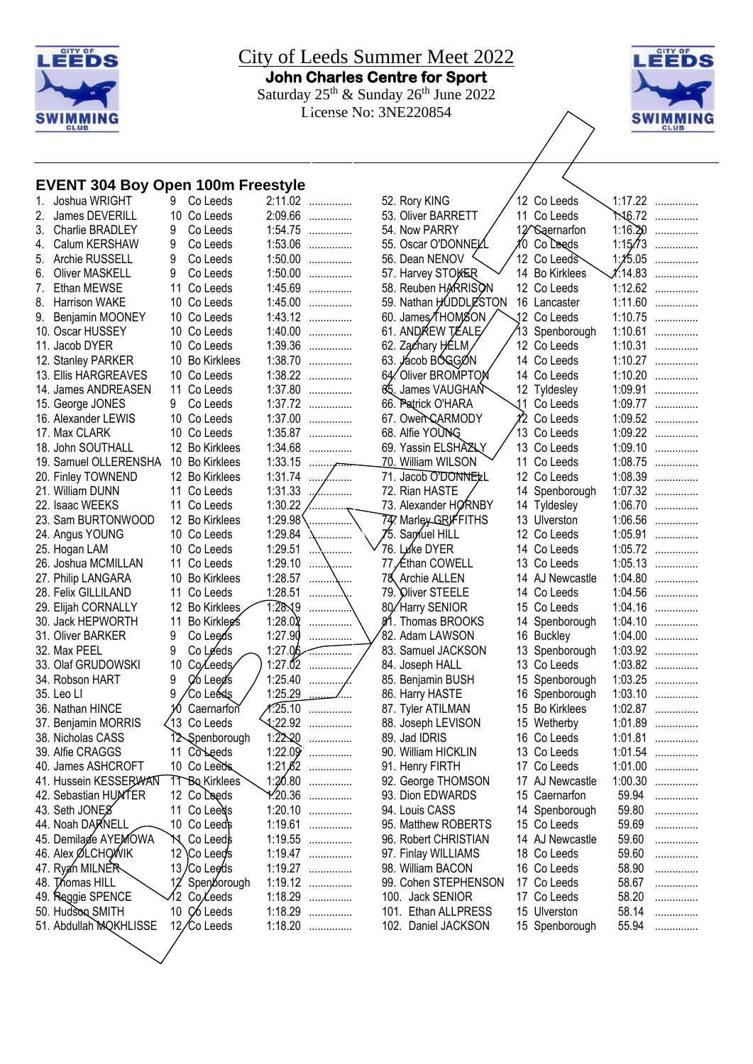# City of Leeds Summer Meet 2022

**John Charles Centre for Sport**

Saturday 25th & Sunday 26th June 2022

License No: 3NE220854

## EVENT 304 Boy Open 100m Freestyle

| Pos | Name | Age | Club | Time | |
|---|---|---|---|---|---|
| 1. | Joshua WRIGHT | 9 | Co Leeds | 2:11.02 | ............... |
| 2. | James DEVERILL | 10 | Co Leeds | 2:09.66 | ............... |
| 3. | Charlie BRADLEY | 9 | Co Leeds | 1:54.75 | ............... |
| 4. | Calum KERSHAW | 9 | Co Leeds | 1:53.06 | ............... |
| 5. | Archie RUSSELL | 9 | Co Leeds | 1:50.00 | ............... |
| 6. | Oliver MASKELL | 9 | Co Leeds | 1:50.00 | ............... |
| 7. | Ethan MEWSE | 11 | Co Leeds | 1:45.69 | ............... |
| 8. | Harrison WAKE | 10 | Co Leeds | 1:45.00 | ............... |
| 9. | Benjamin MOONEY | 10 | Co Leeds | 1:43.12 | ............... |
| 10. | Oscar HUSSEY | 10 | Co Leeds | 1:40.00 | ............... |
| 11. | Jacob DYER | 10 | Co Leeds | 1:39.36 | ............... |
| 12. | Stanley PARKER | 10 | Bo Kirklees | 1:38.70 | ............... |
| 13. | Ellis HARGREAVES | 10 | Co Leeds | 1:38.22 | ............... |
| 14. | James ANDREASEN | 11 | Co Leeds | 1:37.80 | ............... |
| 15. | George JONES | 9 | Co Leeds | 1:37.72 | ............... |
| 16. | Alexander LEWIS | 10 | Co Leeds | 1:37.00 | ............... |
| 17. | Max CLARK | 10 | Co Leeds | 1:35.87 | ............... |
| 18. | John SOUTHALL | 12 | Bo Kirklees | 1:34.68 | ............... |
| 19. | Samuel OLLERENSHA | 10 | Bo Kirklees | 1:33.15 | ............... |
| 20. | Finley TOWNEND | 12 | Bo Kirklees | 1:31.74 | ............... |
| 21. | William DUNN | 11 | Co Leeds | 1:31.33 | ............... |
| 22. | Isaac WEEKS | 11 | Co Leeds | 1:30.22 | ............... |
| 23. | Sam BURTONWOOD | 12 | Bo Kirklees | 1:29.98 | ............... |
| 24. | Angus YOUNG | 10 | Co Leeds | 1:29.84 | ............... |
| 25. | Hogan LAM | 10 | Co Leeds | 1:29.51 | ............... |
| 26. | Joshua McMILLAN | 11 | Co Leeds | 1:29.10 | ............... |
| 27. | Philip LANGARA | 10 | Bo Kirklees | 1:28.57 | ............... |
| 28. | Felix GILLILAND | 11 | Co Leeds | 1:28.51 | ............... |
| 29. | Elijah CORNALLY | 12 | Bo Kirklees | 1:28.19 | ............... |
| 30. | Jack HEPWORTH | 11 | Bo Kirklees | 1:28.02 | ............... |
| 31. | Oliver BARKER | 9 | Co Leeds | 1:27.90 | ............... |
| 32. | Max PEEL | 9 | Co Leeds | 1:27.06 | ............... |
| 33. | Olaf GRUDOWSKI | 10 | Co Leeds | 1:27.02 | ............... |
| 34. | Robson HART | 9 | Co Leeds | 1:25.40 | ............... |
| 35. | Leo LI | 9 | Co Leeds | 1:25.29 | ............... |
| 36. | Nathan HINCE | 10 | Caernarfon | 1:25.10 | ............... |
| 37. | Benjamin MORRIS | 13 | Co Leeds | 1:22.92 | ............... |
| 38. | Nicholas CASS | 12 | Spenborough | 1:22.20 | ............... |
| 39. | Alfie CRAGGS | 11 | Co Leeds | 1:22.09 | ............... |
| 40. | James ASHCROFT | 10 | Co Leeds | 1:21.62 | ............... |
| 41. | Hussein KESSERWAN | 11 | Bo Kirklees | 1:20.80 | ............... |
| 42. | Sebastian HUNTER | 12 | Co Leeds | 1:20.36 | ............... |
| 43. | Seth JONES | 11 | Co Leeds | 1:20.10 | ............... |
| 44. | Noah DARNELL | 10 | Co Leeds | 1:19.61 | ............... |
| 45. | Demilade AYEMOWA | 11 | Co Leeds | 1:19.55 | ............... |
| 46. | Alex OLCHOWIK | 12 | Co Leeds | 1:19.47 | ............... |
| 47. | Ryan MILNER | 13 | Co Leeds | 1:19.27 | ............... |
| 48. | Thomas HILL | 12 | Spenborough | 1:19.12 | ............... |
| 49. | Reggie SPENCE | 12 | Co Leeds | 1:18.29 | ............... |
| 50. | Hudson SMITH | 10 | Co Leeds | 1:18.29 | ............... |
| 51. | Abdullah MOKHLISSE | 12 | Co Leeds | 1:18.20 | ............... |
| 52. | Rory KING | 12 | Co Leeds | 1:17.22 | ............... |
| 53. | Oliver BARRETT | 11 | Co Leeds | 1:16.72 | ............... |
| 54. | Now PARRY | 12 | Caernarfon | 1:16.20 | ............... |
| 55. | Oscar O'DONNELL | 10 | Co Leeds | 1:15.73 | ............... |
| 56. | Dean NENOV | 12 | Co Leeds | 1:15.05 | ............... |
| 57. | Harvey STOKER | 14 | Bo Kirklees | 1:14.83 | ............... |
| 58. | Reuben HARRISON | 12 | Co Leeds | 1:12.62 | ............... |
| 59. | Nathan HUDDLESTON | 16 | Lancaster | 1:11.60 | ............... |
| 60. | James THOMSON | 12 | Co Leeds | 1:10.75 | ............... |
| 61. | ANDREW TEALE | 13 | Spenborough | 1:10.61 | ............... |
| 62. | Zachary HELM | 12 | Co Leeds | 1:10.31 | ............... |
| 63. | Jacob BOGGON | 14 | Co Leeds | 1:10.27 | ............... |
| 64. | Oliver BROMPTON | 14 | Co Leeds | 1:10.20 | ............... |
| 65. | James VAUGHAN | 12 | Tyldesley | 1:09.91 | ............... |
| 66. | Patrick O'HARA | 11 | Co Leeds | 1:09.77 | ............... |
| 67. | Owen CARMODY | 12 | Co Leeds | 1:09.52 | ............... |
| 68. | Alfie YOUNG | 13 | Co Leeds | 1:09.22 | ............... |
| 69. | Yassin ELSHAZLY | 13 | Co Leeds | 1:09.10 | ............... |
| 70. | William WILSON | 11 | Co Leeds | 1:08.75 | ............... |
| 71. | Jacob O'DONNELL | 12 | Co Leeds | 1:08.39 | ............... |
| 72. | Rian HASTE | 14 | Spenborough | 1:07.32 | ............... |
| 73. | Alexander HORNBY | 14 | Tyldesley | 1:06.70 | ............... |
| 74. | Marley GRIFFITHS | 13 | Ulverston | 1:06.56 | ............... |
| 75. | Samuel HILL | 12 | Co Leeds | 1:05.91 | ............... |
| 76. | Luke DYER | 14 | Co Leeds | 1:05.72 | ............... |
| 77. | Ethan COWELL | 13 | Co Leeds | 1:05.13 | ............... |
| 78. | Archie ALLEN | 14 | AJ Newcastle | 1:04.80 | ............... |
| 79. | Oliver STEELE | 14 | Co Leeds | 1:04.56 | ............... |
| 80. | Harry SENIOR | 15 | Co Leeds | 1:04.16 | ............... |
| 81. | Thomas BROOKS | 14 | Spenborough | 1:04.10 | ............... |
| 82. | Adam LAWSON | 16 | Buckley | 1:04.00 | ............... |
| 83. | Samuel JACKSON | 13 | Spenborough | 1:03.92 | ............... |
| 84. | Joseph HALL | 13 | Co Leeds | 1:03.82 | ............... |
| 85. | Benjamin BUSH | 15 | Spenborough | 1:03.25 | ............... |
| 86. | Harry HASTE | 16 | Spenborough | 1:03.10 | ............... |
| 87. | Tyler ATILMAN | 15 | Bo Kirklees | 1:02.87 | ............... |
| 88. | Joseph LEVISON | 15 | Wetherby | 1:01.89 | ............... |
| 89. | Jad IDRIS | 16 | Co Leeds | 1:01.81 | ............... |
| 90. | William HICKLIN | 13 | Co Leeds | 1:01.54 | ............... |
| 91. | Henry FIRTH | 17 | Co Leeds | 1:01.00 | ............... |
| 92. | George THOMSON | 17 | AJ Newcastle | 1:00.30 | ............... |
| 93. | Dion EDWARDS | 15 | Caernarfon | 59.94 | ............... |
| 94. | Louis CASS | 14 | Spenborough | 59.80 | ............... |
| 95. | Matthew ROBERTS | 15 | Co Leeds | 59.69 | ............... |
| 96. | Robert CHRISTIAN | 14 | AJ Newcastle | 59.60 | ............... |
| 97. | Finlay WILLIAMS | 18 | Co Leeds | 59.60 | ............... |
| 98. | William BACON | 16 | Co Leeds | 58.90 | ............... |
| 99. | Cohen STEPHENSON | 17 | Co Leeds | 58.67 | ............... |
| 100. | Jack SENIOR | 17 | Co Leeds | 58.20 | ............... |
| 101. | Ethan ALLPRESS | 15 | Ulverston | 58.14 | ............... |
| 102. | Daniel JACKSON | 15 | Spenborough | 55.94 | ............... |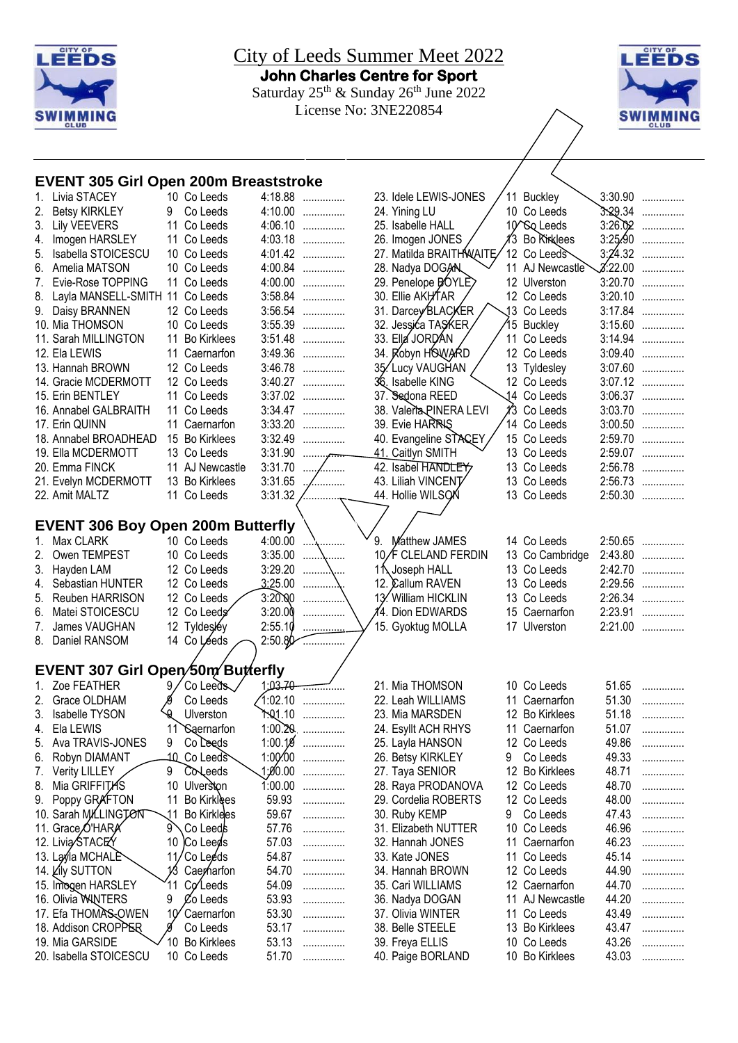# City of Leeds Summer Meet 2022

**John Charles Centre for Sport**

Saturday 25th & Sunday 26th June 2022

License No: 3NE220854

## EVENT 305 Girl Open 200m Breaststroke

| # | Name | Age | Club | Time | |
|---|---|---|---|---|---|
| 1. | Livia STACEY | 10 | Co Leeds | 4:18.88 | ............... |
| 2. | Betsy KIRKLEY | 9 | Co Leeds | 4:10.00 | ............... |
| 3. | Lily VEEVERS | 11 | Co Leeds | 4:06.10 | ............... |
| 4. | Imogen HARSLEY | 11 | Co Leeds | 4:03.18 | ............... |
| 5. | Isabella STOICESCU | 10 | Co Leeds | 4:01.42 | ............... |
| 6. | Amelia MATSON | 10 | Co Leeds | 4:00.84 | ............... |
| 7. | Evie-Rose TOPPING | 11 | Co Leeds | 4:00.00 | ............... |
| 8. | Layla MANSELL-SMITH | 11 | Co Leeds | 3:58.84 | ............... |
| 9. | Daisy BRANNEN | 12 | Co Leeds | 3:56.54 | ............... |
| 10. | Mia THOMSON | 10 | Co Leeds | 3:55.39 | ............... |
| 11. | Sarah MILLINGTON | 11 | Bo Kirklees | 3:51.48 | ............... |
| 12. | Ela LEWIS | 11 | Caernarfon | 3:49.36 | ............... |
| 13. | Hannah BROWN | 12 | Co Leeds | 3:46.78 | ............... |
| 14. | Gracie MCDERMOTT | 12 | Co Leeds | 3:40.27 | ............... |
| 15. | Erin BENTLEY | 11 | Co Leeds | 3:37.02 | ............... |
| 16. | Annabel GALBRAITH | 11 | Co Leeds | 3:34.47 | ............... |
| 17. | Erin QUINN | 11 | Caernarfon | 3:33.20 | ............... |
| 18. | Annabel BROADHEAD | 15 | Bo Kirklees | 3:32.49 | ............... |
| 19. | Ella MCDERMOTT | 13 | Co Leeds | 3:31.90 | ............... |
| 20. | Emma FINCK | 11 | AJ Newcastle | 3:31.70 | ............... |
| 21. | Evelyn MCDERMOTT | 13 | Bo Kirklees | 3:31.65 | ............... |
| 22. | Amit MALTZ | 11 | Co Leeds | 3:31.32 | ............... |
| 23. | Idele LEWIS-JONES | 11 | Buckley | 3:30.90 | ............... |
| 24. | Yining LU | 10 | Co Leeds | 3:29.34 | ............... |
| 25. | Isabelle HALL | 10 | Co Leeds | 3:26.02 | ............... |
| 26. | Imogen JONES | 13 | Bo Kirklees | 3:25.90 | ............... |
| 27. | Matilda BRAITHWAITE | 12 | Co Leeds | 3:24.32 | ............... |
| 28. | Nadya DOGAN | 11 | AJ Newcastle | 3:22.00 | ............... |
| 29. | Penelope BOYLE | 12 | Ulverston | 3:20.70 | ............... |
| 30. | Ellie AKHTAR | 12 | Co Leeds | 3:20.10 | ............... |
| 31. | Darcey BLACKER | 13 | Co Leeds | 3:17.84 | ............... |
| 32. | Jessica TASKER | 15 | Buckley | 3:15.60 | ............... |
| 33. | Ella JORDAN | 11 | Co Leeds | 3:14.94 | ............... |
| 34. | Robyn HOWARD | 12 | Co Leeds | 3:09.40 | ............... |
| 35. | Lucy VAUGHAN | 13 | Tyldesley | 3:07.60 | ............... |
| 36. | Isabelle KING | 12 | Co Leeds | 3:07.12 | ............... |
| 37. | Sedona REED | 14 | Co Leeds | 3:06.37 | ............... |
| 38. | Valeria PINERA LEVI | 13 | Co Leeds | 3:03.70 | ............... |
| 39. | Evie HARRIS | 14 | Co Leeds | 3:00.50 | ............... |
| 40. | Evangeline STACEY | 15 | Co Leeds | 2:59.70 | ............... |
| 41. | Caitlyn SMITH | 13 | Co Leeds | 2:59.07 | ............... |
| 42. | Isabel HANDLEY | 13 | Co Leeds | 2:56.78 | ............... |
| 43. | Liliah VINCENT | 13 | Co Leeds | 2:56.73 | ............... |
| 44. | Hollie WILSON | 13 | Co Leeds | 2:50.30 | ............... |

## EVENT 306 Boy Open 200m Butterfly

| # | Name | Age | Club | Time | |
|---|---|---|---|---|---|
| 1. | Max CLARK | 10 | Co Leeds | 4:00.00 | ............... |
| 2. | Owen TEMPEST | 10 | Co Leeds | 3:35.00 | ............... |
| 3. | Hayden LAM | 12 | Co Leeds | 3:29.20 | ............... |
| 4. | Sebastian HUNTER | 12 | Co Leeds | 3:25.00 | ............... |
| 5. | Reuben HARRISON | 12 | Co Leeds | 3:20.00 | ............... |
| 6. | Matei STOICESCU | 12 | Co Leeds | 3:20.00 | ............... |
| 7. | James VAUGHAN | 12 | Tyldesley | 2:55.10 | ............... |
| 8. | Daniel RANSOM | 14 | Co Leeds | 2:50.80 | ............... |
| 9. | Matthew JAMES | 14 | Co Leeds | 2:50.65 | ............... |
| 10. | F CLELAND FERDIN | 13 | Co Cambridge | 2:43.80 | ............... |
| 11. | Joseph HALL | 13 | Co Leeds | 2:42.70 | ............... |
| 12. | Callum RAVEN | 13 | Co Leeds | 2:29.56 | ............... |
| 13. | William HICKLIN | 13 | Co Leeds | 2:26.34 | ............... |
| 14. | Dion EDWARDS | 15 | Caernarfon | 2:23.91 | ............... |
| 15. | Gyoktug MOLLA | 17 | Ulverston | 2:21.00 | ............... |

## EVENT 307 Girl Open 50m Butterfly

| # | Name | Age | Club | Time | |
|---|---|---|---|---|---|
| 1. | Zoe FEATHER | 9 | Co Leeds | 1:03.70 | ............... |
| 2. | Grace OLDHAM | 9 | Co Leeds | 1:02.10 | ............... |
| 3. | Isabelle TYSON | 9 | Ulverston | 1:01.10 | ............... |
| 4. | Ela LEWIS | 11 | Caernarfon | 1:00.20 | ............... |
| 5. | Ava TRAVIS-JONES | 9 | Co Leeds | 1:00.19 | ............... |
| 6. | Robyn DIAMANT | 10 | Co Leeds | 1:00.00 | ............... |
| 7. | Verity LILLEY | 9 | Co Leeds | 1:00.00 | ............... |
| 8. | Mia GRIFFITHS | 10 | Ulverston | 1:00.00 | ............... |
| 9. | Poppy GRAFTON | 11 | Bo Kirklees | 59.93 | ............... |
| 10. | Sarah MILLINGTON | 11 | Bo Kirklees | 59.67 | ............... |
| 11. | Grace O'HARA | 9 | Co Leeds | 57.76 | ............... |
| 12. | Livia STACEY | 10 | Co Leeds | 57.03 | ............... |
| 13. | Layla MCHALE | 11 | Co Leeds | 54.87 | ............... |
| 14. | Lily SUTTON | 13 | Caernarfon | 54.70 | ............... |
| 15. | Imogen HARSLEY | 11 | Co Leeds | 54.09 | ............... |
| 16. | Olivia WINTERS | 9 | Co Leeds | 53.93 | ............... |
| 17. | Efa THOMAS-OWEN | 10 | Caernarfon | 53.30 | ............... |
| 18. | Addison CROPPER | 9 | Co Leeds | 53.17 | ............... |
| 19. | Mia GARSIDE | 10 | Bo Kirklees | 53.13 | ............... |
| 20. | Isabella STOICESCU | 10 | Co Leeds | 51.70 | ............... |
| 21. | Mia THOMSON | 10 | Co Leeds | 51.65 | ............... |
| 22. | Leah WILLIAMS | 11 | Caernarfon | 51.30 | ............... |
| 23. | Mia MARSDEN | 12 | Bo Kirklees | 51.18 | ............... |
| 24. | Esyllt ACH RHYS | 11 | Caernarfon | 51.07 | ............... |
| 25. | Layla HANSON | 12 | Co Leeds | 49.86 | ............... |
| 26. | Betsy KIRKLEY | 9 | Co Leeds | 49.33 | ............... |
| 27. | Taya SENIOR | 12 | Bo Kirklees | 48.71 | ............... |
| 28. | Raya PRODANOVA | 12 | Co Leeds | 48.70 | ............... |
| 29. | Cordelia ROBERTS | 12 | Co Leeds | 48.00 | ............... |
| 30. | Ruby KEMP | 9 | Co Leeds | 47.43 | ............... |
| 31. | Elizabeth NUTTER | 10 | Co Leeds | 46.96 | ............... |
| 32. | Hannah JONES | 11 | Caernarfon | 46.23 | ............... |
| 33. | Kate JONES | 11 | Co Leeds | 45.14 | ............... |
| 34. | Hannah BROWN | 12 | Co Leeds | 44.90 | ............... |
| 35. | Cari WILLIAMS | 12 | Caernarfon | 44.70 | ............... |
| 36. | Nadya DOGAN | 11 | AJ Newcastle | 44.20 | ............... |
| 37. | Olivia WINTER | 11 | Co Leeds | 43.49 | ............... |
| 38. | Belle STEELE | 13 | Bo Kirklees | 43.47 | ............... |
| 39. | Freya ELLIS | 10 | Co Leeds | 43.26 | ............... |
| 40. | Paige BORLAND | 10 | Bo Kirklees | 43.03 | ............... |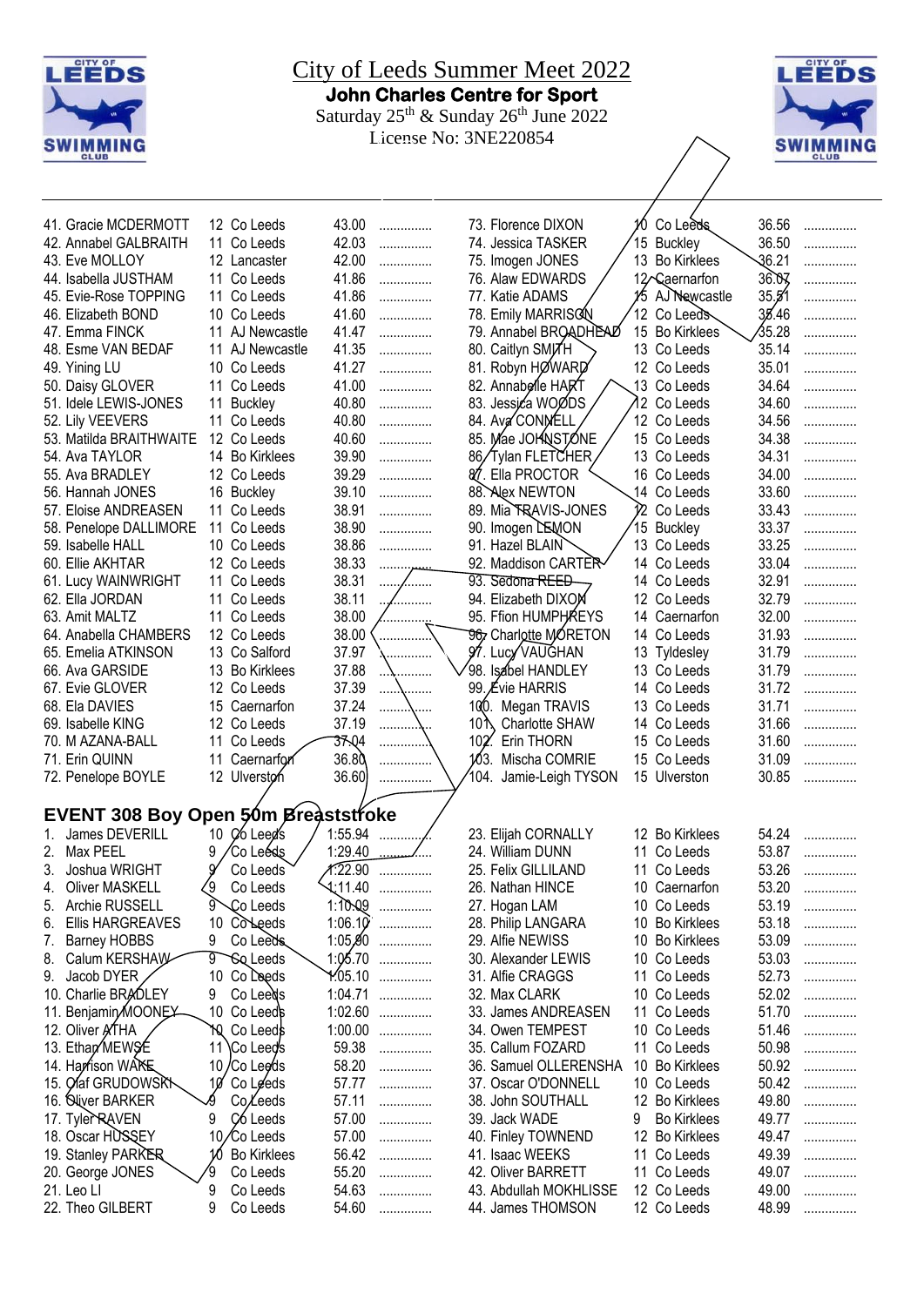# City of Leeds Summer Meet 2022

**John Charles Centre for Sport**

Saturday 25th & Sunday 26th June 2022

License No: 3NE220854

| | | | | |
|---|---|---|---|---|
| 41. Gracie MCDERMOTT | 12 | Co Leeds | 43.00 | ............... |
| 42. Annabel GALBRAITH | 11 | Co Leeds | 42.03 | ............... |
| 43. Eve MOLLOY | 12 | Lancaster | 42.00 | ............... |
| 44. Isabella JUSTHAM | 11 | Co Leeds | 41.86 | ............... |
| 45. Evie-Rose TOPPING | 11 | Co Leeds | 41.86 | ............... |
| 46. Elizabeth BOND | 10 | Co Leeds | 41.60 | ............... |
| 47. Emma FINCK | 11 | AJ Newcastle | 41.47 | ............... |
| 48. Esme VAN BEDAF | 11 | AJ Newcastle | 41.35 | ............... |
| 49. Yining LU | 10 | Co Leeds | 41.27 | ............... |
| 50. Daisy GLOVER | 11 | Co Leeds | 41.00 | ............... |
| 51. Idele LEWIS-JONES | 11 | Buckley | 40.80 | ............... |
| 52. Lily VEEVERS | 11 | Co Leeds | 40.80 | ............... |
| 53. Matilda BRAITHWAITE | 12 | Co Leeds | 40.60 | ............... |
| 54. Ava TAYLOR | 14 | Bo Kirklees | 39.90 | ............... |
| 55. Ava BRADLEY | 12 | Co Leeds | 39.29 | ............... |
| 56. Hannah JONES | 16 | Buckley | 39.10 | ............... |
| 57. Eloise ANDREASEN | 11 | Co Leeds | 38.91 | ............... |
| 58. Penelope DALLIMORE | 11 | Co Leeds | 38.90 | ............... |
| 59. Isabelle HALL | 10 | Co Leeds | 38.86 | ............... |
| 60. Ellie AKHTAR | 12 | Co Leeds | 38.33 | ............... |
| 61. Lucy WAINWRIGHT | 11 | Co Leeds | 38.31 | ............... |
| 62. Ella JORDAN | 11 | Co Leeds | 38.11 | ............... |
| 63. Amit MALTZ | 11 | Co Leeds | 38.00 | ............... |
| 64. Anabella CHAMBERS | 12 | Co Leeds | 38.00 | ............... |
| 65. Emelia ATKINSON | 13 | Co Salford | 37.97 | ............... |
| 66. Ava GARSIDE | 13 | Bo Kirklees | 37.88 | ............... |
| 67. Evie GLOVER | 12 | Co Leeds | 37.39 | ............... |
| 68. Ela DAVIES | 15 | Caernarfon | 37.24 | ............... |
| 69. Isabelle KING | 12 | Co Leeds | 37.19 | ............... |
| 70. M AZANA-BALL | 11 | Co Leeds | 37.04 | ............... |
| 71. Erin QUINN | 11 | Caernarfon | 36.80 | ............... |
| 72. Penelope BOYLE | 12 | Ulverston | 36.60 | ............... |
| 73. Florence DIXON | 10 | Co Leeds | 36.56 | ............... |
| 74. Jessica TASKER | 15 | Buckley | 36.50 | ............... |
| 75. Imogen JONES | 13 | Bo Kirklees | 36.21 | ............... |
| 76. Alaw EDWARDS | 12 | Caernarfon | 36.07 | ............... |
| 77. Katie ADAMS | 15 | AJ Newcastle | 35.51 | ............... |
| 78. Emily MARRISON | 12 | Co Leeds | 35.46 | ............... |
| 79. Annabel BROADHEAD | 15 | Bo Kirklees | 35.28 | ............... |
| 80. Caitlyn SMYTH | 13 | Co Leeds | 35.14 | ............... |
| 81. Robyn HOWARD | 12 | Co Leeds | 35.01 | ............... |
| 82. Annabelle HART | 13 | Co Leeds | 34.64 | ............... |
| 83. Jessica WOODS | 12 | Co Leeds | 34.60 | ............... |
| 84. Ava CONNELL | 12 | Co Leeds | 34.56 | ............... |
| 85. Mae JOHNSTONE | 15 | Co Leeds | 34.38 | ............... |
| 86. Tylan FLETCHER | 13 | Co Leeds | 34.31 | ............... |
| 87. Ella PROCTOR | 16 | Co Leeds | 34.00 | ............... |
| 88. Alex NEWTON | 14 | Co Leeds | 33.60 | ............... |
| 89. Mia TRAVIS-JONES | 12 | Co Leeds | 33.43 | ............... |
| 90. Imogen LEMON | 15 | Buckley | 33.37 | ............... |
| 91. Hazel BLAIN | 13 | Co Leeds | 33.25 | ............... |
| 92. Maddison CARTER | 14 | Co Leeds | 33.04 | ............... |
| 93. Sedona REED | 14 | Co Leeds | 32.91 | ............... |
| 94. Elizabeth DIXON | 12 | Co Leeds | 32.79 | ............... |
| 95. Ffion HUMPHREYS | 14 | Caernarfon | 32.00 | ............... |
| 96. Charlotte MORETON | 14 | Co Leeds | 31.93 | ............... |
| 97. Lucy VAUGHAN | 13 | Tyldesley | 31.79 | ............... |
| 98. Isabel HANDLEY | 13 | Co Leeds | 31.79 | ............... |
| 99. Evie HARRIS | 14 | Co Leeds | 31.72 | ............... |
| 100. Megan TRAVIS | 13 | Co Leeds | 31.71 | ............... |
| 101. Charlotte SHAW | 14 | Co Leeds | 31.66 | ............... |
| 102. Erin THORN | 15 | Co Leeds | 31.60 | ............... |
| 103. Mischa COMRIE | 15 | Co Leeds | 31.09 | ............... |
| 104. Jamie-Leigh TYSON | 15 | Ulverston | 30.85 | ............... |

## EVENT 308 Boy Open 50m Breaststroke

| | | | | |
|---|---|---|---|---|
| 1. James DEVERILL | 10 | Co Leeds | 1:55.94 | ............... |
| 2. Max PEEL | 9 | Co Leeds | 1:29.40 | ............... |
| 3. Joshua WRIGHT | 9 | Co Leeds | 1:22.90 | ............... |
| 4. Oliver MASKELL | 9 | Co Leeds | 1:11.40 | ............... |
| 5. Archie RUSSELL | 9 | Co Leeds | 1:10.09 | ............... |
| 6. Ellis HARGREAVES | 10 | Co Leeds | 1:06.10 | ............... |
| 7. Barney HOBBS | 9 | Co Leeds | 1:05.80 | ............... |
| 8. Calum KERSHAW | 9 | Co Leeds | 1:05.70 | ............... |
| 9. Jacob DYER | 10 | Co Leeds | 1:05.10 | ............... |
| 10. Charlie BRADLEY | 9 | Co Leeds | 1:04.71 | ............... |
| 11. Benjamin MOONEY | 10 | Co Leeds | 1:02.60 | ............... |
| 12. Oliver ATHA | 10 | Co Leeds | 1:00.00 | ............... |
| 13. Ethan MEWSE | 11 | Co Leeds | 59.38 | ............... |
| 14. Harrison WAKE | 10 | Co Leeds | 58.20 | ............... |
| 15. Olaf GRUDOWSKI | 10 | Co Leeds | 57.77 | ............... |
| 16. Oliver BARKER | 9 | Co Leeds | 57.11 | ............... |
| 17. Tyler RAVEN | 9 | Co Leeds | 57.00 | ............... |
| 18. Oscar HUSSEY | 10 | Co Leeds | 57.00 | ............... |
| 19. Stanley PARKER | 10 | Bo Kirklees | 56.42 | ............... |
| 20. George JONES | 9 | Co Leeds | 55.20 | ............... |
| 21. Leo LI | 9 | Co Leeds | 54.63 | ............... |
| 22. Theo GILBERT | 9 | Co Leeds | 54.60 | ............... |
| 23. Elijah CORNALLY | 12 | Bo Kirklees | 54.24 | ............... |
| 24. William DUNN | 11 | Co Leeds | 53.87 | ............... |
| 25. Felix GILLILAND | 11 | Co Leeds | 53.26 | ............... |
| 26. Nathan HINCE | 10 | Caernarfon | 53.20 | ............... |
| 27. Hogan LAM | 10 | Co Leeds | 53.19 | ............... |
| 28. Philip LANGARA | 10 | Bo Kirklees | 53.18 | ............... |
| 29. Alfie NEWISS | 10 | Bo Kirklees | 53.09 | ............... |
| 30. Alexander LEWIS | 10 | Co Leeds | 53.03 | ............... |
| 31. Alfie CRAGGS | 11 | Co Leeds | 52.73 | ............... |
| 32. Max CLARK | 10 | Co Leeds | 52.02 | ............... |
| 33. James ANDREASEN | 11 | Co Leeds | 51.70 | ............... |
| 34. Owen TEMPEST | 10 | Co Leeds | 51.46 | ............... |
| 35. Callum FOZARD | 11 | Co Leeds | 50.98 | ............... |
| 36. Samuel OLLERENSHA | 10 | Bo Kirklees | 50.92 | ............... |
| 37. Oscar O'DONNELL | 10 | Co Leeds | 50.42 | ............... |
| 38. John SOUTHALL | 12 | Bo Kirklees | 49.80 | ............... |
| 39. Jack WADE | 9 | Bo Kirklees | 49.77 | ............... |
| 40. Finley TOWNEND | 12 | Bo Kirklees | 49.47 | ............... |
| 41. Isaac WEEKS | 11 | Co Leeds | 49.39 | ............... |
| 42. Oliver BARRETT | 11 | Co Leeds | 49.07 | ............... |
| 43. Abdullah MOKHLISSE | 12 | Co Leeds | 49.00 | ............... |
| 44. James THOMSON | 12 | Co Leeds | 48.99 | ............... |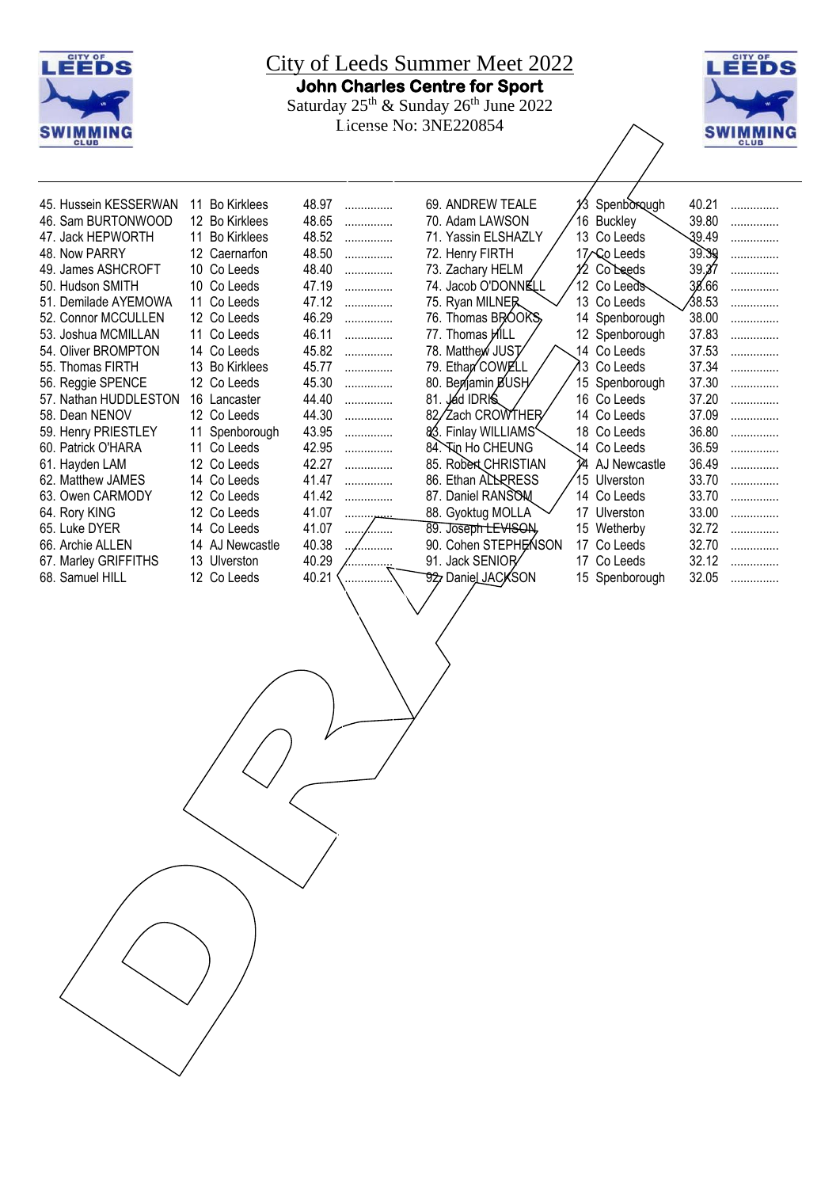# City of Leeds Summer Meet 2022

**John Charles Centre for Sport**

Saturday 25th & Sunday 26th June 2022

License No: 3NE220854

| Name | Age | Club | Time | |
|---|---|---|---|---|
| 45. Hussein KESSERWAN | 11 | Bo Kirklees | 48.97 | ............... |
| 46. Sam BURTONWOOD | 12 | Bo Kirklees | 48.65 | ............... |
| 47. Jack HEPWORTH | 11 | Bo Kirklees | 48.52 | ............... |
| 48. Now PARRY | 12 | Caernarfon | 48.50 | ............... |
| 49. James ASHCROFT | 10 | Co Leeds | 48.40 | ............... |
| 50. Hudson SMITH | 10 | Co Leeds | 47.19 | ............... |
| 51. Demilade AYEMOWA | 11 | Co Leeds | 47.12 | ............... |
| 52. Connor MCCULLEN | 12 | Co Leeds | 46.29 | ............... |
| 53. Joshua MCMILLAN | 11 | Co Leeds | 46.11 | ............... |
| 54. Oliver BROMPTON | 14 | Co Leeds | 45.82 | ............... |
| 55. Thomas FIRTH | 13 | Bo Kirklees | 45.77 | ............... |
| 56. Reggie SPENCE | 12 | Co Leeds | 45.30 | ............... |
| 57. Nathan HUDDLESTON | 16 | Lancaster | 44.40 | ............... |
| 58. Dean NENOV | 12 | Co Leeds | 44.30 | ............... |
| 59. Henry PRIESTLEY | 11 | Spenborough | 43.95 | ............... |
| 60. Patrick O'HARA | 11 | Co Leeds | 42.95 | ............... |
| 61. Hayden LAM | 12 | Co Leeds | 42.27 | ............... |
| 62. Matthew JAMES | 14 | Co Leeds | 41.47 | ............... |
| 63. Owen CARMODY | 12 | Co Leeds | 41.42 | ............... |
| 64. Rory KING | 12 | Co Leeds | 41.07 | ............... |
| 65. Luke DYER | 14 | Co Leeds | 41.07 | ............... |
| 66. Archie ALLEN | 14 | AJ Newcastle | 40.38 | ............... |
| 67. Marley GRIFFITHS | 13 | Ulverston | 40.29 | ............... |
| 68. Samuel HILL | 12 | Co Leeds | 40.21 | ............... |
| 69. ANDREW TEALE | 13 | Spenborough | 40.21 | ............... |
| 70. Adam LAWSON | 16 | Buckley | 39.80 | ............... |
| 71. Yassin ELSHAZLY | 13 | Co Leeds | 39.49 | ............... |
| 72. Henry FIRTH | 17 | Co Leeds | 39.39 | ............... |
| 73. Zachary HELM | 12 | Co Leeds | 39.37 | ............... |
| 74. Jacob O'DONNELL | 12 | Co Leeds | 38.66 | ............... |
| 75. Ryan MILNER | 13 | Co Leeds | 38.53 | ............... |
| 76. Thomas BROOKS | 14 | Spenborough | 38.00 | ............... |
| 77. Thomas HILL | 12 | Spenborough | 37.83 | ............... |
| 78. Matthew JUST | 14 | Co Leeds | 37.53 | ............... |
| 79. Ethan COWELL | 13 | Co Leeds | 37.34 | ............... |
| 80. Benjamin BUSH | 15 | Spenborough | 37.30 | ............... |
| 81. Jad IDRIS | 16 | Co Leeds | 37.20 | ............... |
| 82. Zach CROWTHER | 14 | Co Leeds | 37.09 | ............... |
| 83. Finlay WILLIAMS | 18 | Co Leeds | 36.80 | ............... |
| 84. Tin Ho CHEUNG | 14 | Co Leeds | 36.59 | ............... |
| 85. Robert CHRISTIAN | 14 | AJ Newcastle | 36.49 | ............... |
| 86. Ethan ALLPRESS | 15 | Ulverston | 33.70 | ............... |
| 87. Daniel RANSOM | 14 | Co Leeds | 33.70 | ............... |
| 88. Gyoktug MOLLA | 17 | Ulverston | 33.00 | ............... |
| 89. Joseph LEVISON | 15 | Wetherby | 32.72 | ............... |
| 90. Cohen STEPHENSON | 17 | Co Leeds | 32.70 | ............... |
| 91. Jack SENIOR | 17 | Co Leeds | 32.12 | ............... |
| 92. Daniel JACKSON | 15 | Spenborough | 32.05 | ............... |

DRAFT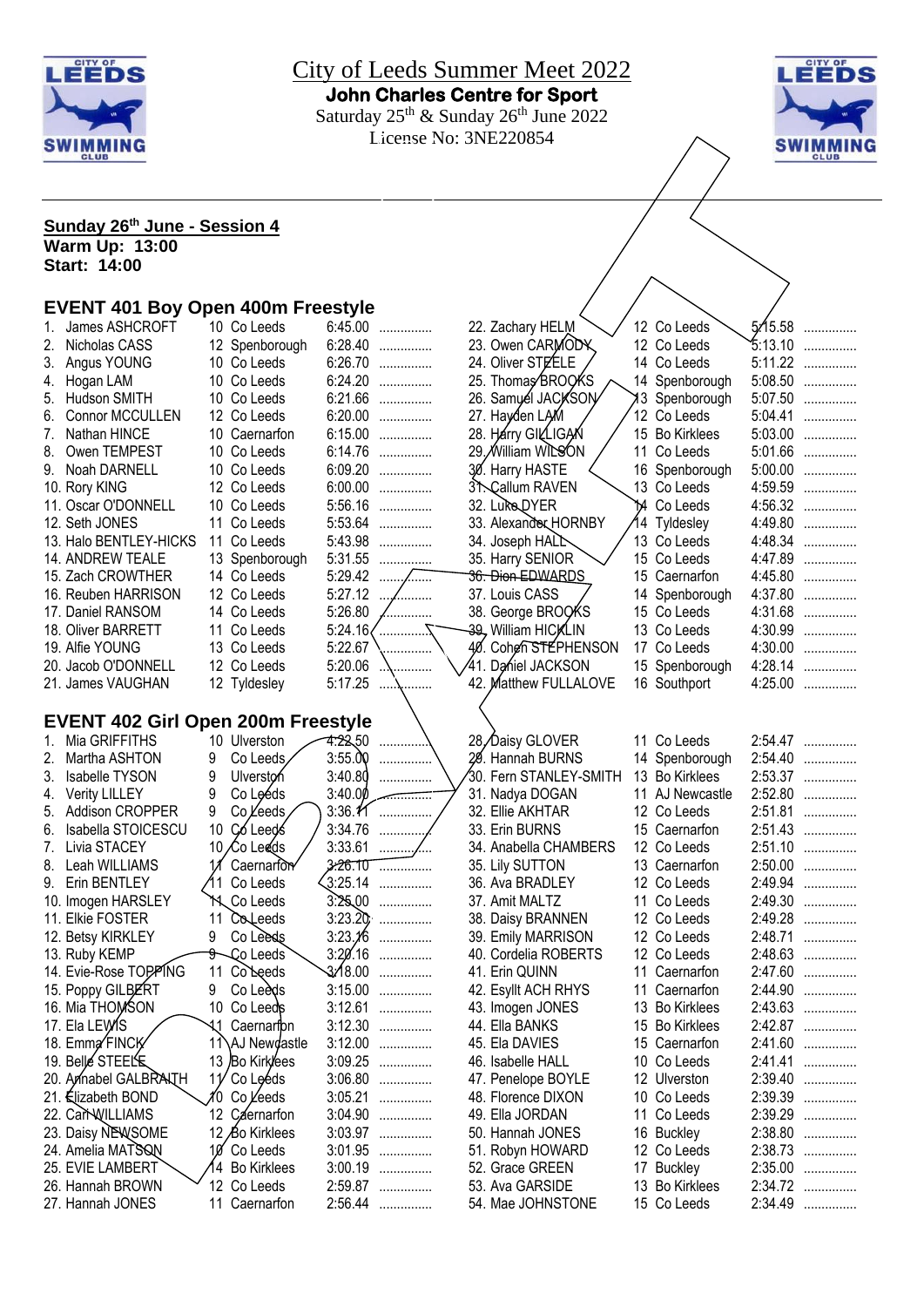# City of Leeds Summer Meet 2022

**John Charles Centre for Sport**

Saturday 25th & Sunday 26th June 2022

License No: 3NE220854

**Sunday 26th June - Session 4**
**Warm Up: 13:00**
**Start: 14:00**

## EVENT 401 Boy Open 400m Freestyle

| No. | Name | Age | Club | Time | |
|---|---|---|---|---|---|
| 1. | James ASHCROFT | 10 | Co Leeds | 6:45.00 | ............... |
| 2. | Nicholas CASS | 12 | Spenborough | 6:28.40 | ............... |
| 3. | Angus YOUNG | 10 | Co Leeds | 6:26.70 | ............... |
| 4. | Hogan LAM | 10 | Co Leeds | 6:24.20 | ............... |
| 5. | Hudson SMITH | 10 | Co Leeds | 6:21.66 | ............... |
| 6. | Connor MCCULLEN | 12 | Co Leeds | 6:20.00 | ............... |
| 7. | Nathan HINCE | 10 | Caernarfon | 6:15.00 | ............... |
| 8. | Owen TEMPEST | 10 | Co Leeds | 6:14.76 | ............... |
| 9. | Noah DARNELL | 10 | Co Leeds | 6:09.20 | ............... |
| 10. | Rory KING | 12 | Co Leeds | 6:00.00 | ............... |
| 11. | Oscar O'DONNELL | 10 | Co Leeds | 5:56.16 | ............... |
| 12. | Seth JONES | 11 | Co Leeds | 5:53.64 | ............... |
| 13. | Halo BENTLEY-HICKS | 11 | Co Leeds | 5:43.98 | ............... |
| 14. | ANDREW TEALE | 13 | Spenborough | 5:31.55 | ............... |
| 15. | Zach CROWTHER | 14 | Co Leeds | 5:29.42 | ............... |
| 16. | Reuben HARRISON | 12 | Co Leeds | 5:27.12 | ............... |
| 17. | Daniel RANSOM | 14 | Co Leeds | 5:26.80 | ............... |
| 18. | Oliver BARRETT | 11 | Co Leeds | 5:24.16 | ............... |
| 19. | Alfie YOUNG | 13 | Co Leeds | 5:22.67 | ............... |
| 20. | Jacob O'DONNELL | 12 | Co Leeds | 5:20.06 | ............... |
| 21. | James VAUGHAN | 12 | Tyldesley | 5:17.25 | ............... |
| 22. | Zachary HELM | 12 | Co Leeds | 5:15.58 | ............... |
| 23. | Owen CARMODY | 12 | Co Leeds | 5:13.10 | ............... |
| 24. | Oliver STEELE | 14 | Co Leeds | 5:11.22 | ............... |
| 25. | Thomas BROOKS | 14 | Spenborough | 5:08.50 | ............... |
| 26. | Samuel JACKSON | 13 | Spenborough | 5:07.50 | ............... |
| 27. | Hayden LAM | 12 | Co Leeds | 5:04.41 | ............... |
| 28. | Harry GILLIGAN | 15 | Bo Kirklees | 5:03.00 | ............... |
| 29. | William WILSON | 11 | Co Leeds | 5:01.66 | ............... |
| 30. | Harry HASTE | 16 | Spenborough | 5:00.00 | ............... |
| 31. | Callum RAVEN | 13 | Co Leeds | 4:59.59 | ............... |
| 32. | Luke DYER | 14 | Co Leeds | 4:56.32 | ............... |
| 33. | Alexander HORNBY | 14 | Tyldesley | 4:49.80 | ............... |
| 34. | Joseph HALL | 13 | Co Leeds | 4:48.34 | ............... |
| 35. | Harry SENIOR | 15 | Co Leeds | 4:47.89 | ............... |
| 36. | ~~Dion EDWARDS~~ | 15 | Caernarfon | 4:45.80 | ............... |
| 37. | Louis CASS | 14 | Spenborough | 4:37.80 | ............... |
| 38. | George BROOKS | 15 | Co Leeds | 4:31.68 | ............... |
| 39. | William HICKLIN | 13 | Co Leeds | 4:30.99 | ............... |
| 40. | Cohen STEPHENSON | 17 | Co Leeds | 4:30.00 | ............... |
| 41. | Daniel JACKSON | 15 | Spenborough | 4:28.14 | ............... |
| 42. | Matthew FULLALOVE | 16 | Southport | 4:25.00 | ............... |

## EVENT 402 Girl Open 200m Freestyle

| No. | Name | Age | Club | Time | |
|---|---|---|---|---|---|
| 1. | Mia GRIFFITHS | 10 | Ulverston | ~~4:22.50~~ | ............... |
| 2. | Martha ASHTON | 9 | Co Leeds | 3:55.00 | ............... |
| 3. | Isabelle TYSON | 9 | Ulverston | 3:40.80 | ............... |
| 4. | Verity LILLEY | 9 | Co Leeds | 3:40.00 | ............... |
| 5. | Addison CROPPER | 9 | Co Leeds | 3:36.11 | ............... |
| 6. | Isabella STOICESCU | 10 | Co Leeds | 3:34.76 | ............... |
| 7. | Livia STACEY | 10 | Co Leeds | 3:33.61 | ............... |
| 8. | Leah WILLIAMS | 11 | Caernarfon | ~~3:26.10~~ | ............... |
| 9. | Erin BENTLEY | 11 | Co Leeds | 3:25.14 | ............... |
| 10. | Imogen HARSLEY | 11 | Co Leeds | 3:25.00 | ............... |
| 11. | Elkie FOSTER | 11 | Co Leeds | 3:23.20 | ............... |
| 12. | Betsy KIRKLEY | 9 | Co Leeds | 3:23.16 | ............... |
| 13. | Ruby KEMP | ~~9~~ | Co Leeds | 3:20.16 | ............... |
| 14. | Evie-Rose TOPPING | 11 | Co Leeds | 3:18.00 | ............... |
| 15. | Poppy GILBERT | 9 | Co Leeds | 3:15.00 | ............... |
| 16. | Mia THOMSON | 10 | Co Leeds | 3:12.61 | ............... |
| 17. | Ela LEWIS | 11 | Caernarfon | 3:12.30 | ............... |
| 18. | Emma FINCK | 11 | AJ Newcastle | 3:12.00 | ............... |
| 19. | Belle STEELE | 13 | Bo Kirklees | 3:09.25 | ............... |
| 20. | Annabel GALBRAITH | 11 | Co Leeds | 3:06.80 | ............... |
| 21. | Elizabeth BOND | 10 | Co Leeds | 3:05.21 | ............... |
| 22. | Cari WILLIAMS | 12 | Caernarfon | 3:04.90 | ............... |
| 23. | Daisy NEWSOME | 12 | Bo Kirklees | 3:03.97 | ............... |
| 24. | Amelia MATSON | 10 | Co Leeds | 3:01.95 | ............... |
| 25. | EVIE LAMBERT | 14 | Bo Kirklees | 3:00.19 | ............... |
| 26. | Hannah BROWN | 12 | Co Leeds | 2:59.87 | ............... |
| 27. | Hannah JONES | 11 | Caernarfon | 2:56.44 | ............... |
| 28. | Daisy GLOVER | 11 | Co Leeds | 2:54.47 | ............... |
| 29. | Hannah BURNS | 14 | Spenborough | 2:54.40 | ............... |
| 30. | Fern STANLEY-SMITH | 13 | Bo Kirklees | 2:53.37 | ............... |
| 31. | Nadya DOGAN | 11 | AJ Newcastle | 2:52.80 | ............... |
| 32. | Ellie AKHTAR | 12 | Co Leeds | 2:51.81 | ............... |
| 33. | Erin BURNS | 15 | Caernarfon | 2:51.43 | ............... |
| 34. | Anabella CHAMBERS | 12 | Co Leeds | 2:51.10 | ............... |
| 35. | Lily SUTTON | 13 | Caernarfon | 2:50.00 | ............... |
| 36. | Ava BRADLEY | 12 | Co Leeds | 2:49.94 | ............... |
| 37. | Amit MALTZ | 11 | Co Leeds | 2:49.30 | ............... |
| 38. | Daisy BRANNEN | 12 | Co Leeds | 2:49.28 | ............... |
| 39. | Emily MARRISON | 12 | Co Leeds | 2:48.71 | ............... |
| 40. | Cordelia ROBERTS | 12 | Co Leeds | 2:48.63 | ............... |
| 41. | Erin QUINN | 11 | Caernarfon | 2:47.60 | ............... |
| 42. | Esyllt ACH RHYS | 11 | Caernarfon | 2:44.90 | ............... |
| 43. | Imogen JONES | 13 | Bo Kirklees | 2:43.63 | ............... |
| 44. | Ella BANKS | 15 | Bo Kirklees | 2:42.87 | ............... |
| 45. | Ela DAVIES | 15 | Caernarfon | 2:41.60 | ............... |
| 46. | Isabelle HALL | 10 | Co Leeds | 2:41.41 | ............... |
| 47. | Penelope BOYLE | 12 | Ulverston | 2:39.40 | ............... |
| 48. | Florence DIXON | 10 | Co Leeds | 2:39.39 | ............... |
| 49. | Ella JORDAN | 11 | Co Leeds | 2:39.29 | ............... |
| 50. | Hannah JONES | 16 | Buckley | 2:38.80 | ............... |
| 51. | Robyn HOWARD | 12 | Co Leeds | 2:38.73 | ............... |
| 52. | Grace GREEN | 17 | Buckley | 2:35.00 | ............... |
| 53. | Ava GARSIDE | 13 | Bo Kirklees | 2:34.72 | ............... |
| 54. | Mae JOHNSTONE | 15 | Co Leeds | 2:34.49 | ............... |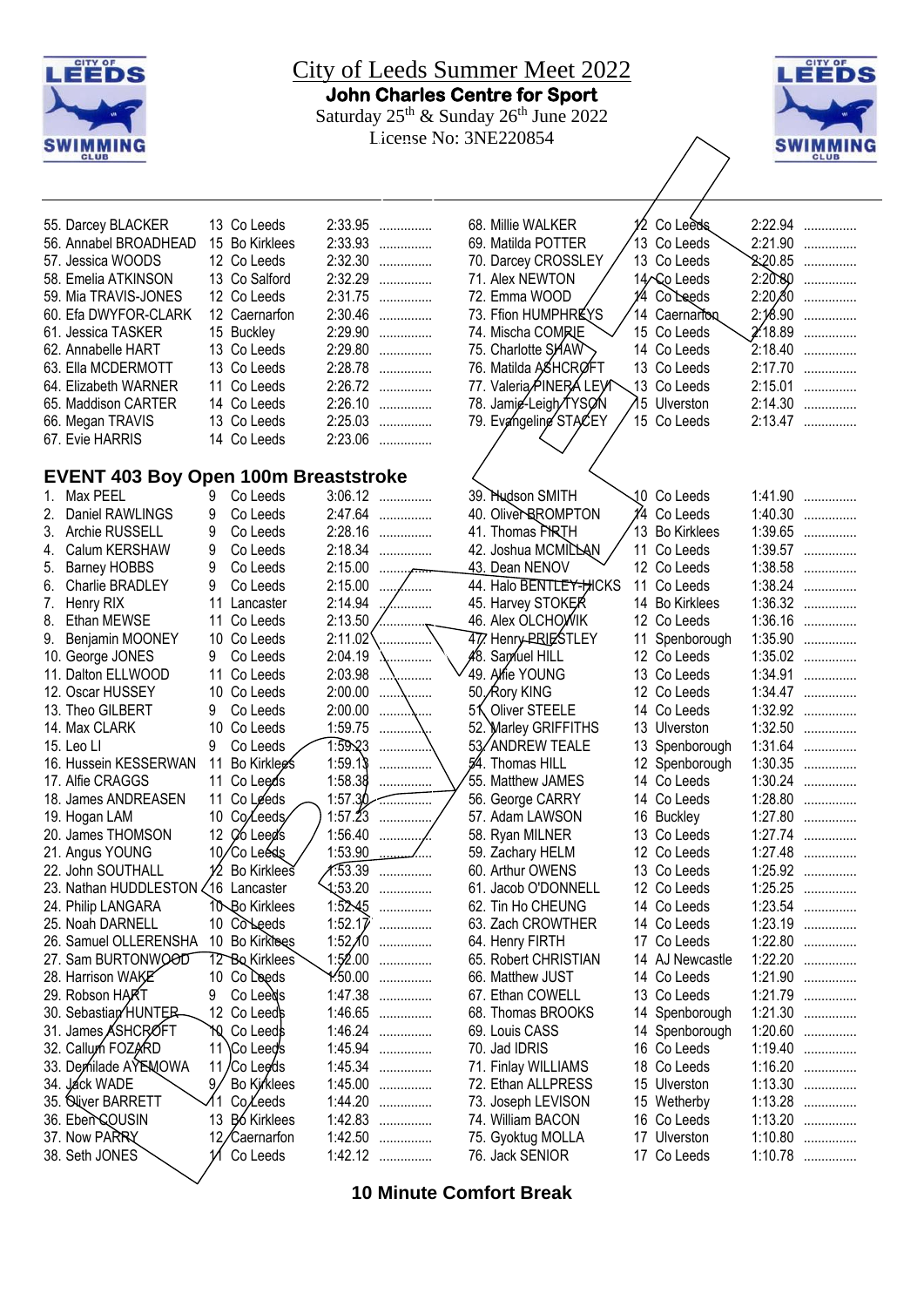# City of Leeds Summer Meet 2022

**John Charles Centre for Sport**

Saturday 25th & Sunday 26th June 2022

License No: 3NE220854

| | | | | |
|---|---|---|---|---|
| 55. Darcey BLACKER | 13 | Co Leeds | 2:33.95 | ............... |
| 56. Annabel BROADHEAD | 15 | Bo Kirklees | 2:33.93 | ............... |
| 57. Jessica WOODS | 12 | Co Leeds | 2:32.30 | ............... |
| 58. Emelia ATKINSON | 13 | Co Salford | 2:32.29 | ............... |
| 59. Mia TRAVIS-JONES | 12 | Co Leeds | 2:31.75 | ............... |
| 60. Efa DWYFOR-CLARK | 12 | Caernarfon | 2:30.46 | ............... |
| 61. Jessica TASKER | 15 | Buckley | 2:29.90 | ............... |
| 62. Annabelle HART | 13 | Co Leeds | 2:29.80 | ............... |
| 63. Ella MCDERMOTT | 13 | Co Leeds | 2:28.78 | ............... |
| 64. Elizabeth WARNER | 11 | Co Leeds | 2:26.72 | ............... |
| 65. Maddison CARTER | 14 | Co Leeds | 2:26.10 | ............... |
| 66. Megan TRAVIS | 13 | Co Leeds | 2:25.03 | ............... |
| 67. Evie HARRIS | 14 | Co Leeds | 2:23.06 | ............... |
| 68. Millie WALKER | 12 | Co Leeds | 2:22.94 | ............... |
| 69. Matilda POTTER | 13 | Co Leeds | 2:21.90 | ............... |
| 70. Darcey CROSSLEY | 13 | Co Leeds | 2:20.85 | ............... |
| 71. Alex NEWTON | 14 | Co Leeds | 2:20.80 | ............... |
| 72. Emma WOOD | 14 | Co Leeds | 2:20.80 | ............... |
| 73. Ffion HUMPHREYS | 14 | Caernarfon | 2:18.90 | ............... |
| 74. Mischa COMRIE | 15 | Co Leeds | 2:18.89 | ............... |
| 75. Charlotte SHAW | 14 | Co Leeds | 2:18.40 | ............... |
| 76. Matilda ASHCROFT | 13 | Co Leeds | 2:17.70 | ............... |
| 77. Valeria PINERA LEVY | 13 | Co Leeds | 2:15.01 | ............... |
| 78. Jamie-Leigh TYSON | 15 | Ulverston | 2:14.30 | ............... |
| 79. Evangeline STACEY | 15 | Co Leeds | 2:13.47 | ............... |

## EVENT 403 Boy Open 100m Breaststroke

| | | | | |
|---|---|---|---|---|
| 1. Max PEEL | 9 | Co Leeds | 3:06.12 | ............... |
| 2. Daniel RAWLINGS | 9 | Co Leeds | 2:47.64 | ............... |
| 3. Archie RUSSELL | 9 | Co Leeds | 2:28.16 | ............... |
| 4. Calum KERSHAW | 9 | Co Leeds | 2:18.34 | ............... |
| 5. Barney HOBBS | 9 | Co Leeds | 2:15.00 | ............... |
| 6. Charlie BRADLEY | 9 | Co Leeds | 2:15.00 | ............... |
| 7. Henry RIX | 11 | Lancaster | 2:14.94 | ............... |
| 8. Ethan MEWSE | 11 | Co Leeds | 2:13.50 | ............... |
| 9. Benjamin MOONEY | 10 | Co Leeds | 2:11.02 | ............... |
| 10. George JONES | 9 | Co Leeds | 2:04.19 | ............... |
| 11. Dalton ELLWOOD | 11 | Co Leeds | 2:03.98 | ............... |
| 12. Oscar HUSSEY | 10 | Co Leeds | 2:00.00 | ............... |
| 13. Theo GILBERT | 9 | Co Leeds | 2:00.00 | ............... |
| 14. Max CLARK | 10 | Co Leeds | 1:59.75 | ............... |
| 15. Leo LI | 9 | Co Leeds | 1:59.23 | ............... |
| 16. Hussein KESSERWAN | 11 | Bo Kirklees | 1:59.18 | ............... |
| 17. Alfie CRAGGS | 11 | Co Leeds | 1:58.38 | ............... |
| 18. James ANDREASEN | 11 | Co Leeds | 1:57.30 | ............... |
| 19. Hogan LAM | 10 | Co Leeds | 1:57.23 | ............... |
| 20. James THOMSON | 12 | Co Leeds | 1:56.40 | ............... |
| 21. Angus YOUNG | 10 | Co Leeds | 1:53.90 | ............... |
| 22. John SOUTHALL | 12 | Bo Kirklees | 1:53.39 | ............... |
| 23. Nathan HUDDLESTON | 16 | Lancaster | 1:53.20 | ............... |
| 24. Philip LANGARA | 10 | Bo Kirklees | 1:52.45 | ............... |
| 25. Noah DARNELL | 10 | Co Leeds | 1:52.17 | ............... |
| 26. Samuel OLLERENSHA | 10 | Bo Kirklees | 1:52.10 | ............... |
| 27. Sam BURTONWOOD | 12 | Bo Kirklees | 1:52.00 | ............... |
| 28. Harrison WAKE | 10 | Co Leeds | 1:50.00 | ............... |
| 29. Robson HART | 9 | Co Leeds | 1:47.38 | ............... |
| 30. Sebastian HUNTER | 12 | Co Leeds | 1:46.65 | ............... |
| 31. James ASHCROFT | 10 | Co Leeds | 1:46.24 | ............... |
| 32. Callum FOZARD | 11 | Co Leeds | 1:45.94 | ............... |
| 33. Demilade AYEMOWA | 11 | Co Leeds | 1:45.34 | ............... |
| 34. Jack WADE | 9 | Bo Kirklees | 1:45.00 | ............... |
| 35. Oliver BARRETT | 11 | Co Leeds | 1:44.20 | ............... |
| 36. Eben COUSIN | 13 | Bo Kirklees | 1:42.83 | ............... |
| 37. Now PARRY | 12 | Caernarfon | 1:42.50 | ............... |
| 38. Seth JONES | 11 | Co Leeds | 1:42.12 | ............... |
| 39. Hudson SMITH | 10 | Co Leeds | 1:41.90 | ............... |
| 40. Oliver BROMPTON | 14 | Co Leeds | 1:40.30 | ............... |
| 41. Thomas FIRTH | 13 | Bo Kirklees | 1:39.65 | ............... |
| 42. Joshua MCMILLAN | 11 | Co Leeds | 1:39.57 | ............... |
| 43. Dean NENOV | 12 | Co Leeds | 1:38.58 | ............... |
| 44. Halo BENTLEY-HICKS | 11 | Co Leeds | 1:38.24 | ............... |
| 45. Harvey STOKER | 14 | Bo Kirklees | 1:36.32 | ............... |
| 46. Alex OLCHOWIK | 12 | Co Leeds | 1:36.16 | ............... |
| 47. Henry PRIESTLEY | 11 | Spenborough | 1:35.90 | ............... |
| 48. Samuel HILL | 12 | Co Leeds | 1:35.02 | ............... |
| 49. Alfie YOUNG | 13 | Co Leeds | 1:34.91 | ............... |
| 50. Rory KING | 12 | Co Leeds | 1:34.47 | ............... |
| 51. Oliver STEELE | 14 | Co Leeds | 1:32.92 | ............... |
| 52. Marley GRIFFITHS | 13 | Ulverston | 1:32.50 | ............... |
| 53. ANDREW TEALE | 13 | Spenborough | 1:31.64 | ............... |
| 54. Thomas HILL | 12 | Spenborough | 1:30.35 | ............... |
| 55. Matthew JAMES | 14 | Co Leeds | 1:30.24 | ............... |
| 56. George CARRY | 14 | Co Leeds | 1:28.80 | ............... |
| 57. Adam LAWSON | 16 | Buckley | 1:27.80 | ............... |
| 58. Ryan MILNER | 13 | Co Leeds | 1:27.74 | ............... |
| 59. Zachary HELM | 12 | Co Leeds | 1:27.48 | ............... |
| 60. Arthur OWENS | 13 | Co Leeds | 1:25.92 | ............... |
| 61. Jacob O'DONNELL | 12 | Co Leeds | 1:25.25 | ............... |
| 62. Tin Ho CHEUNG | 14 | Co Leeds | 1:23.54 | ............... |
| 63. Zach CROWTHER | 14 | Co Leeds | 1:23.19 | ............... |
| 64. Henry FIRTH | 17 | Co Leeds | 1:22.80 | ............... |
| 65. Robert CHRISTIAN | 14 | AJ Newcastle | 1:22.20 | ............... |
| 66. Matthew JUST | 14 | Co Leeds | 1:21.90 | ............... |
| 67. Ethan COWELL | 13 | Co Leeds | 1:21.79 | ............... |
| 68. Thomas BROOKS | 14 | Spenborough | 1:21.30 | ............... |
| 69. Louis CASS | 14 | Spenborough | 1:20.60 | ............... |
| 70. Jad IDRIS | 16 | Co Leeds | 1:19.40 | ............... |
| 71. Finlay WILLIAMS | 18 | Co Leeds | 1:16.20 | ............... |
| 72. Ethan ALLPRESS | 15 | Ulverston | 1:13.30 | ............... |
| 73. Joseph LEVISON | 15 | Wetherby | 1:13.28 | ............... |
| 74. William BACON | 16 | Co Leeds | 1:13.20 | ............... |
| 75. Gyoktug MOLLA | 17 | Ulverston | 1:10.80 | ............... |
| 76. Jack SENIOR | 17 | Co Leeds | 1:10.78 | ............... |

**10 Minute Comfort Break**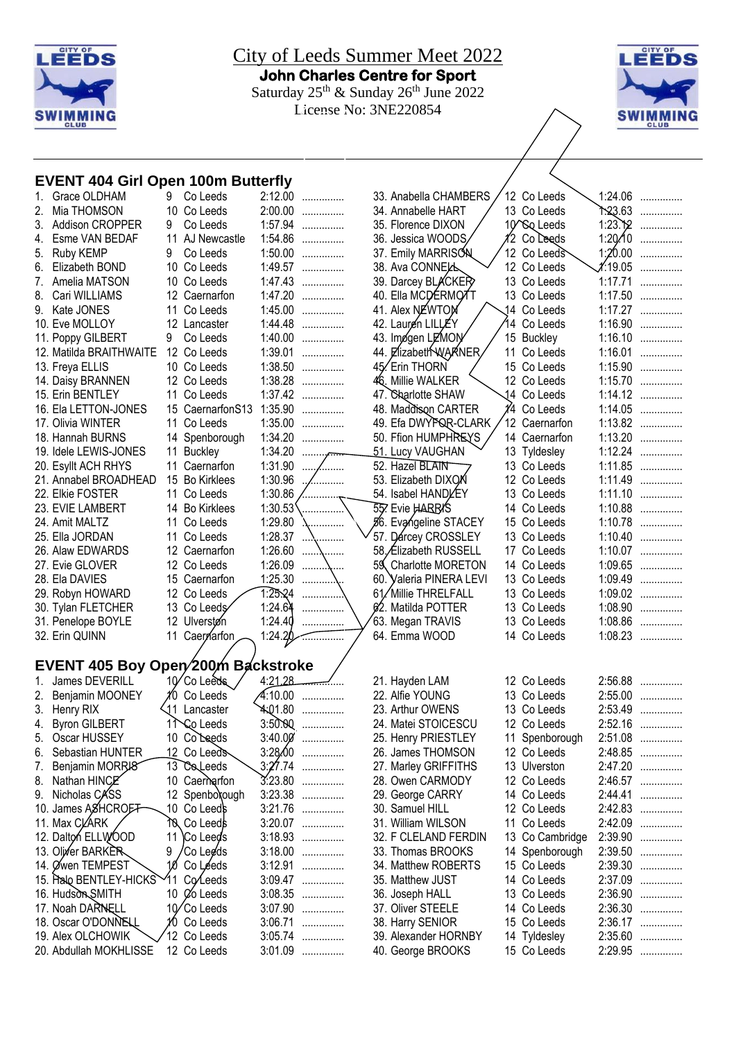# City of Leeds Summer Meet 2022

**John Charles Centre for Sport**

Saturday 25th & Sunday 26th June 2022

License No: 3NE220854

## EVENT 404 Girl Open 100m Butterfly

| # | Name | Age | Club | Time | |
|---|---|---|---|---|---|
| 1. | Grace OLDHAM | 9 | Co Leeds | 2:12.00 | ............... |
| 2. | Mia THOMSON | 10 | Co Leeds | 2:00.00 | ............... |
| 3. | Addison CROPPER | 9 | Co Leeds | 1:57.94 | ............... |
| 4. | Esme VAN BEDAF | 11 | AJ Newcastle | 1:54.86 | ............... |
| 5. | Ruby KEMP | 9 | Co Leeds | 1:50.00 | ............... |
| 6. | Elizabeth BOND | 10 | Co Leeds | 1:49.57 | ............... |
| 7. | Amelia MATSON | 10 | Co Leeds | 1:47.43 | ............... |
| 8. | Cari WILLIAMS | 12 | Caernarfon | 1:47.20 | ............... |
| 9. | Kate JONES | 11 | Co Leeds | 1:45.00 | ............... |
| 10. | Eve MOLLOY | 12 | Lancaster | 1:44.48 | ............... |
| 11. | Poppy GILBERT | 9 | Co Leeds | 1:40.00 | ............... |
| 12. | Matilda BRAITHWAITE | 12 | Co Leeds | 1:39.01 | ............... |
| 13. | Freya ELLIS | 10 | Co Leeds | 1:38.50 | ............... |
| 14. | Daisy BRANNEN | 12 | Co Leeds | 1:38.28 | ............... |
| 15. | Erin BENTLEY | 11 | Co Leeds | 1:37.42 | ............... |
| 16. | Ela LETTON-JONES | 15 | CaernarfonS13 | 1:35.90 | ............... |
| 17. | Olivia WINTER | 11 | Co Leeds | 1:35.00 | ............... |
| 18. | Hannah BURNS | 14 | Spenborough | 1:34.20 | ............... |
| 19. | Idele LEWIS-JONES | 11 | Buckley | 1:34.20 | ............... |
| 20. | Esyllt ACH RHYS | 11 | Caernarfon | 1:31.90 | ............... |
| 21. | Annabel BROADHEAD | 15 | Bo Kirklees | 1:30.96 | ............... |
| 22. | Elkie FOSTER | 11 | Co Leeds | 1:30.86 | ............... |
| 23. | EVIE LAMBERT | 14 | Bo Kirklees | 1:30.53 | ............... |
| 24. | Amit MALTZ | 11 | Co Leeds | 1:29.80 | ............... |
| 25. | Ella JORDAN | 11 | Co Leeds | 1:28.37 | ............... |
| 26. | Alaw EDWARDS | 12 | Caernarfon | 1:26.60 | ............... |
| 27. | Evie GLOVER | 12 | Co Leeds | 1:26.09 | ............... |
| 28. | Ela DAVIES | 15 | Caernarfon | 1:25.30 | ............... |
| 29. | Robyn HOWARD | 12 | Co Leeds | 1:25.24 | ............... |
| 30. | Tylan FLETCHER | 13 | Co Leeds | 1:24.64 | ............... |
| 31. | Penelope BOYLE | 12 | Ulverston | 1:24.40 | ............... |
| 32. | Erin QUINN | 11 | Caernarfon | 1:24.20 | ............... |
| 33. | Anabella CHAMBERS | 12 | Co Leeds | 1:24.06 | ............... |
| 34. | Annabelle HART | 13 | Co Leeds | 1:23.63 | ............... |
| 35. | Florence DIXON | 10 | Co Leeds | 1:23.12 | ............... |
| 36. | Jessica WOODS | 12 | Co Leeds | 1:20.10 | ............... |
| 37. | Emily MARRISON | 12 | Co Leeds | 1:20.00 | ............... |
| 38. | Ava CONNELL | 12 | Co Leeds | 1:19.05 | ............... |
| 39. | Darcey BLACKER | 13 | Co Leeds | 1:17.71 | ............... |
| 40. | Ella MCDERMOTT | 13 | Co Leeds | 1:17.50 | ............... |
| 41. | Alex NEWTON | 14 | Co Leeds | 1:17.27 | ............... |
| 42. | Lauren LILLEY | 14 | Co Leeds | 1:16.90 | ............... |
| 43. | Imogen LEMON | 15 | Buckley | 1:16.10 | ............... |
| 44. | Elizabeth WARNER | 11 | Co Leeds | 1:16.01 | ............... |
| 45. | Erin THORN | 15 | Co Leeds | 1:15.90 | ............... |
| 46. | Millie WALKER | 12 | Co Leeds | 1:15.70 | ............... |
| 47. | Charlotte SHAW | 14 | Co Leeds | 1:14.12 | ............... |
| 48. | Maddison CARTER | 14 | Co Leeds | 1:14.05 | ............... |
| 49. | Efa DWYFOR-CLARK | 12 | Caernarfon | 1:13.82 | ............... |
| 50. | Ffion HUMPHREYS | 14 | Caernarfon | 1:13.20 | ............... |
| 51. | Lucy VAUGHAN | 13 | Tyldesley | 1:12.24 | ............... |
| 52. | Hazel BLAIN | 13 | Co Leeds | 1:11.85 | ............... |
| 53. | Elizabeth DIXON | 12 | Co Leeds | 1:11.49 | ............... |
| 54. | Isabel HANDLEY | 13 | Co Leeds | 1:11.10 | ............... |
| 55. | Evie HARRIS | 14 | Co Leeds | 1:10.88 | ............... |
| 56. | Evangeline STACEY | 15 | Co Leeds | 1:10.78 | ............... |
| 57. | Darcey CROSSLEY | 13 | Co Leeds | 1:10.40 | ............... |
| 58. | Elizabeth RUSSELL | 17 | Co Leeds | 1:10.07 | ............... |
| 59. | Charlotte MORETON | 14 | Co Leeds | 1:09.65 | ............... |
| 60. | Valeria PINERA LEVI | 13 | Co Leeds | 1:09.49 | ............... |
| 61. | Millie THRELFALL | 13 | Co Leeds | 1:09.02 | ............... |
| 62. | Matilda POTTER | 13 | Co Leeds | 1:08.90 | ............... |
| 63. | Megan TRAVIS | 13 | Co Leeds | 1:08.86 | ............... |
| 64. | Emma WOOD | 14 | Co Leeds | 1:08.23 | ............... |

## EVENT 405 Boy Open 200m Backstroke

| # | Name | Age | Club | Time | |
|---|---|---|---|---|---|
| 1. | James DEVERILL | 10 | Co Leeds | 4:21.28 | ............... |
| 2. | Benjamin MOONEY | 10 | Co Leeds | 4:10.00 | ............... |
| 3. | Henry RIX | 11 | Lancaster | 4:01.80 | ............... |
| 4. | Byron GILBERT | 11 | Co Leeds | 3:50.00 | ............... |
| 5. | Oscar HUSSEY | 10 | Co Leeds | 3:40.00 | ............... |
| 6. | Sebastian HUNTER | 12 | Co Leeds | 3:28.00 | ............... |
| 7. | Benjamin MORRIS | 13 | Co Leeds | 3:27.74 | ............... |
| 8. | Nathan HINCE | 10 | Caernarfon | 3:23.80 | ............... |
| 9. | Nicholas CASS | 12 | Spenborough | 3:23.38 | ............... |
| 10. | James ASHCROFT | 10 | Co Leeds | 3:21.76 | ............... |
| 11. | Max CLARK | 10 | Co Leeds | 3:20.07 | ............... |
| 12. | Dalton ELLWOOD | 11 | Co Leeds | 3:18.93 | ............... |
| 13. | Oliver BARKER | 9 | Co Leeds | 3:18.00 | ............... |
| 14. | Owen TEMPEST | 10 | Co Leeds | 3:12.91 | ............... |
| 15. | Halo BENTLEY-HICKS | 11 | Co Leeds | 3:09.47 | ............... |
| 16. | Hudson SMITH | 10 | Co Leeds | 3:08.35 | ............... |
| 17. | Noah DARNELL | 10 | Co Leeds | 3:07.90 | ............... |
| 18. | Oscar O'DONNELL | 10 | Co Leeds | 3:06.71 | ............... |
| 19. | Alex OLCHOWIK | 12 | Co Leeds | 3:05.74 | ............... |
| 20. | Abdullah MOKHLISSE | 12 | Co Leeds | 3:01.09 | ............... |
| 21. | Hayden LAM | 12 | Co Leeds | 2:56.88 | ............... |
| 22. | Alfie YOUNG | 13 | Co Leeds | 2:55.00 | ............... |
| 23. | Arthur OWENS | 13 | Co Leeds | 2:53.49 | ............... |
| 24. | Matei STOICESCU | 12 | Co Leeds | 2:52.16 | ............... |
| 25. | Henry PRIESTLEY | 11 | Spenborough | 2:51.08 | ............... |
| 26. | James THOMSON | 12 | Co Leeds | 2:48.85 | ............... |
| 27. | Marley GRIFFITHS | 13 | Ulverston | 2:47.20 | ............... |
| 28. | Owen CARMODY | 12 | Co Leeds | 2:46.57 | ............... |
| 29. | George CARRY | 14 | Co Leeds | 2:44.41 | ............... |
| 30. | Samuel HILL | 12 | Co Leeds | 2:42.83 | ............... |
| 31. | William WILSON | 11 | Co Leeds | 2:42.09 | ............... |
| 32. | F CLELAND FERDIN | 13 | Co Cambridge | 2:39.90 | ............... |
| 33. | Thomas BROOKS | 14 | Spenborough | 2:39.50 | ............... |
| 34. | Matthew ROBERTS | 15 | Co Leeds | 2:39.30 | ............... |
| 35. | Matthew JUST | 14 | Co Leeds | 2:37.09 | ............... |
| 36. | Joseph HALL | 13 | Co Leeds | 2:36.90 | ............... |
| 37. | Oliver STEELE | 14 | Co Leeds | 2:36.30 | ............... |
| 38. | Harry SENIOR | 15 | Co Leeds | 2:36.17 | ............... |
| 39. | Alexander HORNBY | 14 | Tyldesley | 2:35.60 | ............... |
| 40. | George BROOKS | 15 | Co Leeds | 2:29.95 | ............... |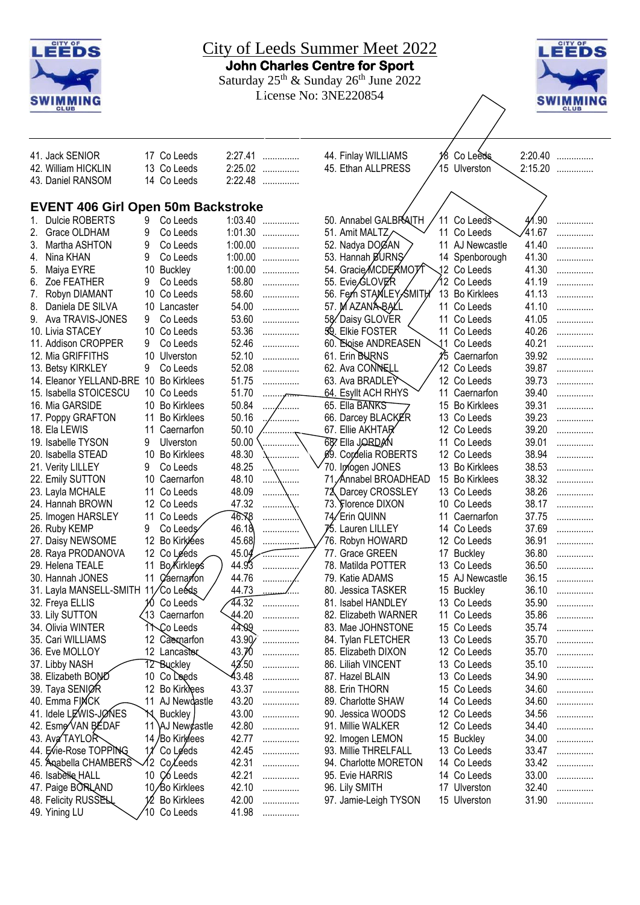# City of Leeds Summer Meet 2022

**John Charles Centre for Sport**

Saturday 25th & Sunday 26th June 2022

License No: 3NE220854

| | | | | |
|---|---|---|---|---|
| 41. Jack SENIOR | 17 | Co Leeds | 2:27.41 | ............... |
| 42. William HICKLIN | 13 | Co Leeds | 2:25.02 | ............... |
| 43. Daniel RANSOM | 14 | Co Leeds | 2:22.48 | ............... |
| 44. Finlay WILLIAMS | 18 | Co Leeds | 2:20.40 | ............... |
| 45. Ethan ALLPRESS | 15 | Ulverston | 2:15.20 | ............... |

## EVENT 406 Girl Open 50m Backstroke

| | | | | |
|---|---|---|---|---|
| 1. Dulcie ROBERTS | 9 | Co Leeds | 1:03.40 | ............... |
| 2. Grace OLDHAM | 9 | Co Leeds | 1:01.30 | ............... |
| 3. Martha ASHTON | 9 | Co Leeds | 1:00.00 | ............... |
| 4. Nina KHAN | 9 | Co Leeds | 1:00.00 | ............... |
| 5. Maiya EYRE | 10 | Buckley | 1:00.00 | ............... |
| 6. Zoe FEATHER | 9 | Co Leeds | 58.80 | ............... |
| 7. Robyn DIAMANT | 10 | Co Leeds | 58.60 | ............... |
| 8. Daniela DE SILVA | 10 | Lancaster | 54.00 | ............... |
| 9. Ava TRAVIS-JONES | 9 | Co Leeds | 53.60 | ............... |
| 10. Livia STACEY | 10 | Co Leeds | 53.36 | ............... |
| 11. Addison CROPPER | 9 | Co Leeds | 52.46 | ............... |
| 12. Mia GRIFFITHS | 10 | Ulverston | 52.10 | ............... |
| 13. Betsy KIRKLEY | 9 | Co Leeds | 52.08 | ............... |
| 14. Eleanor YELLAND-BRE | 10 | Bo Kirklees | 51.75 | ............... |
| 15. Isabella STOICESCU | 10 | Co Leeds | 51.70 | ............... |
| 16. Mia GARSIDE | 10 | Bo Kirklees | 50.84 | ............... |
| 17. Poppy GRAFTON | 11 | Bo Kirklees | 50.16 | ............... |
| 18. Ela LEWIS | 11 | Caernarfon | 50.10 | ............... |
| 19. Isabelle TYSON | 9 | Ulverston | 50.00 | ............... |
| 20. Isabella STEAD | 10 | Bo Kirklees | 48.30 | ............... |
| 21. Verity LILLEY | 9 | Co Leeds | 48.25 | ............... |
| 22. Emily SUTTON | 10 | Caernarfon | 48.10 | ............... |
| 23. Layla MCHALE | 11 | Co Leeds | 48.09 | ............... |
| 24. Hannah BROWN | 12 | Co Leeds | 47.32 | ............... |
| 25. Imogen HARSLEY | 11 | Co Leeds | 46.78 | ............... |
| 26. Ruby KEMP | 9 | Co Leeds | 46.18 | ............... |
| 27. Daisy NEWSOME | 12 | Bo Kirklees | 45.68 | ............... |
| 28. Raya PRODANOVA | 12 | Co Leeds | 45.04 | ............... |
| 29. Helena TEALE | 11 | Bo Kirklees | 44.93 | ............... |
| 30. Hannah JONES | 11 | Caernarfon | 44.76 | ............... |
| 31. Layla MANSELL-SMITH | 11 | Co Leeds | 44.73 | ............... |
| 32. Freya ELLIS | 10 | Co Leeds | 44.32 | ............... |
| 33. Lily SUTTON | 13 | Caernarfon | 44.20 | ............... |
| 34. Olivia WINTER | 11 | Co Leeds | 44.09 | ............... |
| 35. Cari WILLIAMS | 12 | Caernarfon | 43.90 | ............... |
| 36. Eve MOLLOY | 12 | Lancaster | 43.70 | ............... |
| 37. Libby NASH | 12 | Buckley | 43.50 | ............... |
| 38. Elizabeth BOND | 10 | Co Leeds | 43.48 | ............... |
| 39. Taya SENIOR | 12 | Bo Kirklees | 43.37 | ............... |
| 40. Emma FINCK | 11 | AJ Newcastle | 43.20 | ............... |
| 41. Idele LEWIS-JONES | 11 | Buckley | 43.00 | ............... |
| 42. Esme VAN BEDAF | 11 | AJ Newcastle | 42.80 | ............... |
| 43. Ava TAYLOR | 14 | Bo Kirklees | 42.77 | ............... |
| 44. Evie-Rose TOPPING | 11 | Co Leeds | 42.45 | ............... |
| 45. Anabella CHAMBERS | 12 | Co Leeds | 42.31 | ............... |
| 46. Isabelle HALL | 10 | Co Leeds | 42.21 | ............... |
| 47. Paige BORLAND | 10 | Bo Kirklees | 42.10 | ............... |
| 48. Felicity RUSSELL | 12 | Bo Kirklees | 42.00 | ............... |
| 49. Yining LU | 10 | Co Leeds | 41.98 | ............... |
| 50. Annabel GALBRAITH | 11 | Co Leeds | 41.90 | ............... |
| 51. Amit MALTZ | 11 | Co Leeds | 41.67 | ............... |
| 52. Nadya DOGAN | 11 | AJ Newcastle | 41.40 | ............... |
| 53. Hannah BURNS | 14 | Spenborough | 41.30 | ............... |
| 54. Gracie MCDERMOTT | 12 | Co Leeds | 41.30 | ............... |
| 55. Evie GLOVER | 12 | Co Leeds | 41.19 | ............... |
| 56. Fern STANLEY-SMITH | 13 | Bo Kirklees | 41.13 | ............... |
| 57. M AZANA-BALL | 11 | Co Leeds | 41.10 | ............... |
| 58. Daisy GLOVER | 11 | Co Leeds | 41.05 | ............... |
| 59. Elkie FOSTER | 11 | Co Leeds | 40.26 | ............... |
| 60. Eloise ANDREASEN | 11 | Co Leeds | 40.21 | ............... |
| 61. Erin BURNS | 15 | Caernarfon | 39.92 | ............... |
| 62. Ava CONNELL | 12 | Co Leeds | 39.87 | ............... |
| 63. Ava BRADLEY | 12 | Co Leeds | 39.73 | ............... |
| 64. Esyllt ACH RHYS | 11 | Caernarfon | 39.40 | ............... |
| 65. Ella BANKS | 15 | Bo Kirklees | 39.31 | ............... |
| 66. Darcey BLACKER | 13 | Co Leeds | 39.23 | ............... |
| 67. Ellie AKHTAR | 12 | Co Leeds | 39.20 | ............... |
| 68. Ella JORDAN | 11 | Co Leeds | 39.01 | ............... |
| 69. Cordelia ROBERTS | 12 | Co Leeds | 38.94 | ............... |
| 70. Imogen JONES | 13 | Bo Kirklees | 38.53 | ............... |
| 71. Annabel BROADHEAD | 15 | Bo Kirklees | 38.32 | ............... |
| 72. Darcey CROSSLEY | 13 | Co Leeds | 38.26 | ............... |
| 73. Florence DIXON | 10 | Co Leeds | 38.17 | ............... |
| 74. Erin QUINN | 11 | Caernarfon | 37.75 | ............... |
| 75. Lauren LILLEY | 14 | Co Leeds | 37.69 | ............... |
| 76. Robyn HOWARD | 12 | Co Leeds | 36.91 | ............... |
| 77. Grace GREEN | 17 | Buckley | 36.80 | ............... |
| 78. Matilda POTTER | 13 | Co Leeds | 36.50 | ............... |
| 79. Katie ADAMS | 15 | AJ Newcastle | 36.15 | ............... |
| 80. Jessica TASKER | 15 | Buckley | 36.10 | ............... |
| 81. Isabel HANDLEY | 13 | Co Leeds | 35.90 | ............... |
| 82. Elizabeth WARNER | 11 | Co Leeds | 35.86 | ............... |
| 83. Mae JOHNSTONE | 15 | Co Leeds | 35.74 | ............... |
| 84. Tylan FLETCHER | 13 | Co Leeds | 35.70 | ............... |
| 85. Elizabeth DIXON | 12 | Co Leeds | 35.70 | ............... |
| 86. Liliah VINCENT | 13 | Co Leeds | 35.10 | ............... |
| 87. Hazel BLAIN | 13 | Co Leeds | 34.90 | ............... |
| 88. Erin THORN | 15 | Co Leeds | 34.60 | ............... |
| 89. Charlotte SHAW | 14 | Co Leeds | 34.60 | ............... |
| 90. Jessica WOODS | 12 | Co Leeds | 34.56 | ............... |
| 91. Millie WALKER | 12 | Co Leeds | 34.40 | ............... |
| 92. Imogen LEMON | 15 | Buckley | 34.00 | ............... |
| 93. Millie THRELFALL | 13 | Co Leeds | 33.47 | ............... |
| 94. Charlotte MORETON | 14 | Co Leeds | 33.42 | ............... |
| 95. Evie HARRIS | 14 | Co Leeds | 33.00 | ............... |
| 96. Lily SMITH | 17 | Ulverston | 32.40 | ............... |
| 97. Jamie-Leigh TYSON | 15 | Ulverston | 31.90 | ............... |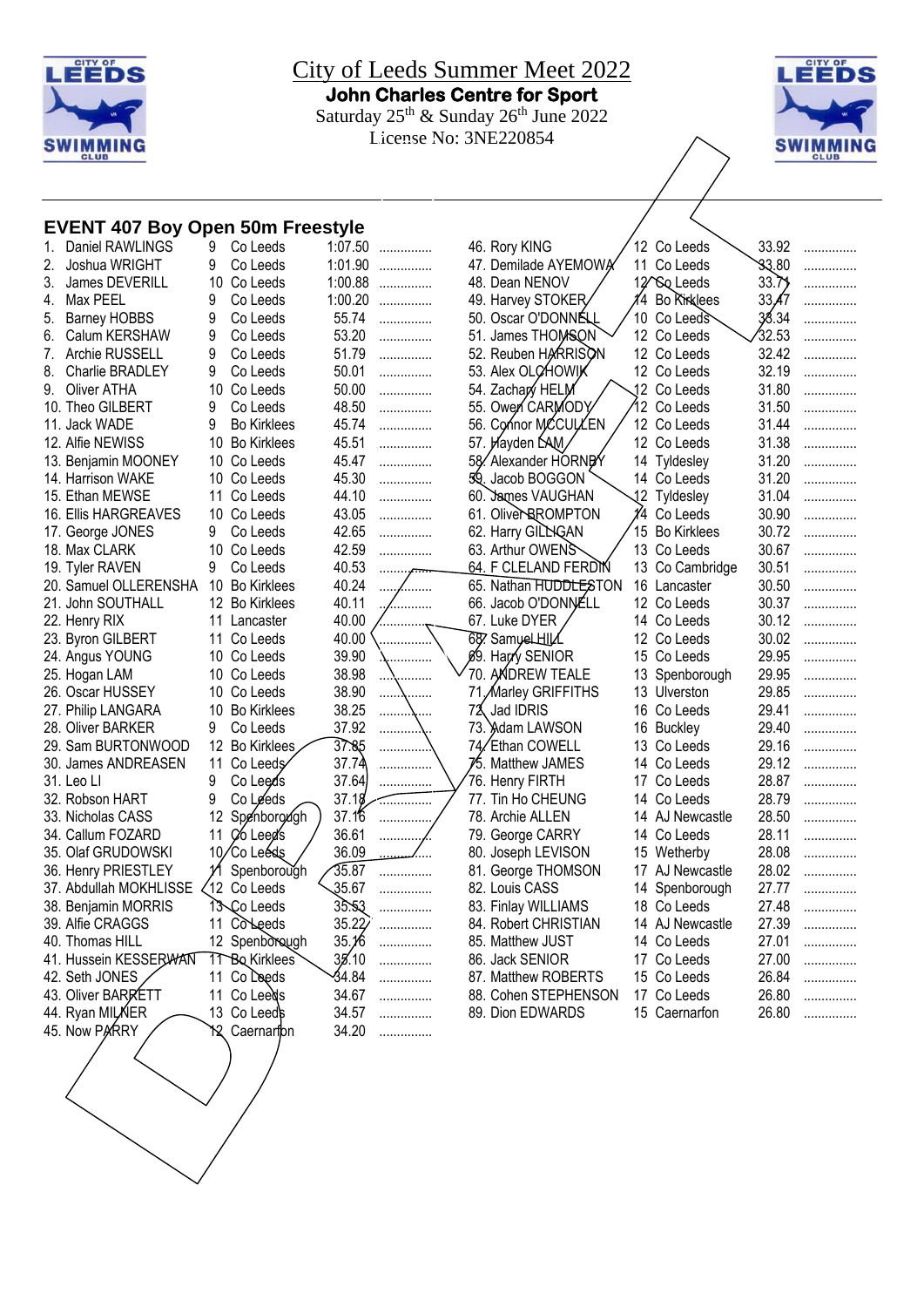# City of Leeds Summer Meet 2022

**John Charles Centre for Sport**

Saturday 25th & Sunday 26th June 2022

License No: 3NE220854

## EVENT 407 Boy Open 50m Freestyle

| | | | | |
|---|---|---|---|---|
| 1. | Daniel RAWLINGS | 9 | Co Leeds | 1:07.50 |
| 2. | Joshua WRIGHT | 9 | Co Leeds | 1:01.90 |
| 3. | James DEVERILL | 10 | Co Leeds | 1:00.88 |
| 4. | Max PEEL | 9 | Co Leeds | 1:00.20 |
| 5. | Barney HOBBS | 9 | Co Leeds | 55.74 |
| 6. | Calum KERSHAW | 9 | Co Leeds | 53.20 |
| 7. | Archie RUSSELL | 9 | Co Leeds | 51.79 |
| 8. | Charlie BRADLEY | 9 | Co Leeds | 50.01 |
| 9. | Oliver ATHA | 10 | Co Leeds | 50.00 |
| 10. | Theo GILBERT | 9 | Co Leeds | 48.50 |
| 11. | Jack WADE | 9 | Bo Kirklees | 45.74 |
| 12. | Alfie NEWISS | 10 | Bo Kirklees | 45.51 |
| 13. | Benjamin MOONEY | 10 | Co Leeds | 45.47 |
| 14. | Harrison WAKE | 10 | Co Leeds | 45.30 |
| 15. | Ethan MEWSE | 11 | Co Leeds | 44.10 |
| 16. | Ellis HARGREAVES | 10 | Co Leeds | 43.05 |
| 17. | George JONES | 9 | Co Leeds | 42.65 |
| 18. | Max CLARK | 10 | Co Leeds | 42.59 |
| 19. | Tyler RAVEN | 9 | Co Leeds | 40.53 |
| 20. | Samuel OLLERENSHA | 10 | Bo Kirklees | 40.24 |
| 21. | John SOUTHALL | 12 | Bo Kirklees | 40.11 |
| 22. | Henry RIX | 11 | Lancaster | 40.00 |
| 23. | Byron GILBERT | 11 | Co Leeds | 40.00 |
| 24. | Angus YOUNG | 10 | Co Leeds | 39.90 |
| 25. | Hogan LAM | 10 | Co Leeds | 38.98 |
| 26. | Oscar HUSSEY | 10 | Co Leeds | 38.90 |
| 27. | Philip LANGARA | 10 | Bo Kirklees | 38.25 |
| 28. | Oliver BARKER | 9 | Co Leeds | 37.92 |
| 29. | Sam BURTONWOOD | 12 | Bo Kirklees | 37.85 |
| 30. | James ANDREASEN | 11 | Co Leeds | 37.74 |
| 31. | Leo LI | 9 | Co Leeds | 37.64 |
| 32. | Robson HART | 9 | Co Leeds | 37.18 |
| 33. | Nicholas CASS | 12 | Spenborough | 37.16 |
| 34. | Callum FOZARD | 11 | Co Leeds | 36.61 |
| 35. | Olaf GRUDOWSKI | 10 | Co Leeds | 36.09 |
| 36. | Henry PRIESTLEY | 11 | Spenborough | 35.87 |
| 37. | Abdullah MOKHLISSE | 12 | Co Leeds | 35.67 |
| 38. | Benjamin MORRIS | 13 | Co Leeds | 35.53 |
| 39. | Alfie CRAGGS | 11 | Co Leeds | 35.22 |
| 40. | Thomas HILL | 12 | Spenborough | 35.16 |
| 41. | Hussein KESSERWAN | 11 | Bo Kirklees | 35.10 |
| 42. | Seth JONES | 11 | Co Leeds | 34.84 |
| 43. | Oliver BARRETT | 11 | Co Leeds | 34.67 |
| 44. | Ryan MILNER | 13 | Co Leeds | 34.57 |
| 45. | Now PARRY | 12 | Caernarfon | 34.20 |
| 46. | Rory KING | 12 | Co Leeds | 33.92 |
| 47. | Demilade AYEMOWA | 11 | Co Leeds | 33.80 |
| 48. | Dean NENOV | 12 | Co Leeds | 33.71 |
| 49. | Harvey STOKER | 14 | Bo Kirklees | 33.47 |
| 50. | Oscar O'DONNELL | 10 | Co Leeds | 33.34 |
| 51. | James THOMSON | 12 | Co Leeds | 32.53 |
| 52. | Reuben HARRISON | 12 | Co Leeds | 32.42 |
| 53. | Alex OLCHOWIK | 12 | Co Leeds | 32.19 |
| 54. | Zachary HELM | 12 | Co Leeds | 31.80 |
| 55. | Owen CARMODY | 12 | Co Leeds | 31.50 |
| 56. | Connor MCCULLEN | 12 | Co Leeds | 31.44 |
| 57. | Hayden LAM | 12 | Co Leeds | 31.38 |
| 58. | Alexander HORNBY | 14 | Tyldesley | 31.20 |
| 59. | Jacob BOGGON | 14 | Co Leeds | 31.20 |
| 60. | James VAUGHAN | 12 | Tyldesley | 31.04 |
| 61. | Oliver BROMPTON | 14 | Co Leeds | 30.90 |
| 62. | Harry GILLIGAN | 15 | Bo Kirklees | 30.72 |
| 63. | Arthur OWENS | 13 | Co Leeds | 30.67 |
| 64. | F CLELAND FERDIN | 13 | Co Cambridge | 30.51 |
| 65. | Nathan HUDDLESTON | 16 | Lancaster | 30.50 |
| 66. | Jacob O'DONNELL | 12 | Co Leeds | 30.37 |
| 67. | Luke DYER | 14 | Co Leeds | 30.12 |
| 68. | Samuel HILL | 12 | Co Leeds | 30.02 |
| 69. | Harry SENIOR | 15 | Co Leeds | 29.95 |
| 70. | ANDREW TEALE | 13 | Spenborough | 29.95 |
| 71. | Marley GRIFFITHS | 13 | Ulverston | 29.85 |
| 72. | Jad IDRIS | 16 | Co Leeds | 29.41 |
| 73. | Adam LAWSON | 16 | Buckley | 29.40 |
| 74. | Ethan COWELL | 13 | Co Leeds | 29.16 |
| 75. | Matthew JAMES | 14 | Co Leeds | 29.12 |
| 76. | Henry FIRTH | 17 | Co Leeds | 28.87 |
| 77. | Tin Ho CHEUNG | 14 | Co Leeds | 28.79 |
| 78. | Archie ALLEN | 14 | AJ Newcastle | 28.50 |
| 79. | George CARRY | 14 | Co Leeds | 28.11 |
| 80. | Joseph LEVISON | 15 | Wetherby | 28.08 |
| 81. | George THOMSON | 17 | AJ Newcastle | 28.02 |
| 82. | Louis CASS | 14 | Spenborough | 27.77 |
| 83. | Finlay WILLIAMS | 18 | Co Leeds | 27.48 |
| 84. | Robert CHRISTIAN | 14 | AJ Newcastle | 27.39 |
| 85. | Matthew JUST | 14 | Co Leeds | 27.01 |
| 86. | Jack SENIOR | 17 | Co Leeds | 27.00 |
| 87. | Matthew ROBERTS | 15 | Co Leeds | 26.84 |
| 88. | Cohen STEPHENSON | 17 | Co Leeds | 26.80 |
| 89. | Dion EDWARDS | 15 | Caernarfon | 26.80 |